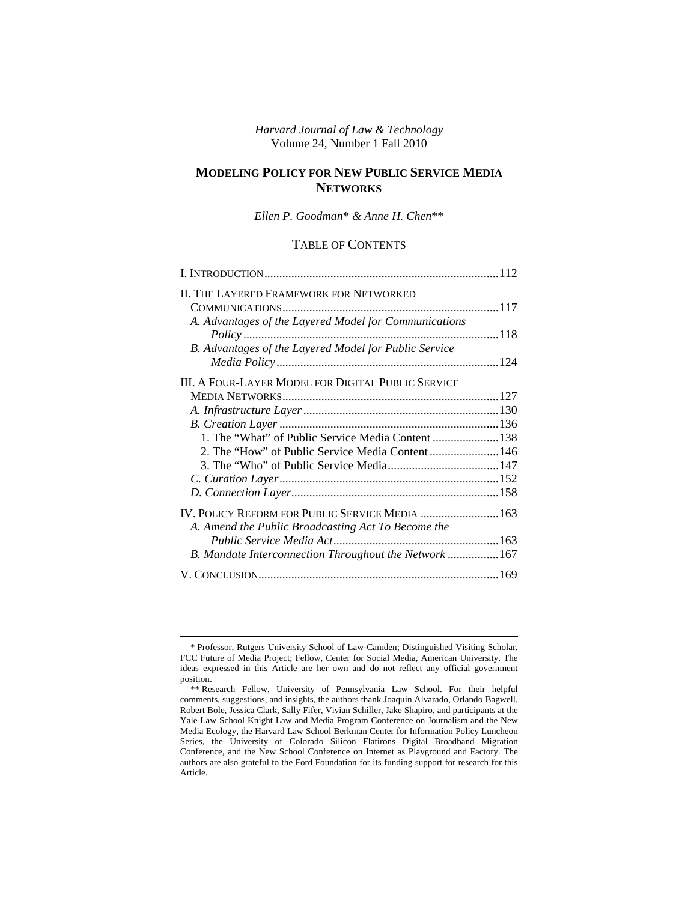*Harvard Journal of Law & Technology*
Volume 24, Number 1 Fall 2010

# MODELING POLICY FOR NEW PUBLIC SERVICE MEDIA NETWORKS

*Ellen P. Goodman*\* *& Anne H. Chen*\*\*

## TABLE OF CONTENTS

I. INTRODUCTION .......... 112

II. THE LAYERED FRAMEWORK FOR NETWORKED COMMUNICATIONS .......... 117
- *A. Advantages of the Layered Model for Communications Policy* .......... 118
- *B. Advantages of the Layered Model for Public Service Media Policy* .......... 124

III. A FOUR-LAYER MODEL FOR DIGITAL PUBLIC SERVICE MEDIA NETWORKS .......... 127
- *A. Infrastructure Layer* .......... 130
- *B. Creation Layer* .......... 136
  - 1. The "What" of Public Service Media Content .......... 138
  - 2. The "How" of Public Service Media Content .......... 146
  - 3. The "Who" of Public Service Media .......... 147
- *C. Curation Layer* .......... 152
- *D. Connection Layer* .......... 158

IV. POLICY REFORM FOR PUBLIC SERVICE MEDIA .......... 163
- *A. Amend the Public Broadcasting Act To Become the Public Service Media Act* .......... 163
- *B. Mandate Interconnection Throughout the Network* .......... 167

V. CONCLUSION .......... 169

---

\* Professor, Rutgers University School of Law-Camden; Distinguished Visiting Scholar, FCC Future of Media Project; Fellow, Center for Social Media, American University. The ideas expressed in this Article are her own and do not reflect any official government position.

\*\* Research Fellow, University of Pennsylvania Law School. For their helpful comments, suggestions, and insights, the authors thank Joaquin Alvarado, Orlando Bagwell, Robert Bole, Jessica Clark, Sally Fifer, Vivian Schiller, Jake Shapiro, and participants at the Yale Law School Knight Law and Media Program Conference on Journalism and the New Media Ecology, the Harvard Law School Berkman Center for Information Policy Luncheon Series, the University of Colorado Silicon Flatirons Digital Broadband Migration Conference, and the New School Conference on Internet as Playground and Factory. The authors are also grateful to the Ford Foundation for its funding support for research for this Article.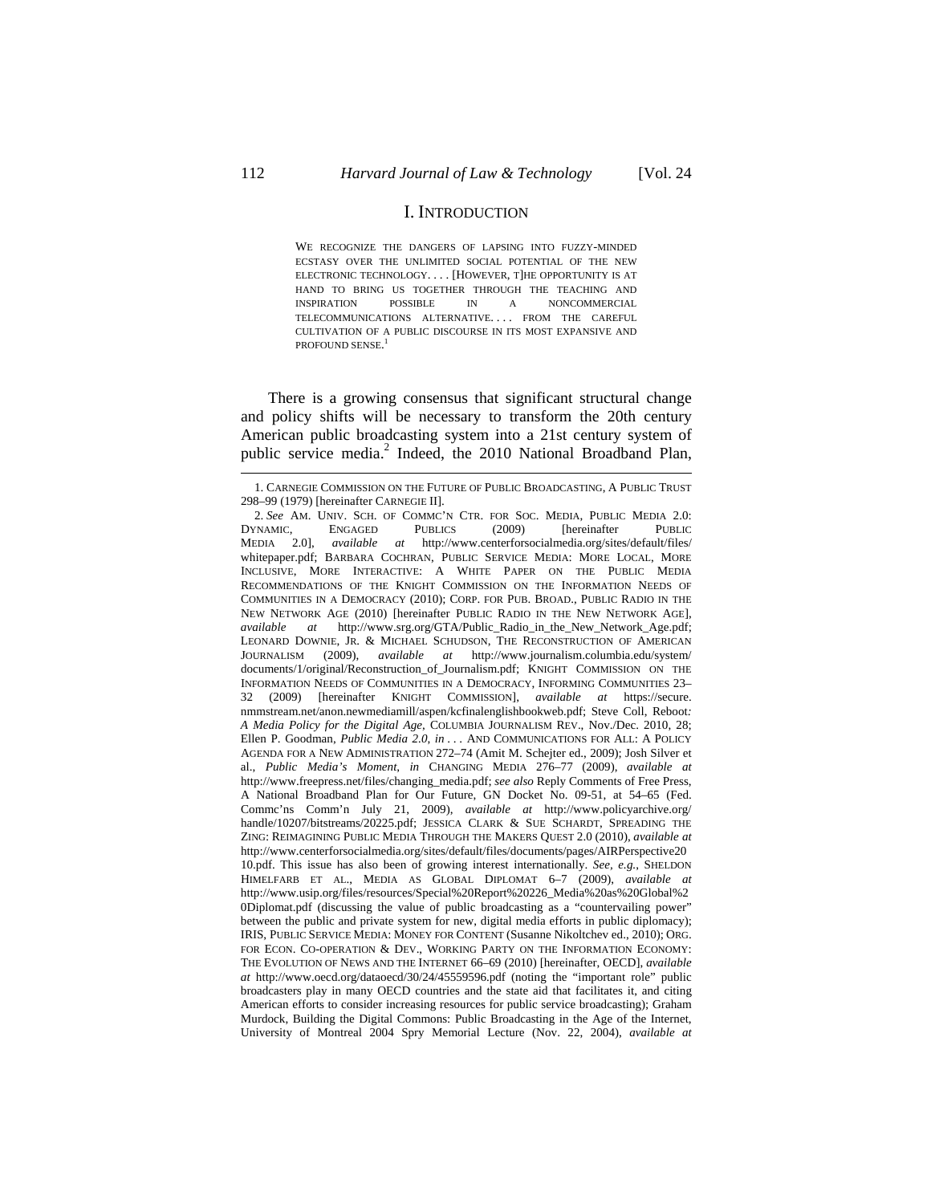# I. INTRODUCTION

> WE RECOGNIZE THE DANGERS OF LAPSING INTO FUZZY-MINDED ECSTASY OVER THE UNLIMITED SOCIAL POTENTIAL OF THE NEW ELECTRONIC TECHNOLOGY. . . . [HOWEVER, T]HE OPPORTUNITY IS AT HAND TO BRING US TOGETHER THROUGH THE TEACHING AND INSPIRATION POSSIBLE IN A NONCOMMERCIAL TELECOMMUNICATIONS ALTERNATIVE. . . . FROM THE CAREFUL CULTIVATION OF A PUBLIC DISCOURSE IN ITS MOST EXPANSIVE AND PROFOUND SENSE.[1]

There is a growing consensus that significant structural change and policy shifts will be necessary to transform the 20th century American public broadcasting system into a 21st century system of public service media.[2] Indeed, the 2010 National Broadband Plan,

---

1. CARNEGIE COMMISSION ON THE FUTURE OF PUBLIC BROADCASTING, A PUBLIC TRUST 298–99 (1979) [hereinafter CARNEGIE II].

2. *See* AM. UNIV. SCH. OF COMMC'N CTR. FOR SOC. MEDIA, PUBLIC MEDIA 2.0: DYNAMIC, ENGAGED PUBLICS (2009) [hereinafter PUBLIC MEDIA 2.0], *available at* http://www.centerforsocialmedia.org/sites/default/files/whitepaper.pdf; BARBARA COCHRAN, PUBLIC SERVICE MEDIA: MORE LOCAL, MORE INCLUSIVE, MORE INTERACTIVE: A WHITE PAPER ON THE PUBLIC MEDIA RECOMMENDATIONS OF THE KNIGHT COMMISSION ON THE INFORMATION NEEDS OF COMMUNITIES IN A DEMOCRACY (2010); CORP. FOR PUB. BROAD., PUBLIC RADIO IN THE NEW NETWORK AGE (2010) [hereinafter PUBLIC RADIO IN THE NEW NETWORK AGE], *available at* http://www.srg.org/GTA/Public_Radio_in_the_New_Network_Age.pdf; LEONARD DOWNIE, JR. & MICHAEL SCHUDSON, THE RECONSTRUCTION OF AMERICAN JOURNALISM (2009), *available at* http://www.journalism.columbia.edu/system/documents/1/original/Reconstruction_of_Journalism.pdf; KNIGHT COMMISSION ON THE INFORMATION NEEDS OF COMMUNITIES IN A DEMOCRACY, INFORMING COMMUNITIES 23–32 (2009) [hereinafter KNIGHT COMMISSION], *available at* https://secure.nmmstream.net/anon.newmediamill/aspen/kcfinalenglishbookweb.pdf; Steve Coll, Reboot*: A Media Policy for the Digital Age*, COLUMBIA JOURNALISM REV., Nov./Dec. 2010, 28; Ellen P. Goodman, *Public Media 2.0*, *in* . . . AND COMMUNICATIONS FOR ALL: A POLICY AGENDA FOR A NEW ADMINISTRATION 272–74 (Amit M. Schejter ed., 2009); Josh Silver et al., *Public Media's Moment*, *in* CHANGING MEDIA 276–77 (2009), *available at* http://www.freepress.net/files/changing_media.pdf; *see also* Reply Comments of Free Press, A National Broadband Plan for Our Future, GN Docket No. 09-51, at 54–65 (Fed. Commc'ns Comm'n July 21, 2009), *available at* http://www.policyarchive.org/handle/10207/bitstreams/20225.pdf; JESSICA CLARK & SUE SCHARDT, SPREADING THE ZING: REIMAGINING PUBLIC MEDIA THROUGH THE MAKERS QUEST 2.0 (2010), *available at* http://www.centerforsocialmedia.org/sites/default/files/documents/pages/AIRPerspective2010.pdf. This issue has also been of growing interest internationally. *See, e.g.*, SHELDON HIMELFARB ET AL., MEDIA AS GLOBAL DIPLOMAT 6–7 (2009), *available at* http://www.usip.org/files/resources/Special%20Report%20226_Media%20as%20Global%20Diplomat.pdf (discussing the value of public broadcasting as a "countervailing power" between the public and private system for new, digital media efforts in public diplomacy); IRIS, PUBLIC SERVICE MEDIA: MONEY FOR CONTENT (Susanne Nikoltchev ed., 2010); ORG. FOR ECON. CO-OPERATION & DEV., WORKING PARTY ON THE INFORMATION ECONOMY: THE EVOLUTION OF NEWS AND THE INTERNET 66–69 (2010) [hereinafter, OECD], *available at* http://www.oecd.org/dataoecd/30/24/45559596.pdf (noting the "important role" public broadcasters play in many OECD countries and the state aid that facilitates it, and citing American efforts to consider increasing resources for public service broadcasting); Graham Murdock, Building the Digital Commons: Public Broadcasting in the Age of the Internet, University of Montreal 2004 Spry Memorial Lecture (Nov. 22, 2004), *available at*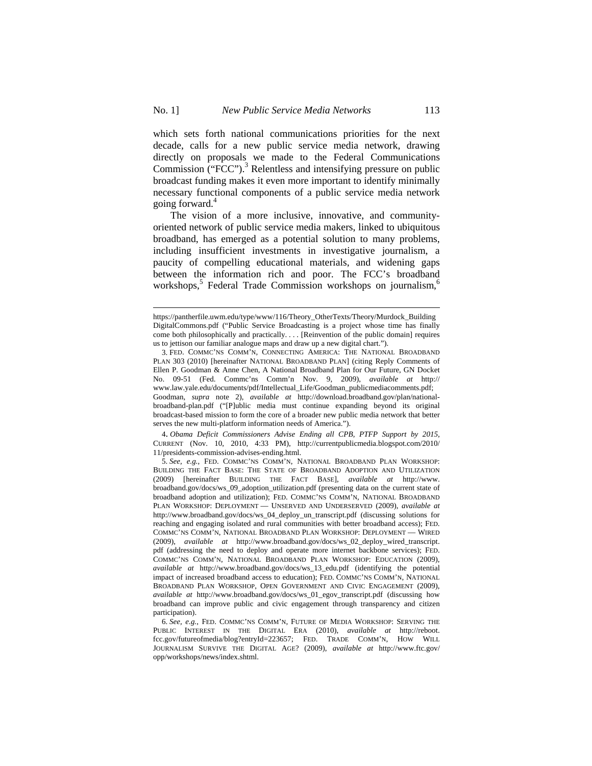which sets forth national communications priorities for the next decade, calls for a new public service media network, drawing directly on proposals we made to the Federal Communications Commission ("FCC").[3] Relentless and intensifying pressure on public broadcast funding makes it even more important to identify minimally necessary functional components of a public service media network going forward.[4]

The vision of a more inclusive, innovative, and community-oriented network of public service media makers, linked to ubiquitous broadband, has emerged as a potential solution to many problems, including insufficient investments in investigative journalism, a paucity of compelling educational materials, and widening gaps between the information rich and poor. The FCC's broadband workshops,[5] Federal Trade Commission workshops on journalism,[6]

---

https://pantherfile.uwm.edu/type/www/116/Theory_OtherTexts/Theory/Murdock_Building DigitalCommons.pdf ("Public Service Broadcasting is a project whose time has finally come both philosophically and practically. . . . [Reinvention of the public domain] requires us to jettison our familiar analogue maps and draw up a new digital chart.").

3. FED. COMMC'NS COMM'N, CONNECTING AMERICA: THE NATIONAL BROADBAND PLAN 303 (2010) [hereinafter NATIONAL BROADBAND PLAN] (citing Reply Comments of Ellen P. Goodman & Anne Chen, A National Broadband Plan for Our Future, GN Docket No. 09-51 (Fed. Commc'ns Comm'n Nov. 9, 2009), *available at* http://www.law.yale.edu/documents/pdf/Intellectual_Life/Goodman_publicmediacomments.pdf; Goodman, *supra* note 2), *available at* http://download.broadband.gov/plan/national-broadband-plan.pdf ("[P]ublic media must continue expanding beyond its original broadcast-based mission to form the core of a broader new public media network that better serves the new multi-platform information needs of America.").

4. *Obama Deficit Commissioners Advise Ending all CPB, PTFP Support by 2015*, CURRENT (Nov. 10, 2010, 4:33 PM), http://currentpublicmedia.blogspot.com/2010/11/presidents-commission-advises-ending.html.

5. *See, e.g.*, FED. COMMC'NS COMM'N, NATIONAL BROADBAND PLAN WORKSHOP: BUILDING THE FACT BASE: THE STATE OF BROADBAND ADOPTION AND UTILIZATION (2009) [hereinafter BUILDING THE FACT BASE], *available at* http://www.broadband.gov/docs/ws_09_adoption_utilization.pdf (presenting data on the current state of broadband adoption and utilization); FED. COMMC'NS COMM'N, NATIONAL BROADBAND PLAN WORKSHOP: DEPLOYMENT — UNSERVED AND UNDERSERVED (2009), *available at* http://www.broadband.gov/docs/ws_04_deploy_un_transcript.pdf (discussing solutions for reaching and engaging isolated and rural communities with better broadband access); FED. COMMC'NS COMM'N, NATIONAL BROADBAND PLAN WORKSHOP: DEPLOYMENT — WIRED (2009), *available at* http://www.broadband.gov/docs/ws_02_deploy_wired_transcript.pdf (addressing the need to deploy and operate more internet backbone services); FED. COMMC'NS COMM'N, NATIONAL BROADBAND PLAN WORKSHOP: EDUCATION (2009), *available at* http://www.broadband.gov/docs/ws_13_edu.pdf (identifying the potential impact of increased broadband access to education); FED. COMMC'NS COMM'N, NATIONAL BROADBAND PLAN WORKSHOP, OPEN GOVERNMENT AND CIVIC ENGAGEMENT (2009), *available at* http://www.broadband.gov/docs/ws_01_egov_transcript.pdf (discussing how broadband can improve public and civic engagement through transparency and citizen participation).

6. *See, e.g.*, FED. COMMC'NS COMM'N, FUTURE OF MEDIA WORKSHOP: SERVING THE PUBLIC INTEREST IN THE DIGITAL ERA (2010), *available at* http://reboot.fcc.gov/futureofmedia/blog?entryId=223657; FED. TRADE COMM'N, HOW WILL JOURNALISM SURVIVE THE DIGITAL AGE? (2009), *available at* http://www.ftc.gov/opp/workshops/news/index.shtml.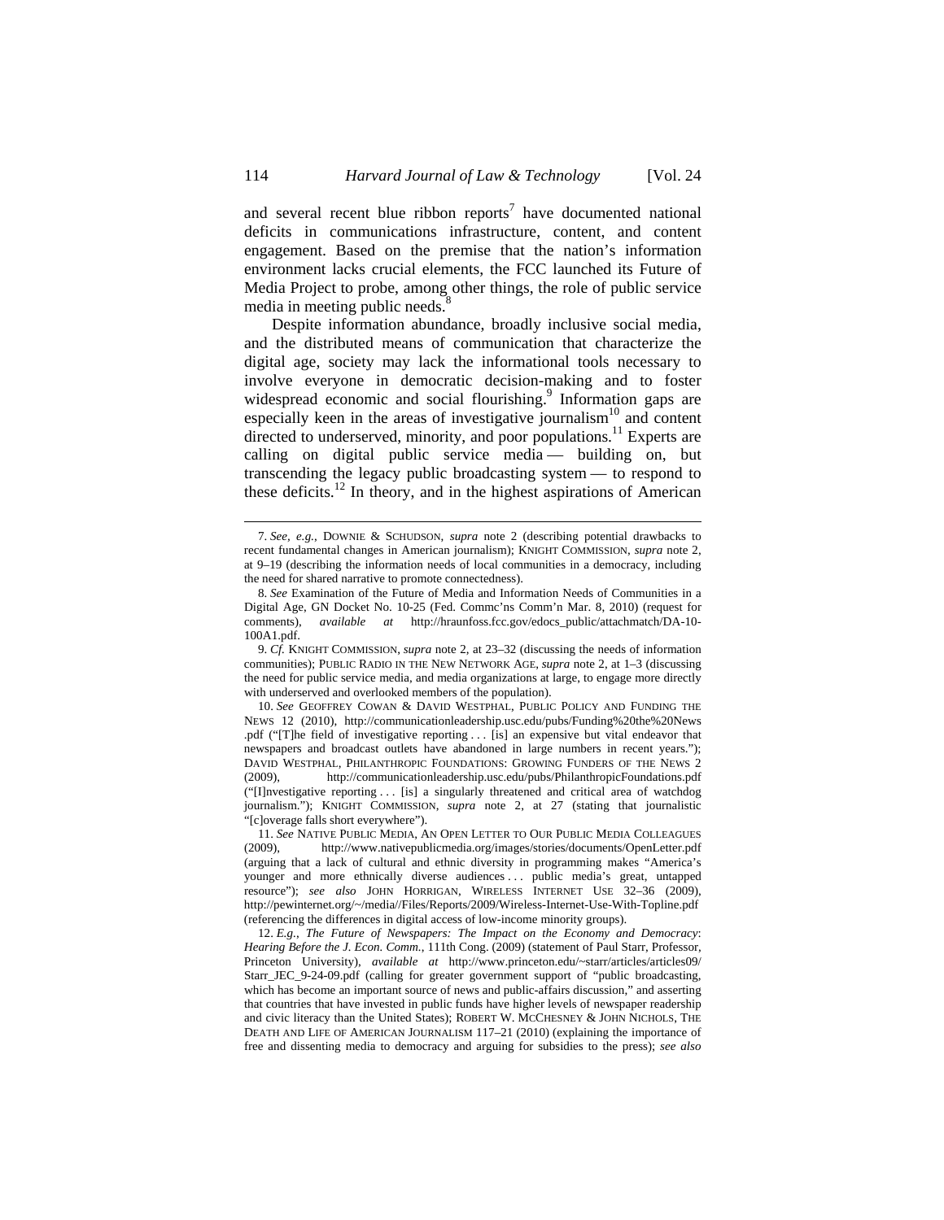and several recent blue ribbon reports[7] have documented national deficits in communications infrastructure, content, and content engagement. Based on the premise that the nation's information environment lacks crucial elements, the FCC launched its Future of Media Project to probe, among other things, the role of public service media in meeting public needs.[8]

Despite information abundance, broadly inclusive social media, and the distributed means of communication that characterize the digital age, society may lack the informational tools necessary to involve everyone in democratic decision-making and to foster widespread economic and social flourishing.[9] Information gaps are especially keen in the areas of investigative journalism[10] and content directed to underserved, minority, and poor populations.[11] Experts are calling on digital public service media — building on, but transcending the legacy public broadcasting system — to respond to these deficits.[12] In theory, and in the highest aspirations of American

---

7. *See, e.g.*, DOWNIE & SCHUDSON, *supra* note 2 (describing potential drawbacks to recent fundamental changes in American journalism); KNIGHT COMMISSION, *supra* note 2, at 9–19 (describing the information needs of local communities in a democracy, including the need for shared narrative to promote connectedness).

8. *See* Examination of the Future of Media and Information Needs of Communities in a Digital Age, GN Docket No. 10-25 (Fed. Commc'ns Comm'n Mar. 8, 2010) (request for comments), *available at* http://hraunfoss.fcc.gov/edocs_public/attachmatch/DA-10-100A1.pdf.

9. *Cf.* KNIGHT COMMISSION, *supra* note 2, at 23–32 (discussing the needs of information communities); PUBLIC RADIO IN THE NEW NETWORK AGE, *supra* note 2, at 1–3 (discussing the need for public service media, and media organizations at large, to engage more directly with underserved and overlooked members of the population).

10. *See* GEOFFREY COWAN & DAVID WESTPHAL, PUBLIC POLICY AND FUNDING THE NEWS 12 (2010), http://communicationleadership.usc.edu/pubs/Funding%20the%20News.pdf ("[T]he field of investigative reporting . . . [is] an expensive but vital endeavor that newspapers and broadcast outlets have abandoned in large numbers in recent years."); DAVID WESTPHAL, PHILANTHROPIC FOUNDATIONS: GROWING FUNDERS OF THE NEWS 2 (2009), http://communicationleadership.usc.edu/pubs/PhilanthropicFoundations.pdf ("[I]nvestigative reporting . . . [is] a singularly threatened and critical area of watchdog journalism."); KNIGHT COMMISSION, *supra* note 2, at 27 (stating that journalistic "[c]overage falls short everywhere").

11. *See* NATIVE PUBLIC MEDIA, AN OPEN LETTER TO OUR PUBLIC MEDIA COLLEAGUES (2009), http://www.nativepublicmedia.org/images/stories/documents/OpenLetter.pdf (arguing that a lack of cultural and ethnic diversity in programming makes "America's younger and more ethnically diverse audiences . . . public media's great, untapped resource"); *see also* JOHN HORRIGAN, WIRELESS INTERNET USE 32–36 (2009), http://pewinternet.org/~/media//Files/Reports/2009/Wireless-Internet-Use-With-Topline.pdf (referencing the differences in digital access of low-income minority groups).

12. *E.g.*, *The Future of Newspapers: The Impact on the Economy and Democracy*: *Hearing Before the J. Econ. Comm.*, 111th Cong. (2009) (statement of Paul Starr, Professor, Princeton University), *available at* http://www.princeton.edu/~starr/articles/articles09/Starr_JEC_9-24-09.pdf (calling for greater government support of "public broadcasting, which has become an important source of news and public-affairs discussion," and asserting that countries that have invested in public funds have higher levels of newspaper readership and civic literacy than the United States); ROBERT W. MCCHESNEY & JOHN NICHOLS, THE DEATH AND LIFE OF AMERICAN JOURNALISM 117–21 (2010) (explaining the importance of free and dissenting media to democracy and arguing for subsidies to the press); *see also*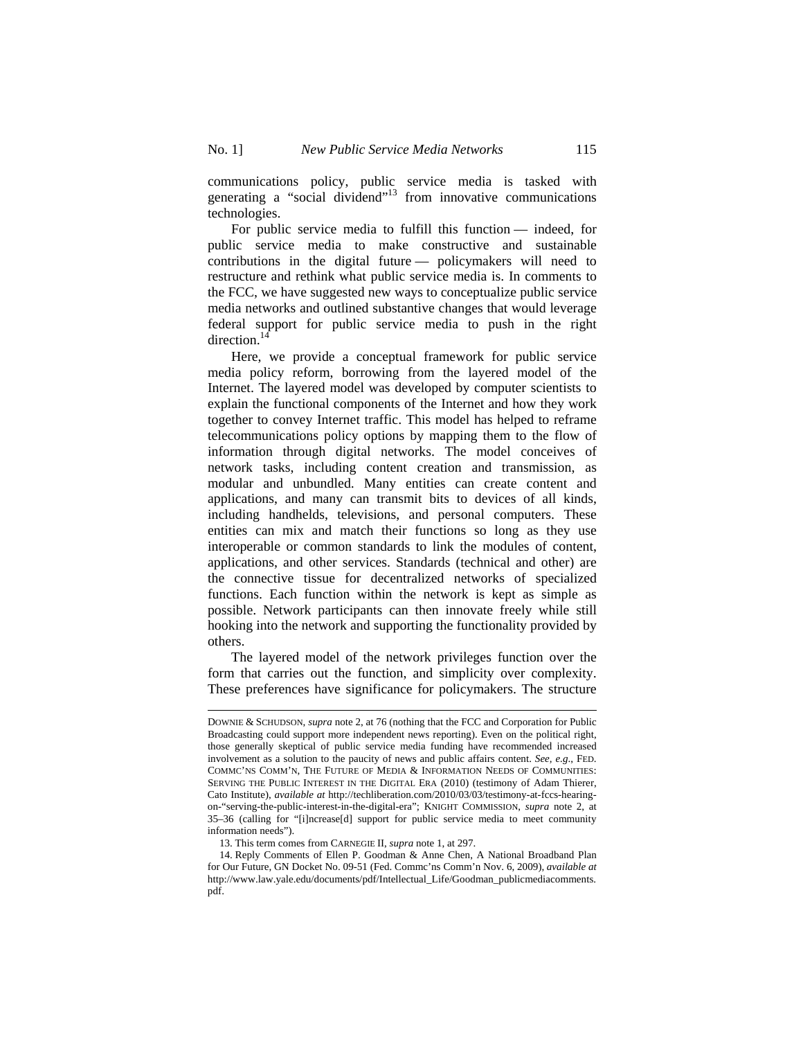communications policy, public service media is tasked with generating a "social dividend"[13] from innovative communications technologies.

For public service media to fulfill this function — indeed, for public service media to make constructive and sustainable contributions in the digital future — policymakers will need to restructure and rethink what public service media is. In comments to the FCC, we have suggested new ways to conceptualize public service media networks and outlined substantive changes that would leverage federal support for public service media to push in the right direction.[14]

Here, we provide a conceptual framework for public service media policy reform, borrowing from the layered model of the Internet. The layered model was developed by computer scientists to explain the functional components of the Internet and how they work together to convey Internet traffic. This model has helped to reframe telecommunications policy options by mapping them to the flow of information through digital networks. The model conceives of network tasks, including content creation and transmission, as modular and unbundled. Many entities can create content and applications, and many can transmit bits to devices of all kinds, including handhelds, televisions, and personal computers. These entities can mix and match their functions so long as they use interoperable or common standards to link the modules of content, applications, and other services. Standards (technical and other) are the connective tissue for decentralized networks of specialized functions. Each function within the network is kept as simple as possible. Network participants can then innovate freely while still hooking into the network and supporting the functionality provided by others.

The layered model of the network privileges function over the form that carries out the function, and simplicity over complexity. These preferences have significance for policymakers. The structure

---

DOWNIE & SCHUDSON, *supra* note 2, at 76 (nothing that the FCC and Corporation for Public Broadcasting could support more independent news reporting). Even on the political right, those generally skeptical of public service media funding have recommended increased involvement as a solution to the paucity of news and public affairs content. *See, e.g.*, FED. COMMC'NS COMM'N, THE FUTURE OF MEDIA & INFORMATION NEEDS OF COMMUNITIES: SERVING THE PUBLIC INTEREST IN THE DIGITAL ERA (2010) (testimony of Adam Thierer, Cato Institute), *available at* http://techliberation.com/2010/03/03/testimony-at-fccs-hearing-on-"serving-the-public-interest-in-the-digital-era"; KNIGHT COMMISSION, *supra* note 2, at 35–36 (calling for "[i]ncrease[d] support for public service media to meet community information needs").

13. This term comes from CARNEGIE II, *supra* note 1, at 297.

14. Reply Comments of Ellen P. Goodman & Anne Chen, A National Broadband Plan for Our Future, GN Docket No. 09-51 (Fed. Commc'ns Comm'n Nov. 6, 2009), *available at* http://www.law.yale.edu/documents/pdf/Intellectual_Life/Goodman_publicmediacomments.pdf.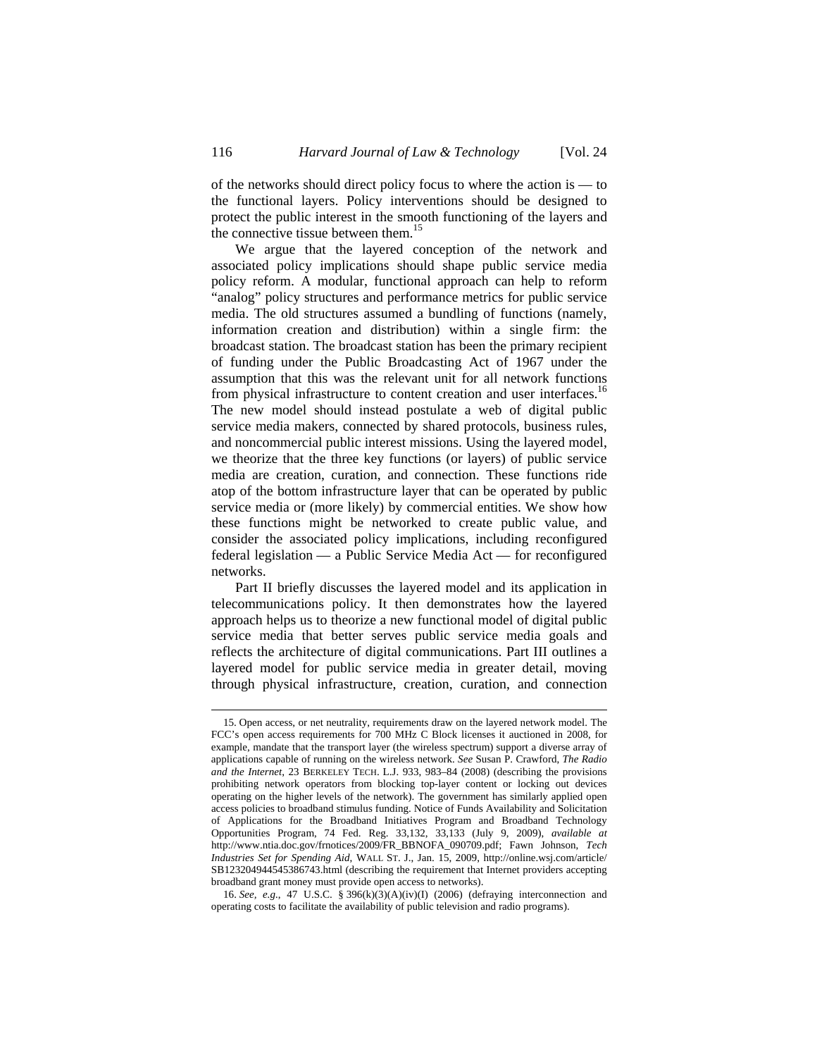of the networks should direct policy focus to where the action is — to the functional layers. Policy interventions should be designed to protect the public interest in the smooth functioning of the layers and the connective tissue between them.[15]

We argue that the layered conception of the network and associated policy implications should shape public service media policy reform. A modular, functional approach can help to reform "analog" policy structures and performance metrics for public service media. The old structures assumed a bundling of functions (namely, information creation and distribution) within a single firm: the broadcast station. The broadcast station has been the primary recipient of funding under the Public Broadcasting Act of 1967 under the assumption that this was the relevant unit for all network functions from physical infrastructure to content creation and user interfaces.[16] The new model should instead postulate a web of digital public service media makers, connected by shared protocols, business rules, and noncommercial public interest missions. Using the layered model, we theorize that the three key functions (or layers) of public service media are creation, curation, and connection. These functions ride atop of the bottom infrastructure layer that can be operated by public service media or (more likely) by commercial entities. We show how these functions might be networked to create public value, and consider the associated policy implications, including reconfigured federal legislation — a Public Service Media Act — for reconfigured networks.

Part II briefly discusses the layered model and its application in telecommunications policy. It then demonstrates how the layered approach helps us to theorize a new functional model of digital public service media that better serves public service media goals and reflects the architecture of digital communications. Part III outlines a layered model for public service media in greater detail, moving through physical infrastructure, creation, curation, and connection

---

15. Open access, or net neutrality, requirements draw on the layered network model. The FCC's open access requirements for 700 MHz C Block licenses it auctioned in 2008, for example, mandate that the transport layer (the wireless spectrum) support a diverse array of applications capable of running on the wireless network. *See* Susan P. Crawford, *The Radio and the Internet*, 23 BERKELEY TECH. L.J. 933, 983–84 (2008) (describing the provisions prohibiting network operators from blocking top-layer content or locking out devices operating on the higher levels of the network). The government has similarly applied open access policies to broadband stimulus funding. Notice of Funds Availability and Solicitation of Applications for the Broadband Initiatives Program and Broadband Technology Opportunities Program, 74 Fed. Reg. 33,132, 33,133 (July 9, 2009), *available at* http://www.ntia.doc.gov/frnotices/2009/FR_BBNOFA_090709.pdf; Fawn Johnson, *Tech Industries Set for Spending Aid*, WALL ST. J., Jan. 15, 2009, http://online.wsj.com/article/SB123204944545386743.html (describing the requirement that Internet providers accepting broadband grant money must provide open access to networks).

16. *See, e.g.*, 47 U.S.C. § 396(k)(3)(A)(iv)(I) (2006) (defraying interconnection and operating costs to facilitate the availability of public television and radio programs).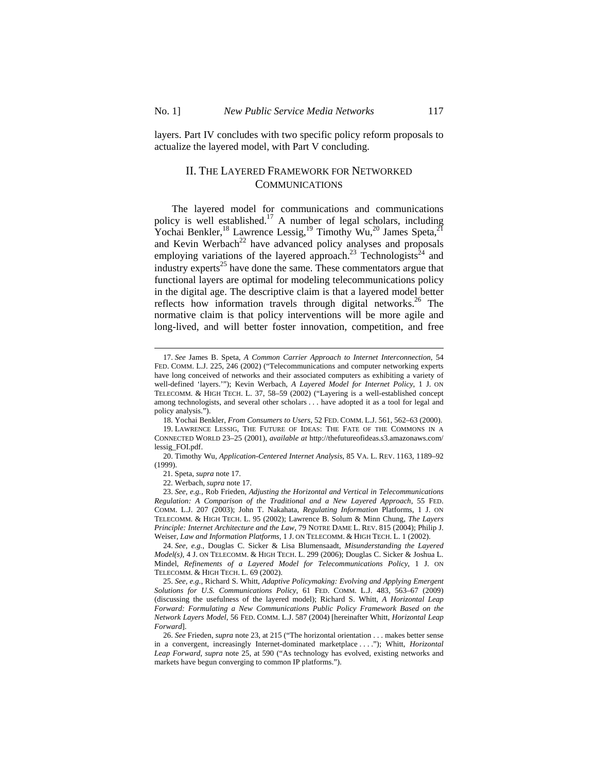layers. Part IV concludes with two specific policy reform proposals to actualize the layered model, with Part V concluding.

## II. THE LAYERED FRAMEWORK FOR NETWORKED COMMUNICATIONS

The layered model for communications and communications policy is well established.[17] A number of legal scholars, including Yochai Benkler,[18] Lawrence Lessig,[19] Timothy Wu,[20] James Speta,[21] and Kevin Werbach[22] have advanced policy analyses and proposals employing variations of the layered approach.[23] Technologists[24] and industry experts[25] have done the same. These commentators argue that functional layers are optimal for modeling telecommunications policy in the digital age. The descriptive claim is that a layered model better reflects how information travels through digital networks.[26] The normative claim is that policy interventions will be more agile and long-lived, and will better foster innovation, competition, and free

---

17. *See* James B. Speta, *A Common Carrier Approach to Internet Interconnection*, 54 FED. COMM. L.J. 225, 246 (2002) ("Telecommunications and computer networking experts have long conceived of networks and their associated computers as exhibiting a variety of well-defined 'layers.'"); Kevin Werbach, *A Layered Model for Internet Policy*, 1 J. ON TELECOMM. & HIGH TECH. L. 37, 58–59 (2002) ("Layering is a well-established concept among technologists, and several other scholars . . . have adopted it as a tool for legal and policy analysis.").

18. Yochai Benkler, *From Consumers to Users*, 52 FED. COMM. L.J. 561, 562–63 (2000).

19. LAWRENCE LESSIG, THE FUTURE OF IDEAS: THE FATE OF THE COMMONS IN A CONNECTED WORLD 23–25 (2001), *available at* http://thefutureofideas.s3.amazonaws.com/lessig_FOI.pdf.

20. Timothy Wu, *Application-Centered Internet Analysis*, 85 VA. L. REV. 1163, 1189–92 (1999).

21. Speta, *supra* note 17.

22. Werbach, *supra* note 17.

23. *See, e.g.*, Rob Frieden, *Adjusting the Horizontal and Vertical in Telecommunications Regulation: A Comparison of the Traditional and a New Layered Approach*, 55 FED. COMM. L.J. 207 (2003); John T. Nakahata, *Regulating Information* Platforms, 1 J. ON TELECOMM. & HIGH TECH. L. 95 (2002); Lawrence B. Solum & Minn Chung, *The Layers Principle: Internet Architecture and the Law*, 79 NOTRE DAME L. REV. 815 (2004); Philip J. Weiser, *Law and Information Platforms*, 1 J. ON TELECOMM. & HIGH TECH. L. 1 (2002).

24. *See, e.g.*, Douglas C. Sicker & Lisa Blumensaadt, *Misunderstanding the Layered Model(s)*, 4 J. ON TELECOMM. & HIGH TECH. L. 299 (2006); Douglas C. Sicker & Joshua L. Mindel, *Refinements of a Layered Model for Telecommunications Policy*, 1 J. ON TELECOMM. & HIGH TECH. L. 69 (2002).

25. *See, e.g.*, Richard S. Whitt, *Adaptive Policymaking: Evolving and Applying Emergent Solutions for U.S. Communications Policy*, 61 FED. COMM. L.J. 483, 563–67 (2009) (discussing the usefulness of the layered model); Richard S. Whitt, *A Horizontal Leap Forward: Formulating a New Communications Public Policy Framework Based on the Network Layers Model*, 56 FED. COMM. L.J. 587 (2004) [hereinafter Whitt, *Horizontal Leap Forward*].

26. *See* Frieden, *supra* note 23, at 215 ("The horizontal orientation . . . makes better sense in a convergent, increasingly Internet-dominated marketplace . . . ."); Whitt, *Horizontal Leap Forward*, *supra* note 25, at 590 ("As technology has evolved, existing networks and markets have begun converging to common IP platforms.").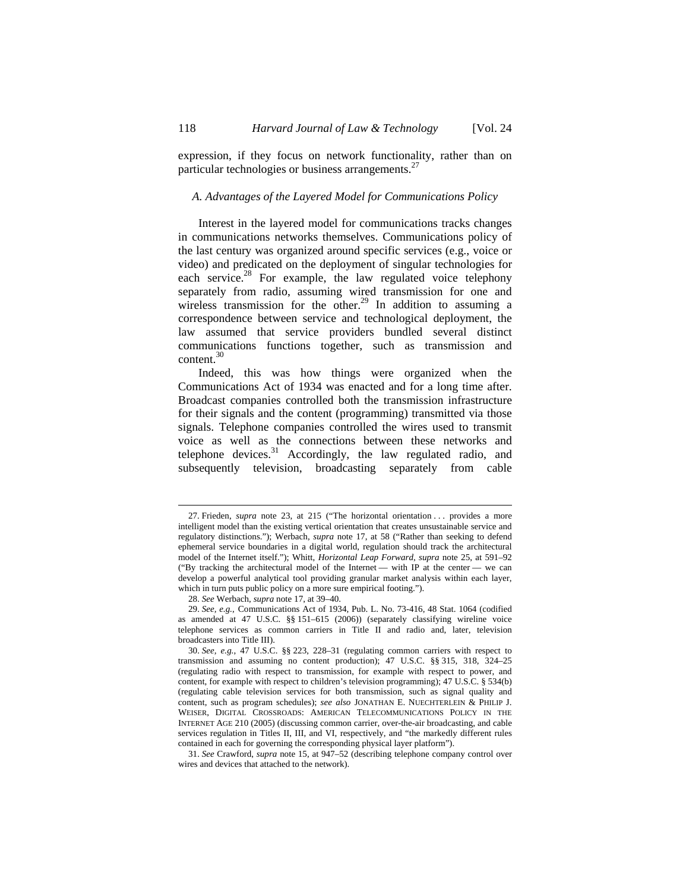expression, if they focus on network functionality, rather than on particular technologies or business arrangements.[27]

### *A. Advantages of the Layered Model for Communications Policy*

Interest in the layered model for communications tracks changes in communications networks themselves. Communications policy of the last century was organized around specific services (e.g., voice or video) and predicated on the deployment of singular technologies for each service.[28] For example, the law regulated voice telephony separately from radio, assuming wired transmission for one and wireless transmission for the other.[29] In addition to assuming a correspondence between service and technological deployment, the law assumed that service providers bundled several distinct communications functions together, such as transmission and content.[30]

Indeed, this was how things were organized when the Communications Act of 1934 was enacted and for a long time after. Broadcast companies controlled both the transmission infrastructure for their signals and the content (programming) transmitted via those signals. Telephone companies controlled the wires used to transmit voice as well as the connections between these networks and telephone devices.[31] Accordingly, the law regulated radio, and subsequently television, broadcasting separately from cable

---

27. Frieden, *supra* note 23, at 215 ("The horizontal orientation . . . provides a more intelligent model than the existing vertical orientation that creates unsustainable service and regulatory distinctions."); Werbach, *supra* note 17, at 58 ("Rather than seeking to defend ephemeral service boundaries in a digital world, regulation should track the architectural model of the Internet itself."); Whitt, *Horizontal Leap Forward*, *supra* note 25, at 591–92 ("By tracking the architectural model of the Internet — with IP at the center — we can develop a powerful analytical tool providing granular market analysis within each layer, which in turn puts public policy on a more sure empirical footing.").

28. *See* Werbach, *supra* note 17, at 39–40.

29. *See, e.g.*, Communications Act of 1934, Pub. L. No. 73-416, 48 Stat. 1064 (codified as amended at 47 U.S.C. §§ 151–615 (2006)) (separately classifying wireline voice telephone services as common carriers in Title II and radio and, later, television broadcasters into Title III).

30. *See, e.g.*, 47 U.S.C. §§ 223, 228–31 (regulating common carriers with respect to transmission and assuming no content production); 47 U.S.C. §§ 315, 318, 324–25 (regulating radio with respect to transmission, for example with respect to power, and content, for example with respect to children's television programming); 47 U.S.C. § 534(b) (regulating cable television services for both transmission, such as signal quality and content, such as program schedules); *see also* JONATHAN E. NUECHTERLEIN & PHILIP J. WEISER, DIGITAL CROSSROADS: AMERICAN TELECOMMUNICATIONS POLICY IN THE INTERNET AGE 210 (2005) (discussing common carrier, over-the-air broadcasting, and cable services regulation in Titles II, III, and VI, respectively, and "the markedly different rules contained in each for governing the corresponding physical layer platform").

31. *See* Crawford, *supra* note 15, at 947–52 (describing telephone company control over wires and devices that attached to the network).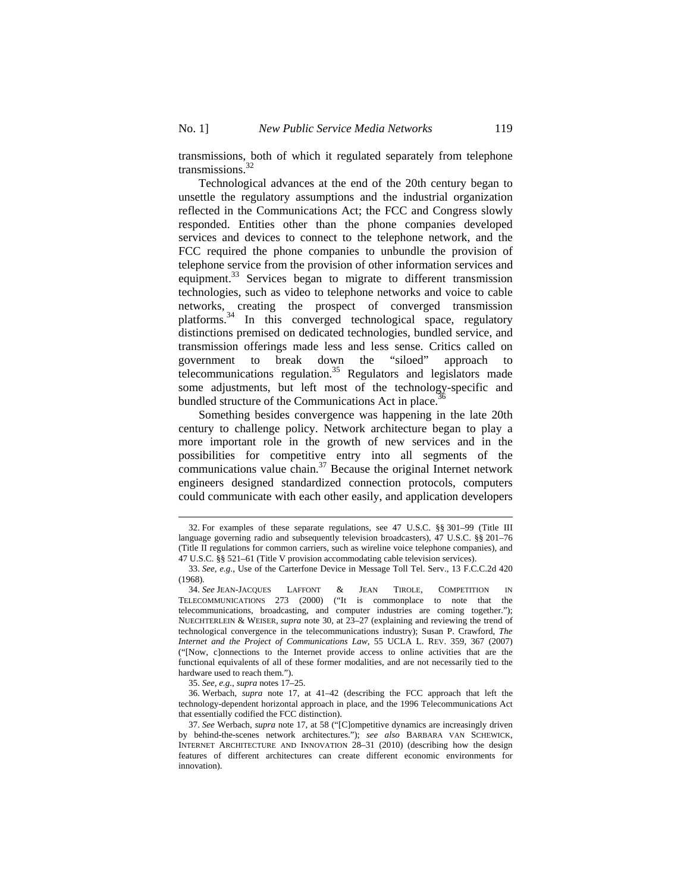transmissions, both of which it regulated separately from telephone transmissions.[32]

Technological advances at the end of the 20th century began to unsettle the regulatory assumptions and the industrial organization reflected in the Communications Act; the FCC and Congress slowly responded. Entities other than the phone companies developed services and devices to connect to the telephone network, and the FCC required the phone companies to unbundle the provision of telephone service from the provision of other information services and equipment.[33] Services began to migrate to different transmission technologies, such as video to telephone networks and voice to cable networks, creating the prospect of converged transmission platforms.[34] In this converged technological space, regulatory distinctions premised on dedicated technologies, bundled service, and transmission offerings made less and less sense. Critics called on government to break down the "siloed" approach to telecommunications regulation.[35] Regulators and legislators made some adjustments, but left most of the technology-specific and bundled structure of the Communications Act in place.[36]

Something besides convergence was happening in the late 20th century to challenge policy. Network architecture began to play a more important role in the growth of new services and in the possibilities for competitive entry into all segments of the communications value chain.[37] Because the original Internet network engineers designed standardized connection protocols, computers could communicate with each other easily, and application developers

---

32. For examples of these separate regulations, see 47 U.S.C. §§ 301–99 (Title III language governing radio and subsequently television broadcasters), 47 U.S.C. §§ 201–76 (Title II regulations for common carriers, such as wireline voice telephone companies), and 47 U.S.C. §§ 521–61 (Title V provision accommodating cable television services).

33. *See, e.g.*, Use of the Carterfone Device in Message Toll Tel. Serv., 13 F.C.C.2d 420 (1968).

34. *See* JEAN-JACQUES LAFFONT & JEAN TIROLE, COMPETITION IN TELECOMMUNICATIONS 273 (2000) ("It is commonplace to note that the telecommunications, broadcasting, and computer industries are coming together."); NUECHTERLEIN & WEISER, *supra* note 30, at 23–27 (explaining and reviewing the trend of technological convergence in the telecommunications industry); Susan P. Crawford, *The Internet and the Project of Communications Law*, 55 UCLA L. REV. 359, 367 (2007) ("[Now, c]onnections to the Internet provide access to online activities that are the functional equivalents of all of these former modalities, and are not necessarily tied to the hardware used to reach them.").

35. *See, e.g.*, *supra* notes 17–25.

36. Werbach, *supra* note 17, at 41–42 (describing the FCC approach that left the technology-dependent horizontal approach in place, and the 1996 Telecommunications Act that essentially codified the FCC distinction).

37. *See* Werbach, *supra* note 17, at 58 ("[C]ompetitive dynamics are increasingly driven by behind-the-scenes network architectures."); *see also* BARBARA VAN SCHEWICK, INTERNET ARCHITECTURE AND INNOVATION 28–31 (2010) (describing how the design features of different architectures can create different economic environments for innovation).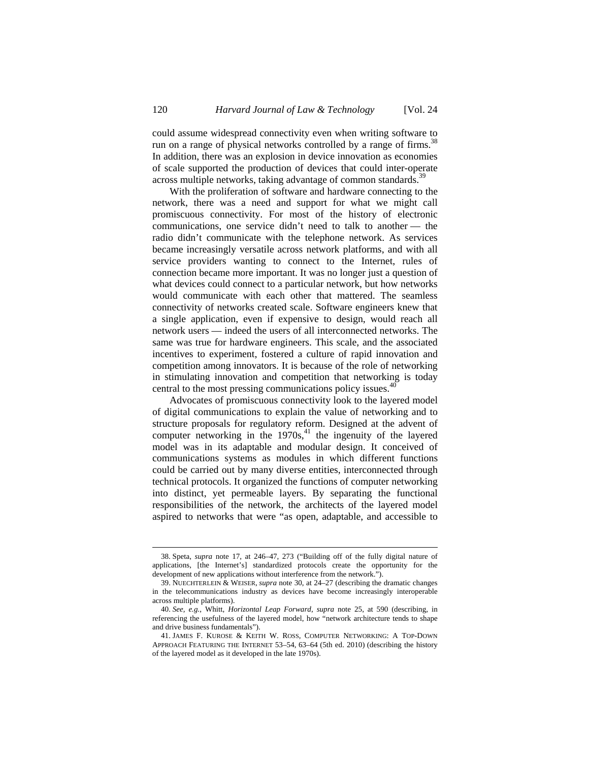could assume widespread connectivity even when writing software to run on a range of physical networks controlled by a range of firms.[38] In addition, there was an explosion in device innovation as economies of scale supported the production of devices that could inter-operate across multiple networks, taking advantage of common standards.[39]

With the proliferation of software and hardware connecting to the network, there was a need and support for what we might call promiscuous connectivity. For most of the history of electronic communications, one service didn't need to talk to another — the radio didn't communicate with the telephone network. As services became increasingly versatile across network platforms, and with all service providers wanting to connect to the Internet, rules of connection became more important. It was no longer just a question of what devices could connect to a particular network, but how networks would communicate with each other that mattered. The seamless connectivity of networks created scale. Software engineers knew that a single application, even if expensive to design, would reach all network users — indeed the users of all interconnected networks. The same was true for hardware engineers. This scale, and the associated incentives to experiment, fostered a culture of rapid innovation and competition among innovators. It is because of the role of networking in stimulating innovation and competition that networking is today central to the most pressing communications policy issues.[40]

Advocates of promiscuous connectivity look to the layered model of digital communications to explain the value of networking and to structure proposals for regulatory reform. Designed at the advent of computer networking in the 1970s,[41] the ingenuity of the layered model was in its adaptable and modular design. It conceived of communications systems as modules in which different functions could be carried out by many diverse entities, interconnected through technical protocols. It organized the functions of computer networking into distinct, yet permeable layers. By separating the functional responsibilities of the network, the architects of the layered model aspired to networks that were "as open, adaptable, and accessible to

---

38. Speta, *supra* note 17, at 246–47, 273 ("Building off of the fully digital nature of applications, [the Internet's] standardized protocols create the opportunity for the development of new applications without interference from the network.").

39. NUECHTERLEIN & WEISER, *supra* note 30, at 24–27 (describing the dramatic changes in the telecommunications industry as devices have become increasingly interoperable across multiple platforms).

40. *See, e.g.*, Whitt, *Horizontal Leap Forward*, *supra* note 25, at 590 (describing, in referencing the usefulness of the layered model, how "network architecture tends to shape and drive business fundamentals").

41. JAMES F. KUROSE & KEITH W. ROSS, COMPUTER NETWORKING: A TOP-DOWN APPROACH FEATURING THE INTERNET 53–54, 63–64 (5th ed. 2010) (describing the history of the layered model as it developed in the late 1970s).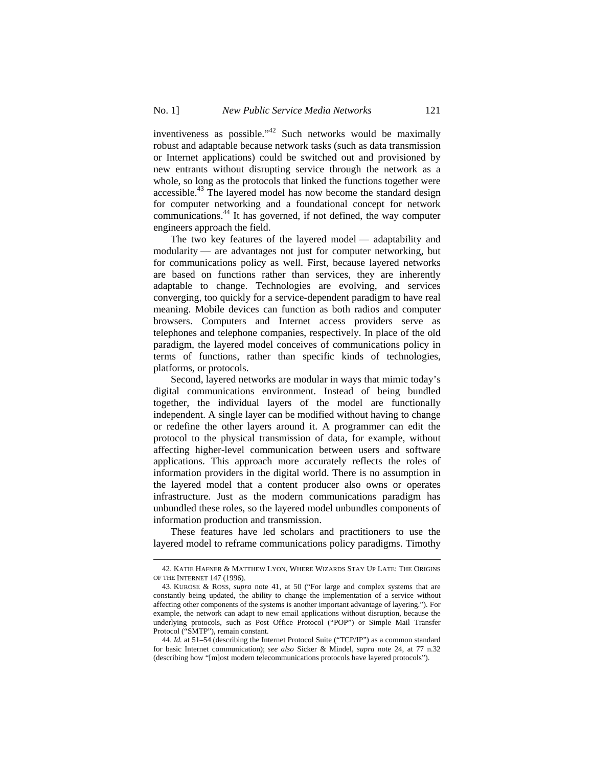inventiveness as possible."[42] Such networks would be maximally robust and adaptable because network tasks (such as data transmission or Internet applications) could be switched out and provisioned by new entrants without disrupting service through the network as a whole, so long as the protocols that linked the functions together were accessible.[43] The layered model has now become the standard design for computer networking and a foundational concept for network communications.[44] It has governed, if not defined, the way computer engineers approach the field.

The two key features of the layered model — adaptability and modularity — are advantages not just for computer networking, but for communications policy as well. First, because layered networks are based on functions rather than services, they are inherently adaptable to change. Technologies are evolving, and services converging, too quickly for a service-dependent paradigm to have real meaning. Mobile devices can function as both radios and computer browsers. Computers and Internet access providers serve as telephones and telephone companies, respectively. In place of the old paradigm, the layered model conceives of communications policy in terms of functions, rather than specific kinds of technologies, platforms, or protocols.

Second, layered networks are modular in ways that mimic today's digital communications environment. Instead of being bundled together, the individual layers of the model are functionally independent. A single layer can be modified without having to change or redefine the other layers around it. A programmer can edit the protocol to the physical transmission of data, for example, without affecting higher-level communication between users and software applications. This approach more accurately reflects the roles of information providers in the digital world. There is no assumption in the layered model that a content producer also owns or operates infrastructure. Just as the modern communications paradigm has unbundled these roles, so the layered model unbundles components of information production and transmission.

These features have led scholars and practitioners to use the layered model to reframe communications policy paradigms. Timothy

---

42. KATIE HAFNER & MATTHEW LYON, WHERE WIZARDS STAY UP LATE: THE ORIGINS OF THE INTERNET 147 (1996).

43. KUROSE & ROSS, *supra* note 41, at 50 ("For large and complex systems that are constantly being updated, the ability to change the implementation of a service without affecting other components of the systems is another important advantage of layering."). For example, the network can adapt to new email applications without disruption, because the underlying protocols, such as Post Office Protocol ("POP") or Simple Mail Transfer Protocol ("SMTP"), remain constant.

44. *Id.* at 51–54 (describing the Internet Protocol Suite ("TCP/IP") as a common standard for basic Internet communication); *see also* Sicker & Mindel, *supra* note 24, at 77 n.32 (describing how "[m]ost modern telecommunications protocols have layered protocols").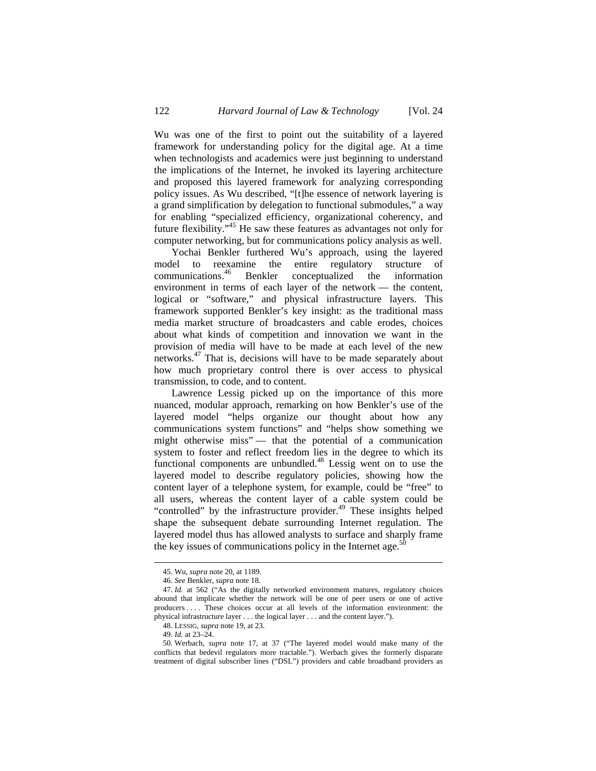Wu was one of the first to point out the suitability of a layered framework for understanding policy for the digital age. At a time when technologists and academics were just beginning to understand the implications of the Internet, he invoked its layering architecture and proposed this layered framework for analyzing corresponding policy issues. As Wu described, "[t]he essence of network layering is a grand simplification by delegation to functional submodules," a way for enabling "specialized efficiency, organizational coherency, and future flexibility."[45] He saw these features as advantages not only for computer networking, but for communications policy analysis as well.

Yochai Benkler furthered Wu's approach, using the layered model to reexamine the entire regulatory structure of communications.[46] Benkler conceptualized the information environment in terms of each layer of the network — the content, logical or "software," and physical infrastructure layers. This framework supported Benkler's key insight: as the traditional mass media market structure of broadcasters and cable erodes, choices about what kinds of competition and innovation we want in the provision of media will have to be made at each level of the new networks.[47] That is, decisions will have to be made separately about how much proprietary control there is over access to physical transmission, to code, and to content.

Lawrence Lessig picked up on the importance of this more nuanced, modular approach, remarking on how Benkler's use of the layered model "helps organize our thought about how any communications system functions" and "helps show something we might otherwise miss" — that the potential of a communication system to foster and reflect freedom lies in the degree to which its functional components are unbundled.[48] Lessig went on to use the layered model to describe regulatory policies, showing how the content layer of a telephone system, for example, could be "free" to all users, whereas the content layer of a cable system could be "controlled" by the infrastructure provider.[49] These insights helped shape the subsequent debate surrounding Internet regulation. The layered model thus has allowed analysts to surface and sharply frame the key issues of communications policy in the Internet age.[50]

---

45. Wu, *supra* note 20, at 1189.

46. *See* Benkler, *supra* note 18.

47. *Id.* at 562 ("As the digitally networked environment matures, regulatory choices abound that implicate whether the network will be one of peer users or one of active producers . . . . These choices occur at all levels of the information environment: the physical infrastructure layer . . . the logical layer . . . and the content layer.").

48. LESSIG, *supra* note 19, at 23.

49. *Id.* at 23–24.

50. Werbach, *supra* note 17, at 37 ("The layered model would make many of the conflicts that bedevil regulators more tractable."). Werbach gives the formerly disparate treatment of digital subscriber lines ("DSL") providers and cable broadband providers as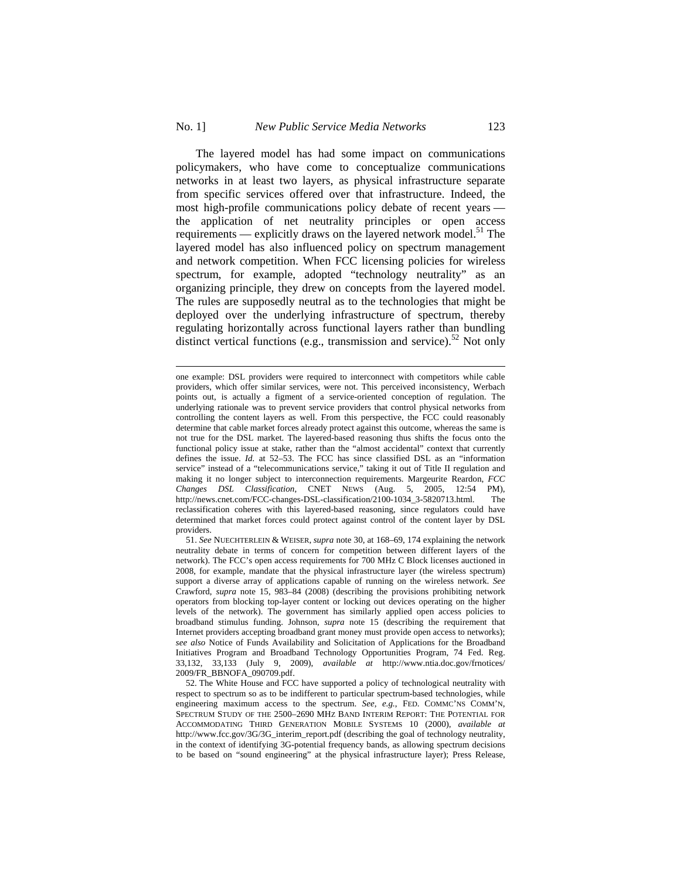The layered model has had some impact on communications policymakers, who have come to conceptualize communications networks in at least two layers, as physical infrastructure separate from specific services offered over that infrastructure. Indeed, the most high-profile communications policy debate of recent years — the application of net neutrality principles or open access requirements — explicitly draws on the layered network model.[51] The layered model has also influenced policy on spectrum management and network competition. When FCC licensing policies for wireless spectrum, for example, adopted "technology neutrality" as an organizing principle, they drew on concepts from the layered model. The rules are supposedly neutral as to the technologies that might be deployed over the underlying infrastructure of spectrum, thereby regulating horizontally across functional layers rather than bundling distinct vertical functions (e.g., transmission and service).[52] Not only

---

one example: DSL providers were required to interconnect with competitors while cable providers, which offer similar services, were not. This perceived inconsistency, Werbach points out, is actually a figment of a service-oriented conception of regulation. The underlying rationale was to prevent service providers that control physical networks from controlling the content layers as well. From this perspective, the FCC could reasonably determine that cable market forces already protect against this outcome, whereas the same is not true for the DSL market. The layered-based reasoning thus shifts the focus onto the functional policy issue at stake, rather than the "almost accidental" context that currently defines the issue. *Id.* at 52–53. The FCC has since classified DSL as an "information service" instead of a "telecommunications service," taking it out of Title II regulation and making it no longer subject to interconnection requirements. Margeurite Reardon, *FCC Changes DSL Classification*, CNET NEWS (Aug. 5, 2005, 12:54 PM), http://news.cnet.com/FCC-changes-DSL-classification/2100-1034_3-5820713.html. The reclassification coheres with this layered-based reasoning, since regulators could have determined that market forces could protect against control of the content layer by DSL providers.

51. *See* NUECHTERLEIN & WEISER, *supra* note 30, at 168–69, 174 explaining the network neutrality debate in terms of concern for competition between different layers of the network). The FCC's open access requirements for 700 MHz C Block licenses auctioned in 2008, for example, mandate that the physical infrastructure layer (the wireless spectrum) support a diverse array of applications capable of running on the wireless network. *See* Crawford, *supra* note 15, 983–84 (2008) (describing the provisions prohibiting network operators from blocking top-layer content or locking out devices operating on the higher levels of the network). The government has similarly applied open access policies to broadband stimulus funding. Johnson, *supra* note 15 (describing the requirement that Internet providers accepting broadband grant money must provide open access to networks); *see also* Notice of Funds Availability and Solicitation of Applications for the Broadband Initiatives Program and Broadband Technology Opportunities Program, 74 Fed. Reg. 33,132, 33,133 (July 9, 2009), *available at* http://www.ntia.doc.gov/frnotices/2009/FR_BBNOFA_090709.pdf.

52. The White House and FCC have supported a policy of technological neutrality with respect to spectrum so as to be indifferent to particular spectrum-based technologies, while engineering maximum access to the spectrum. *See, e.g.*, FED. COMMC'NS COMM'N, SPECTRUM STUDY OF THE 2500–2690 MHZ BAND INTERIM REPORT: THE POTENTIAL FOR ACCOMMODATING THIRD GENERATION MOBILE SYSTEMS 10 (2000), *available at* http://www.fcc.gov/3G/3G_interim_report.pdf (describing the goal of technology neutrality, in the context of identifying 3G-potential frequency bands, as allowing spectrum decisions to be based on "sound engineering" at the physical infrastructure layer); Press Release,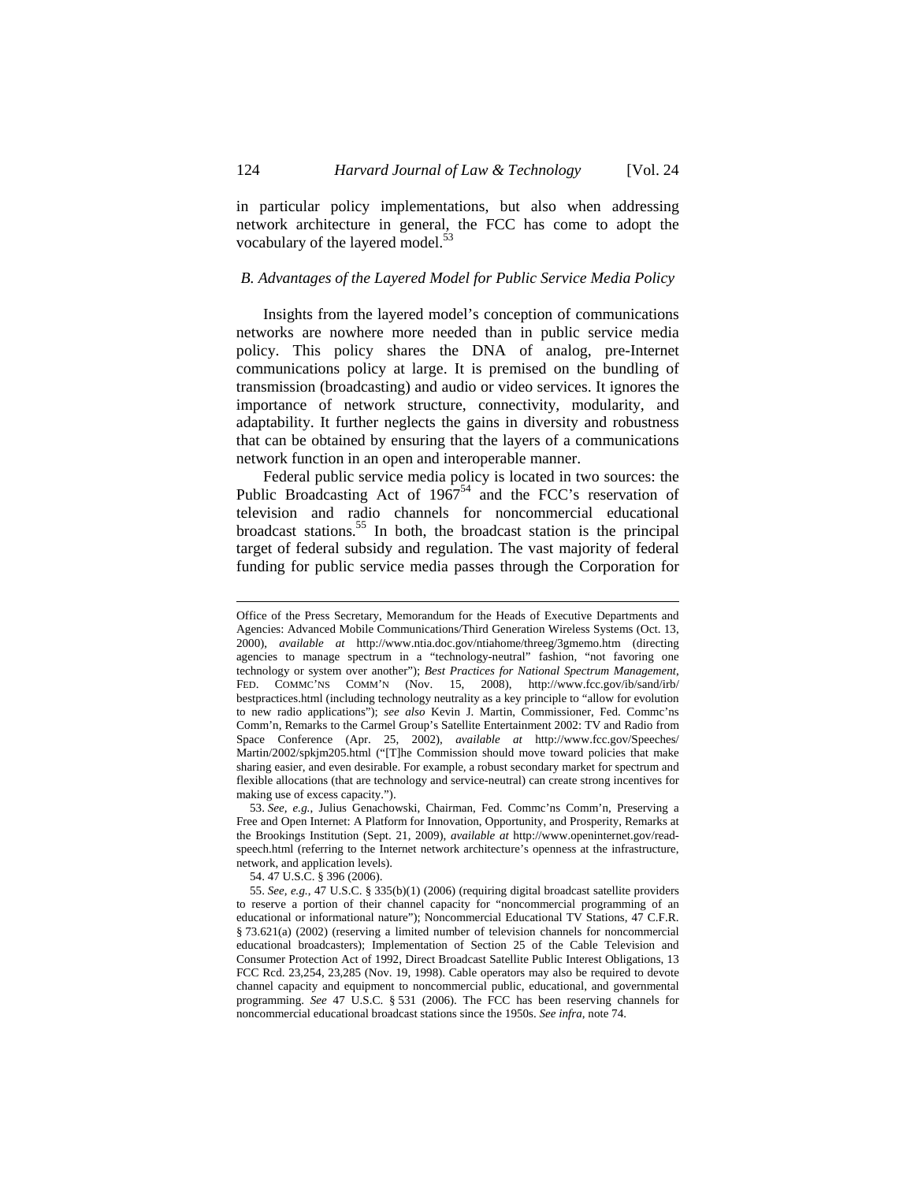in particular policy implementations, but also when addressing network architecture in general, the FCC has come to adopt the vocabulary of the layered model.[53]

### *B. Advantages of the Layered Model for Public Service Media Policy*

Insights from the layered model's conception of communications networks are nowhere more needed than in public service media policy. This policy shares the DNA of analog, pre-Internet communications policy at large. It is premised on the bundling of transmission (broadcasting) and audio or video services. It ignores the importance of network structure, connectivity, modularity, and adaptability. It further neglects the gains in diversity and robustness that can be obtained by ensuring that the layers of a communications network function in an open and interoperable manner.

Federal public service media policy is located in two sources: the Public Broadcasting Act of 1967[54] and the FCC's reservation of television and radio channels for noncommercial educational broadcast stations.[55] In both, the broadcast station is the principal target of federal subsidy and regulation. The vast majority of federal funding for public service media passes through the Corporation for

---

Office of the Press Secretary, Memorandum for the Heads of Executive Departments and Agencies: Advanced Mobile Communications/Third Generation Wireless Systems (Oct. 13, 2000), *available at* http://www.ntia.doc.gov/ntiahome/threeg/3gmemo.htm (directing agencies to manage spectrum in a "technology-neutral" fashion, "not favoring one technology or system over another"); *Best Practices for National Spectrum Management*, FED. COMMC'NS COMM'N (Nov. 15, 2008), http://www.fcc.gov/ib/sand/irb/bestpractices.html (including technology neutrality as a key principle to "allow for evolution to new radio applications"); *see also* Kevin J. Martin, Commissioner, Fed. Commc'ns Comm'n, Remarks to the Carmel Group's Satellite Entertainment 2002: TV and Radio from Space Conference (Apr. 25, 2002), *available at* http://www.fcc.gov/Speeches/Martin/2002/spkjm205.html ("[T]he Commission should move toward policies that make sharing easier, and even desirable. For example, a robust secondary market for spectrum and flexible allocations (that are technology and service-neutral) can create strong incentives for making use of excess capacity.").

53. *See, e.g.*, Julius Genachowski, Chairman, Fed. Commc'ns Comm'n, Preserving a Free and Open Internet: A Platform for Innovation, Opportunity, and Prosperity, Remarks at the Brookings Institution (Sept. 21, 2009), *available at* http://www.openinternet.gov/read-speech.html (referring to the Internet network architecture's openness at the infrastructure, network, and application levels).

54. 47 U.S.C. § 396 (2006).

55. *See, e.g.*, 47 U.S.C. § 335(b)(1) (2006) (requiring digital broadcast satellite providers to reserve a portion of their channel capacity for "noncommercial programming of an educational or informational nature"); Noncommercial Educational TV Stations, 47 C.F.R. § 73.621(a) (2002) (reserving a limited number of television channels for noncommercial educational broadcasters); Implementation of Section 25 of the Cable Television and Consumer Protection Act of 1992, Direct Broadcast Satellite Public Interest Obligations, 13 FCC Rcd. 23,254, 23,285 (Nov. 19, 1998). Cable operators may also be required to devote channel capacity and equipment to noncommercial public, educational, and governmental programming. *See* 47 U.S.C. § 531 (2006). The FCC has been reserving channels for noncommercial educational broadcast stations since the 1950s. *See infra*, note 74.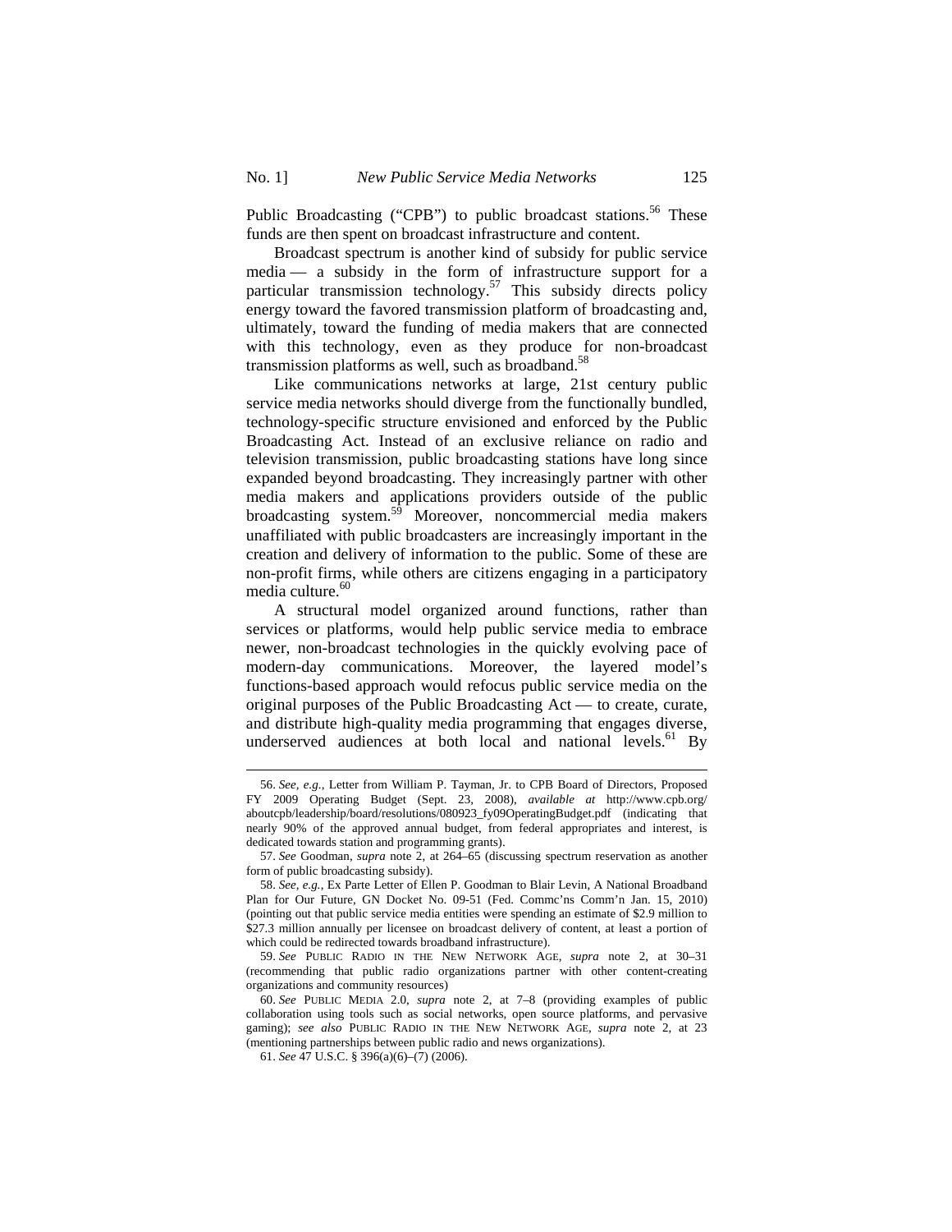Public Broadcasting ("CPB") to public broadcast stations.[56] These funds are then spent on broadcast infrastructure and content.

Broadcast spectrum is another kind of subsidy for public service media — a subsidy in the form of infrastructure support for a particular transmission technology.[57] This subsidy directs policy energy toward the favored transmission platform of broadcasting and, ultimately, toward the funding of media makers that are connected with this technology, even as they produce for non-broadcast transmission platforms as well, such as broadband.[58]

Like communications networks at large, 21st century public service media networks should diverge from the functionally bundled, technology-specific structure envisioned and enforced by the Public Broadcasting Act. Instead of an exclusive reliance on radio and television transmission, public broadcasting stations have long since expanded beyond broadcasting. They increasingly partner with other media makers and applications providers outside of the public broadcasting system.[59] Moreover, noncommercial media makers unaffiliated with public broadcasters are increasingly important in the creation and delivery of information to the public. Some of these are non-profit firms, while others are citizens engaging in a participatory media culture.[60]

A structural model organized around functions, rather than services or platforms, would help public service media to embrace newer, non-broadcast technologies in the quickly evolving pace of modern-day communications. Moreover, the layered model's functions-based approach would refocus public service media on the original purposes of the Public Broadcasting Act — to create, curate, and distribute high-quality media programming that engages diverse, underserved audiences at both local and national levels.[61] By

---

56. *See, e.g.*, Letter from William P. Tayman, Jr. to CPB Board of Directors, Proposed FY 2009 Operating Budget (Sept. 23, 2008), *available at* http://www.cpb.org/aboutcpb/leadership/board/resolutions/080923_fy09OperatingBudget.pdf (indicating that nearly 90% of the approved annual budget, from federal appropriates and interest, is dedicated towards station and programming grants).

57. *See* Goodman, *supra* note 2, at 264–65 (discussing spectrum reservation as another form of public broadcasting subsidy).

58. *See, e.g.*, Ex Parte Letter of Ellen P. Goodman to Blair Levin, A National Broadband Plan for Our Future, GN Docket No. 09-51 (Fed. Commc'ns Comm'n Jan. 15, 2010) (pointing out that public service media entities were spending an estimate of $2.9 million to $27.3 million annually per licensee on broadcast delivery of content, at least a portion of which could be redirected towards broadband infrastructure).

59. *See* PUBLIC RADIO IN THE NEW NETWORK AGE, *supra* note 2, at 30–31 (recommending that public radio organizations partner with other content-creating organizations and community resources)

60. *See* PUBLIC MEDIA 2.0, *supra* note 2, at 7–8 (providing examples of public collaboration using tools such as social networks, open source platforms, and pervasive gaming); *see also* PUBLIC RADIO IN THE NEW NETWORK AGE, *supra* note 2, at 23 (mentioning partnerships between public radio and news organizations).

61. *See* 47 U.S.C. § 396(a)(6)–(7) (2006).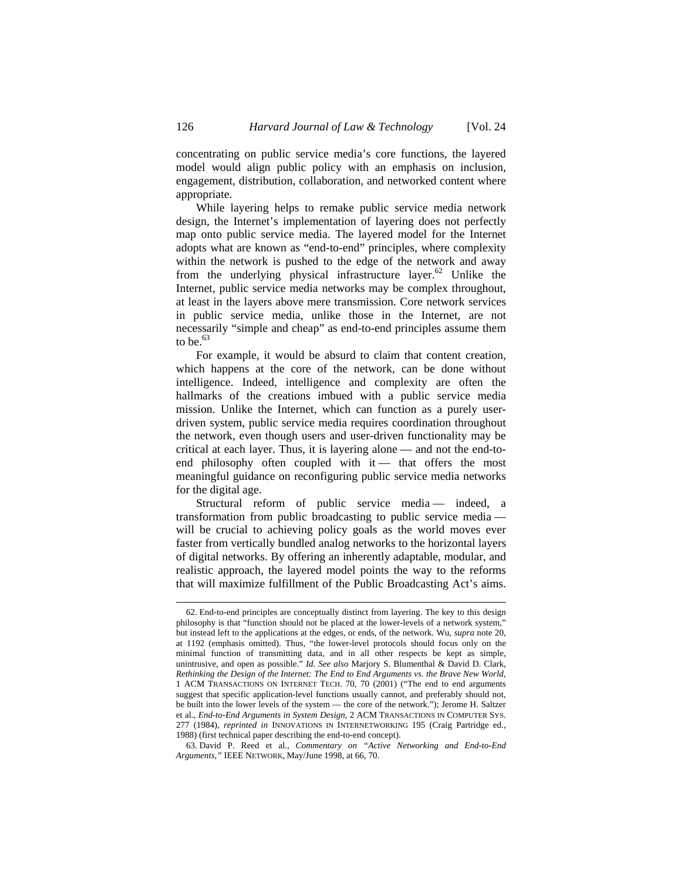concentrating on public service media's core functions, the layered model would align public policy with an emphasis on inclusion, engagement, distribution, collaboration, and networked content where appropriate.

While layering helps to remake public service media network design, the Internet's implementation of layering does not perfectly map onto public service media. The layered model for the Internet adopts what are known as "end-to-end" principles, where complexity within the network is pushed to the edge of the network and away from the underlying physical infrastructure layer.[62] Unlike the Internet, public service media networks may be complex throughout, at least in the layers above mere transmission. Core network services in public service media, unlike those in the Internet, are not necessarily "simple and cheap" as end-to-end principles assume them to be.[63]

For example, it would be absurd to claim that content creation, which happens at the core of the network, can be done without intelligence. Indeed, intelligence and complexity are often the hallmarks of the creations imbued with a public service media mission. Unlike the Internet, which can function as a purely user-driven system, public service media requires coordination throughout the network, even though users and user-driven functionality may be critical at each layer. Thus, it is layering alone — and not the end-to-end philosophy often coupled with it — that offers the most meaningful guidance on reconfiguring public service media networks for the digital age.

Structural reform of public service media — indeed, a transformation from public broadcasting to public service media — will be crucial to achieving policy goals as the world moves ever faster from vertically bundled analog networks to the horizontal layers of digital networks. By offering an inherently adaptable, modular, and realistic approach, the layered model points the way to the reforms that will maximize fulfillment of the Public Broadcasting Act's aims.

---

62. End-to-end principles are conceptually distinct from layering. The key to this design philosophy is that "function should not be placed at the lower-levels of a network system," but instead left to the applications at the edges, or ends, of the network. Wu, *supra* note 20, at 1192 (emphasis omitted). Thus, "the lower-level protocols should focus only on the minimal function of transmitting data, and in all other respects be kept as simple, unintrusive, and open as possible." *Id. See also* Marjory S. Blumenthal & David D. Clark, *Rethinking the Design of the Internet: The End to End Arguments vs. the Brave New World*, 1 ACM TRANSACTIONS ON INTERNET TECH. 70, 70 (2001) ("The end to end arguments suggest that specific application-level functions usually cannot, and preferably should not, be built into the lower levels of the system — the core of the network."); Jerome H. Saltzer et al., *End-to-End Arguments in System Design*, 2 ACM TRANSACTIONS IN COMPUTER SYS. 277 (1984), *reprinted in* INNOVATIONS IN INTERNETWORKING 195 (Craig Partridge ed., 1988) (first technical paper describing the end-to-end concept).

63. David P. Reed et al., *Commentary on "Active Networking and End-to-End Arguments,"* IEEE NETWORK, May/June 1998, at 66, 70.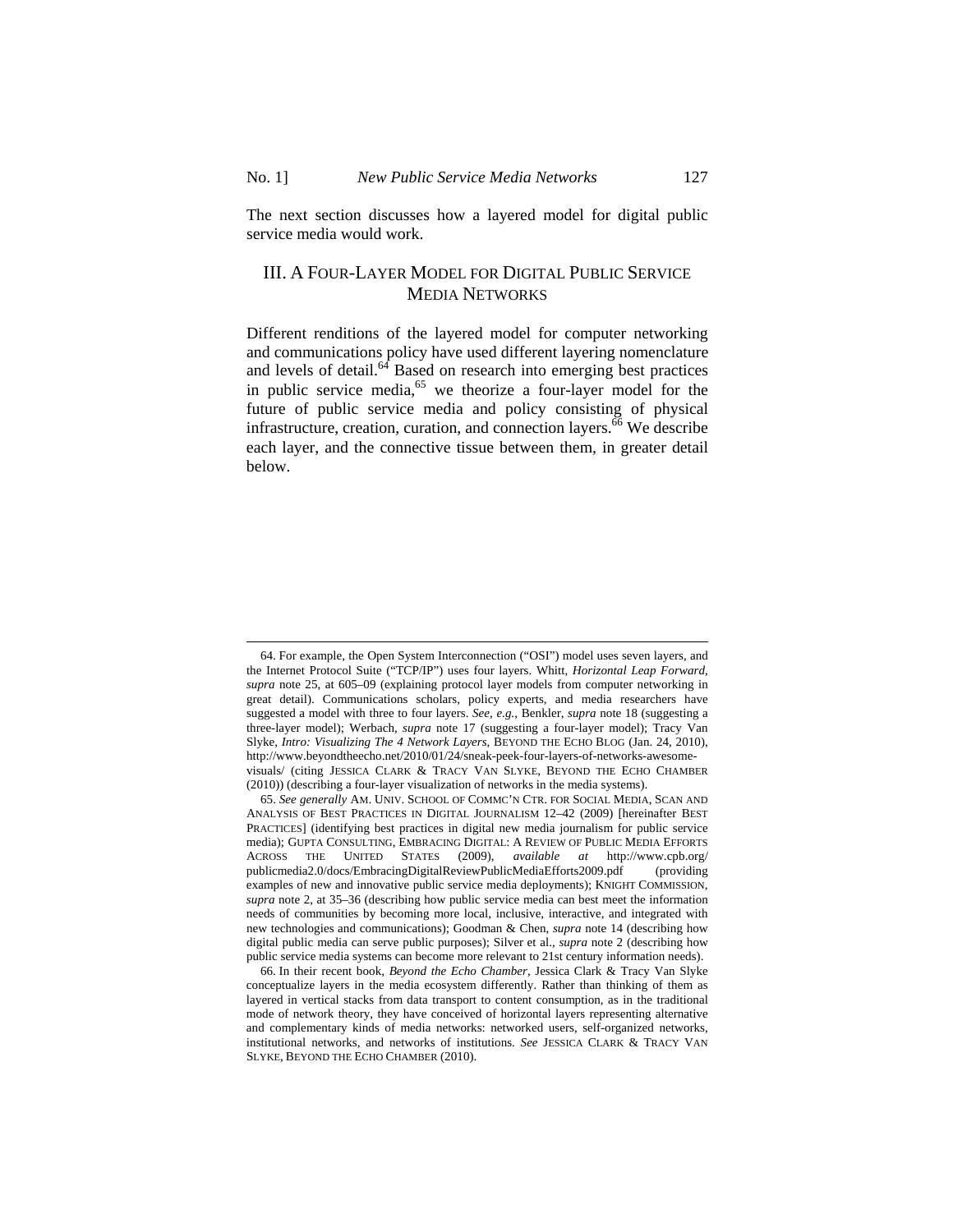The next section discusses how a layered model for digital public service media would work.

## III. A FOUR-LAYER MODEL FOR DIGITAL PUBLIC SERVICE MEDIA NETWORKS

Different renditions of the layered model for computer networking and communications policy have used different layering nomenclature and levels of detail.[64] Based on research into emerging best practices in public service media,[65] we theorize a four-layer model for the future of public service media and policy consisting of physical infrastructure, creation, curation, and connection layers.[66] We describe each layer, and the connective tissue between them, in greater detail below.

---

64. For example, the Open System Interconnection ("OSI") model uses seven layers, and the Internet Protocol Suite ("TCP/IP") uses four layers. Whitt, *Horizontal Leap Forward*, *supra* note 25, at 605–09 (explaining protocol layer models from computer networking in great detail). Communications scholars, policy experts, and media researchers have suggested a model with three to four layers. *See, e.g.*, Benkler, *supra* note 18 (suggesting a three-layer model); Werbach, *supra* note 17 (suggesting a four-layer model); Tracy Van Slyke, *Intro: Visualizing The 4 Network Layers*, BEYOND THE ECHO BLOG (Jan. 24, 2010), http://www.beyondtheecho.net/2010/01/24/sneak-peek-four-layers-of-networks-awesome-visuals/ (citing JESSICA CLARK & TRACY VAN SLYKE, BEYOND THE ECHO CHAMBER (2010)) (describing a four-layer visualization of networks in the media systems).

65. *See generally* AM. UNIV. SCHOOL OF COMMC'N CTR. FOR SOCIAL MEDIA, SCAN AND ANALYSIS OF BEST PRACTICES IN DIGITAL JOURNALISM 12–42 (2009) [hereinafter BEST PRACTICES] (identifying best practices in digital new media journalism for public service media); GUPTA CONSULTING, EMBRACING DIGITAL: A REVIEW OF PUBLIC MEDIA EFFORTS ACROSS THE UNITED STATES (2009), *available at* http://www.cpb.org/publicmedia2.0/docs/EmbracingDigitalReviewPublicMediaEfforts2009.pdf (providing examples of new and innovative public service media deployments); KNIGHT COMMISSION, *supra* note 2, at 35–36 (describing how public service media can best meet the information needs of communities by becoming more local, inclusive, interactive, and integrated with new technologies and communications); Goodman & Chen, *supra* note 14 (describing how digital public media can serve public purposes); Silver et al., *supra* note 2 (describing how public service media systems can become more relevant to 21st century information needs).

66. In their recent book, *Beyond the Echo Chamber*, Jessica Clark & Tracy Van Slyke conceptualize layers in the media ecosystem differently. Rather than thinking of them as layered in vertical stacks from data transport to content consumption, as in the traditional mode of network theory, they have conceived of horizontal layers representing alternative and complementary kinds of media networks: networked users, self-organized networks, institutional networks, and networks of institutions. *See* JESSICA CLARK & TRACY VAN SLYKE, BEYOND THE ECHO CHAMBER (2010).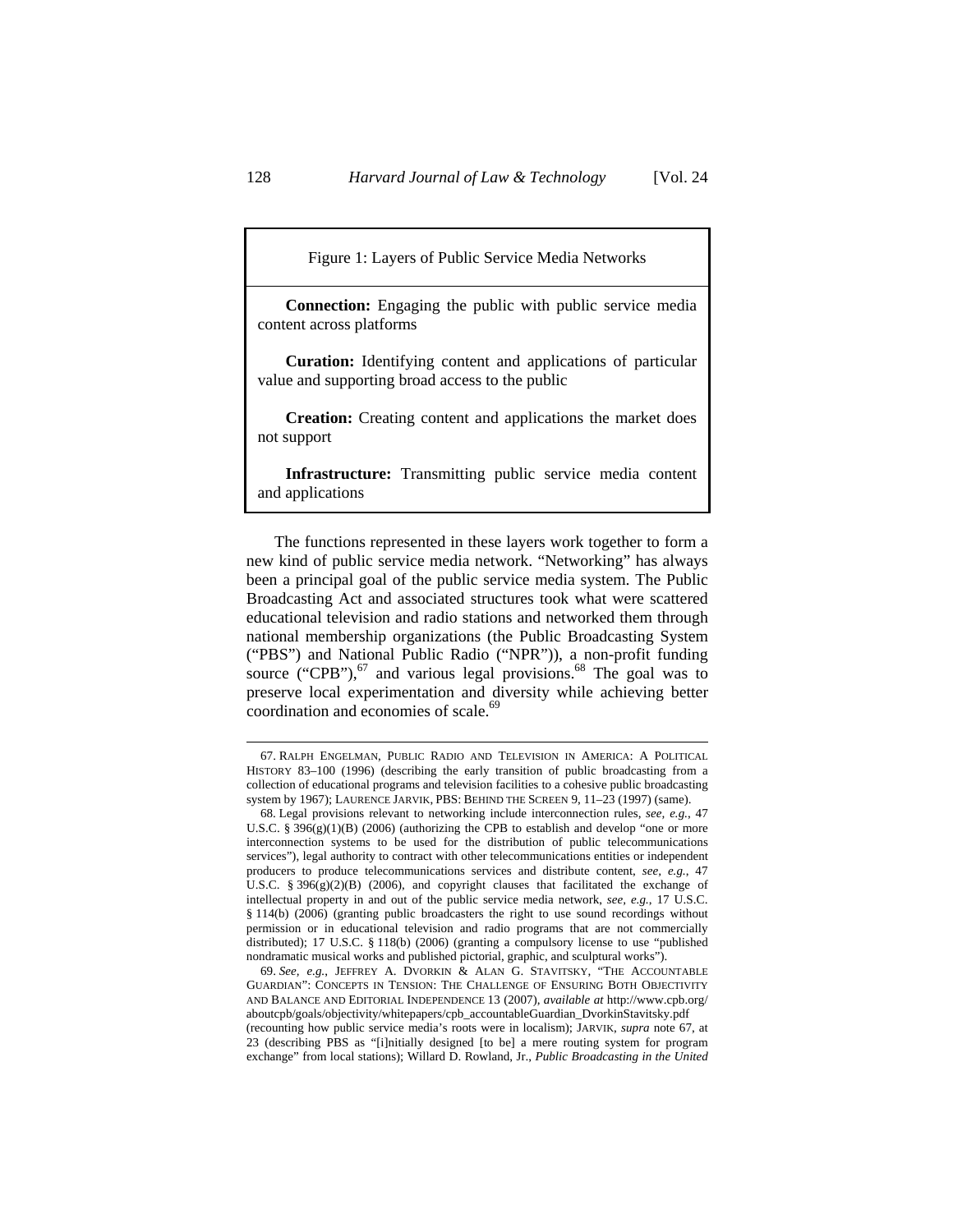Figure 1: Layers of Public Service Media Networks

**Connection:** Engaging the public with public service media content across platforms

**Curation:** Identifying content and applications of particular value and supporting broad access to the public

**Creation:** Creating content and applications the market does not support

**Infrastructure:** Transmitting public service media content and applications

The functions represented in these layers work together to form a new kind of public service media network. "Networking" has always been a principal goal of the public service media system. The Public Broadcasting Act and associated structures took what were scattered educational television and radio stations and networked them through national membership organizations (the Public Broadcasting System ("PBS") and National Public Radio ("NPR")), a non-profit funding source ("CPB"),[67] and various legal provisions.[68] The goal was to preserve local experimentation and diversity while achieving better coordination and economies of scale.[69]

---

67. RALPH ENGELMAN, PUBLIC RADIO AND TELEVISION IN AMERICA: A POLITICAL HISTORY 83–100 (1996) (describing the early transition of public broadcasting from a collection of educational programs and television facilities to a cohesive public broadcasting system by 1967); LAURENCE JARVIK, PBS: BEHIND THE SCREEN 9, 11–23 (1997) (same).

68. Legal provisions relevant to networking include interconnection rules, *see, e.g.*, 47 U.S.C. § 396(g)(1)(B) (2006) (authorizing the CPB to establish and develop "one or more interconnection systems to be used for the distribution of public telecommunications services"), legal authority to contract with other telecommunications entities or independent producers to produce telecommunications services and distribute content, *see, e.g.*, 47 U.S.C. § 396(g)(2)(B) (2006), and copyright clauses that facilitated the exchange of intellectual property in and out of the public service media network, *see, e.g.*, 17 U.S.C. § 114(b) (2006) (granting public broadcasters the right to use sound recordings without permission or in educational television and radio programs that are not commercially distributed); 17 U.S.C. § 118(b) (2006) (granting a compulsory license to use "published nondramatic musical works and published pictorial, graphic, and sculptural works").

69. *See, e.g.*, JEFFREY A. DVORKIN & ALAN G. STAVITSKY, "THE ACCOUNTABLE GUARDIAN": CONCEPTS IN TENSION: THE CHALLENGE OF ENSURING BOTH OBJECTIVITY AND BALANCE AND EDITORIAL INDEPENDENCE 13 (2007), *available at* http://www.cpb.org/aboutcpb/goals/objectivity/whitepapers/cpb_accountableGuardian_DvorkinStavitsky.pdf (recounting how public service media's roots were in localism); JARVIK, *supra* note 67, at 23 (describing PBS as "[i]nitially designed [to be] a mere routing system for program exchange" from local stations); Willard D. Rowland, Jr., *Public Broadcasting in the United*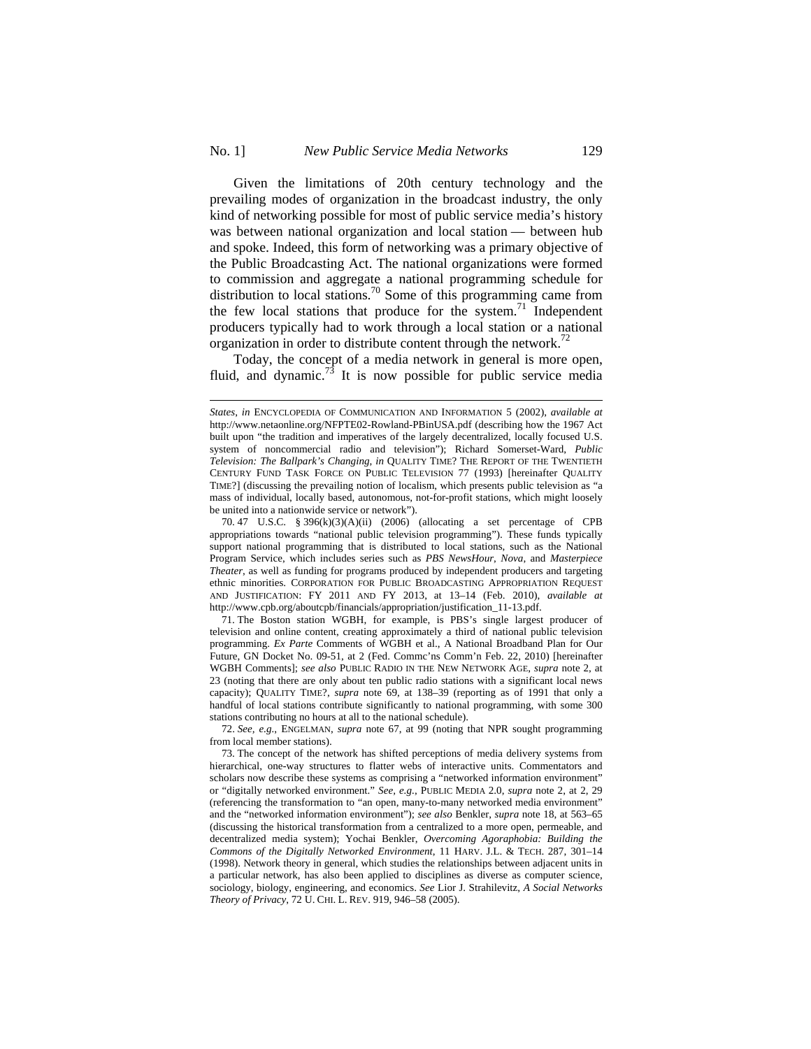Given the limitations of 20th century technology and the prevailing modes of organization in the broadcast industry, the only kind of networking possible for most of public service media's history was between national organization and local station — between hub and spoke. Indeed, this form of networking was a primary objective of the Public Broadcasting Act. The national organizations were formed to commission and aggregate a national programming schedule for distribution to local stations.[70] Some of this programming came from the few local stations that produce for the system.[71] Independent producers typically had to work through a local station or a national organization in order to distribute content through the network.[72]

Today, the concept of a media network in general is more open, fluid, and dynamic.[73] It is now possible for public service media

---

*States*, *in* ENCYCLOPEDIA OF COMMUNICATION AND INFORMATION 5 (2002), *available at* http://www.netaonline.org/NFPTE02-Rowland-PBinUSA.pdf (describing how the 1967 Act built upon "the tradition and imperatives of the largely decentralized, locally focused U.S. system of noncommercial radio and television"); Richard Somerset-Ward, *Public Television: The Ballpark's Changing*, *in* QUALITY TIME? THE REPORT OF THE TWENTIETH CENTURY FUND TASK FORCE ON PUBLIC TELEVISION 77 (1993) [hereinafter QUALITY TIME?] (discussing the prevailing notion of localism, which presents public television as "a mass of individual, locally based, autonomous, not-for-profit stations, which might loosely be united into a nationwide service or network").

70. 47 U.S.C. § 396(k)(3)(A)(ii) (2006) (allocating a set percentage of CPB appropriations towards "national public television programming"). These funds typically support national programming that is distributed to local stations, such as the National Program Service, which includes series such as *PBS NewsHour*, *Nova*, and *Masterpiece Theater*, as well as funding for programs produced by independent producers and targeting ethnic minorities. CORPORATION FOR PUBLIC BROADCASTING APPROPRIATION REQUEST AND JUSTIFICATION: FY 2011 AND FY 2013, at 13–14 (Feb. 2010), *available at* http://www.cpb.org/aboutcpb/financials/appropriation/justification_11-13.pdf.

71. The Boston station WGBH, for example, is PBS's single largest producer of television and online content, creating approximately a third of national public television programming. *Ex Parte* Comments of WGBH et al., A National Broadband Plan for Our Future, GN Docket No. 09-51, at 2 (Fed. Commc'ns Comm'n Feb. 22, 2010) [hereinafter WGBH Comments]; *see also* PUBLIC RADIO IN THE NEW NETWORK AGE, *supra* note 2, at 23 (noting that there are only about ten public radio stations with a significant local news capacity); QUALITY TIME?, *supra* note 69, at 138–39 (reporting as of 1991 that only a handful of local stations contribute significantly to national programming, with some 300 stations contributing no hours at all to the national schedule).

72. *See, e.g.*, ENGELMAN, *supra* note 67, at 99 (noting that NPR sought programming from local member stations).

73. The concept of the network has shifted perceptions of media delivery systems from hierarchical, one-way structures to flatter webs of interactive units. Commentators and scholars now describe these systems as comprising a "networked information environment" or "digitally networked environment." *See, e.g.*, PUBLIC MEDIA 2.0, *supra* note 2, at 2, 29 (referencing the transformation to "an open, many-to-many networked media environment" and the "networked information environment"); *see also* Benkler, *supra* note 18, at 563–65 (discussing the historical transformation from a centralized to a more open, permeable, and decentralized media system); Yochai Benkler, *Overcoming Agoraphobia: Building the Commons of the Digitally Networked Environment*, 11 HARV. J.L. & TECH. 287, 301–14 (1998). Network theory in general, which studies the relationships between adjacent units in a particular network, has also been applied to disciplines as diverse as computer science, sociology, biology, engineering, and economics. *See* Lior J. Strahilevitz, *A Social Networks Theory of Privacy*, 72 U. CHI. L. REV. 919, 946–58 (2005).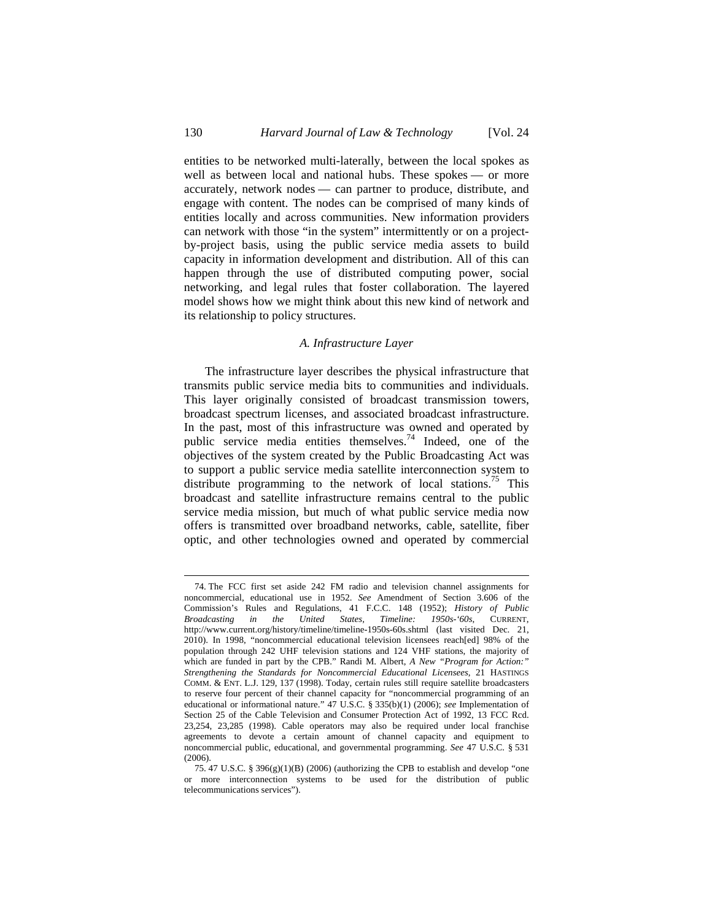entities to be networked multi-laterally, between the local spokes as well as between local and national hubs. These spokes — or more accurately, network nodes — can partner to produce, distribute, and engage with content. The nodes can be comprised of many kinds of entities locally and across communities. New information providers can network with those "in the system" intermittently or on a project-by-project basis, using the public service media assets to build capacity in information development and distribution. All of this can happen through the use of distributed computing power, social networking, and legal rules that foster collaboration. The layered model shows how we might think about this new kind of network and its relationship to policy structures.

### *A. Infrastructure Layer*

The infrastructure layer describes the physical infrastructure that transmits public service media bits to communities and individuals. This layer originally consisted of broadcast transmission towers, broadcast spectrum licenses, and associated broadcast infrastructure. In the past, most of this infrastructure was owned and operated by public service media entities themselves.[74] Indeed, one of the objectives of the system created by the Public Broadcasting Act was to support a public service media satellite interconnection system to distribute programming to the network of local stations.[75] This broadcast and satellite infrastructure remains central to the public service media mission, but much of what public service media now offers is transmitted over broadband networks, cable, satellite, fiber optic, and other technologies owned and operated by commercial

---

74. The FCC first set aside 242 FM radio and television channel assignments for noncommercial, educational use in 1952. *See* Amendment of Section 3.606 of the Commission's Rules and Regulations, 41 F.C.C. 148 (1952); *History of Public Broadcasting in the United States, Timeline: 1950s-'60s*, CURRENT, http://www.current.org/history/timeline/timeline-1950s-60s.shtml (last visited Dec. 21, 2010). In 1998, "noncommercial educational television licensees reach[ed] 98% of the population through 242 UHF television stations and 124 VHF stations, the majority of which are funded in part by the CPB." Randi M. Albert, *A New "Program for Action:" Strengthening the Standards for Noncommercial Educational Licensees*, 21 HASTINGS COMM. & ENT. L.J. 129, 137 (1998). Today, certain rules still require satellite broadcasters to reserve four percent of their channel capacity for "noncommercial programming of an educational or informational nature." 47 U.S.C. § 335(b)(1) (2006); *see* Implementation of Section 25 of the Cable Television and Consumer Protection Act of 1992, 13 FCC Rcd. 23,254, 23,285 (1998). Cable operators may also be required under local franchise agreements to devote a certain amount of channel capacity and equipment to noncommercial public, educational, and governmental programming. *See* 47 U.S.C. § 531 (2006).

75. 47 U.S.C. § 396(g)(1)(B) (2006) (authorizing the CPB to establish and develop "one or more interconnection systems to be used for the distribution of public telecommunications services").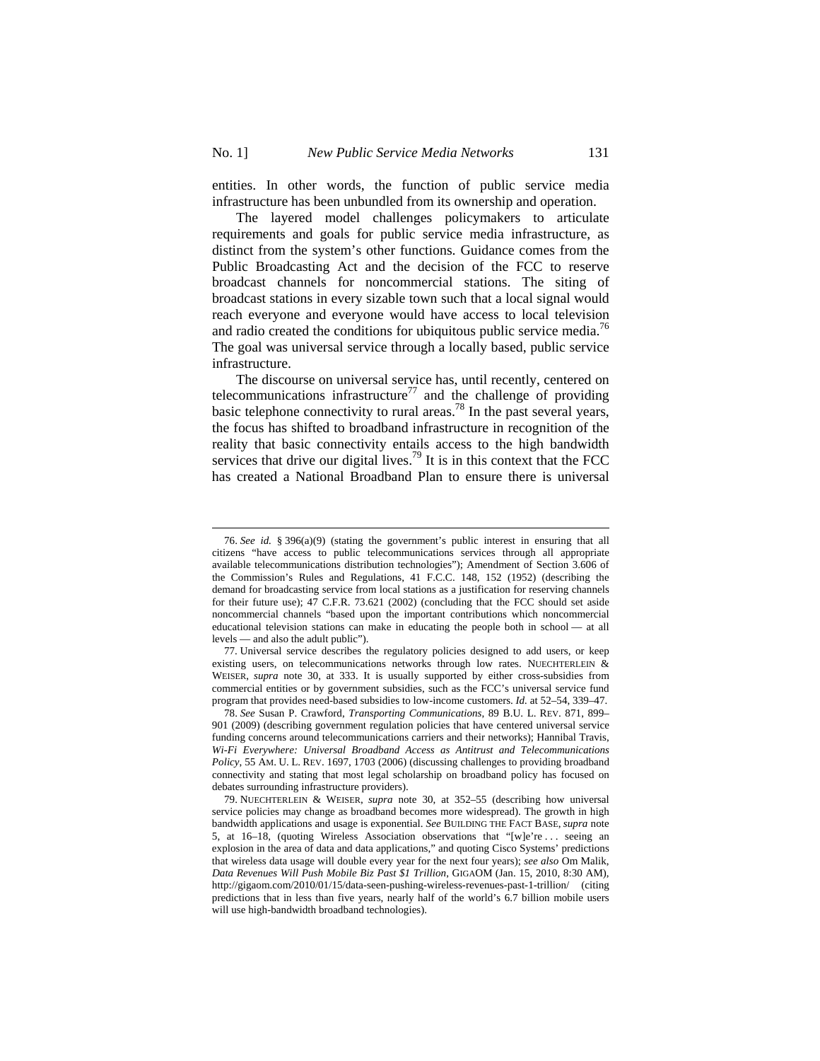entities. In other words, the function of public service media infrastructure has been unbundled from its ownership and operation.

The layered model challenges policymakers to articulate requirements and goals for public service media infrastructure, as distinct from the system's other functions. Guidance comes from the Public Broadcasting Act and the decision of the FCC to reserve broadcast channels for noncommercial stations. The siting of broadcast stations in every sizable town such that a local signal would reach everyone and everyone would have access to local television and radio created the conditions for ubiquitous public service media.[76] The goal was universal service through a locally based, public service infrastructure.

The discourse on universal service has, until recently, centered on telecommunications infrastructure[77] and the challenge of providing basic telephone connectivity to rural areas.[78] In the past several years, the focus has shifted to broadband infrastructure in recognition of the reality that basic connectivity entails access to the high bandwidth services that drive our digital lives.[79] It is in this context that the FCC has created a National Broadband Plan to ensure there is universal

---

76. *See id.* § 396(a)(9) (stating the government's public interest in ensuring that all citizens "have access to public telecommunications services through all appropriate available telecommunications distribution technologies"); Amendment of Section 3.606 of the Commission's Rules and Regulations, 41 F.C.C. 148, 152 (1952) (describing the demand for broadcasting service from local stations as a justification for reserving channels for their future use); 47 C.F.R. 73.621 (2002) (concluding that the FCC should set aside noncommercial channels "based upon the important contributions which noncommercial educational television stations can make in educating the people both in school — at all levels — and also the adult public").

77. Universal service describes the regulatory policies designed to add users, or keep existing users, on telecommunications networks through low rates. NUECHTERLEIN & WEISER, *supra* note 30, at 333. It is usually supported by either cross-subsidies from commercial entities or by government subsidies, such as the FCC's universal service fund program that provides need-based subsidies to low-income customers. *Id.* at 52–54, 339–47.

78. *See* Susan P. Crawford, *Transporting Communications*, 89 B.U. L. REV. 871, 899–901 (2009) (describing government regulation policies that have centered universal service funding concerns around telecommunications carriers and their networks); Hannibal Travis, *Wi-Fi Everywhere: Universal Broadband Access as Antitrust and Telecommunications Policy*, 55 AM. U. L. REV. 1697, 1703 (2006) (discussing challenges to providing broadband connectivity and stating that most legal scholarship on broadband policy has focused on debates surrounding infrastructure providers).

79. NUECHTERLEIN & WEISER, *supra* note 30, at 352–55 (describing how universal service policies may change as broadband becomes more widespread). The growth in high bandwidth applications and usage is exponential. *See* BUILDING THE FACT BASE, *supra* note 5, at 16–18, (quoting Wireless Association observations that "[w]e're . . . seeing an explosion in the area of data and data applications," and quoting Cisco Systems' predictions that wireless data usage will double every year for the next four years); *see also* Om Malik, *Data Revenues Will Push Mobile Biz Past $1 Trillion*, GIGAOM (Jan. 15, 2010, 8:30 AM), http://gigaom.com/2010/01/15/data-seen-pushing-wireless-revenues-past-1-trillion/ (citing predictions that in less than five years, nearly half of the world's 6.7 billion mobile users will use high-bandwidth broadband technologies).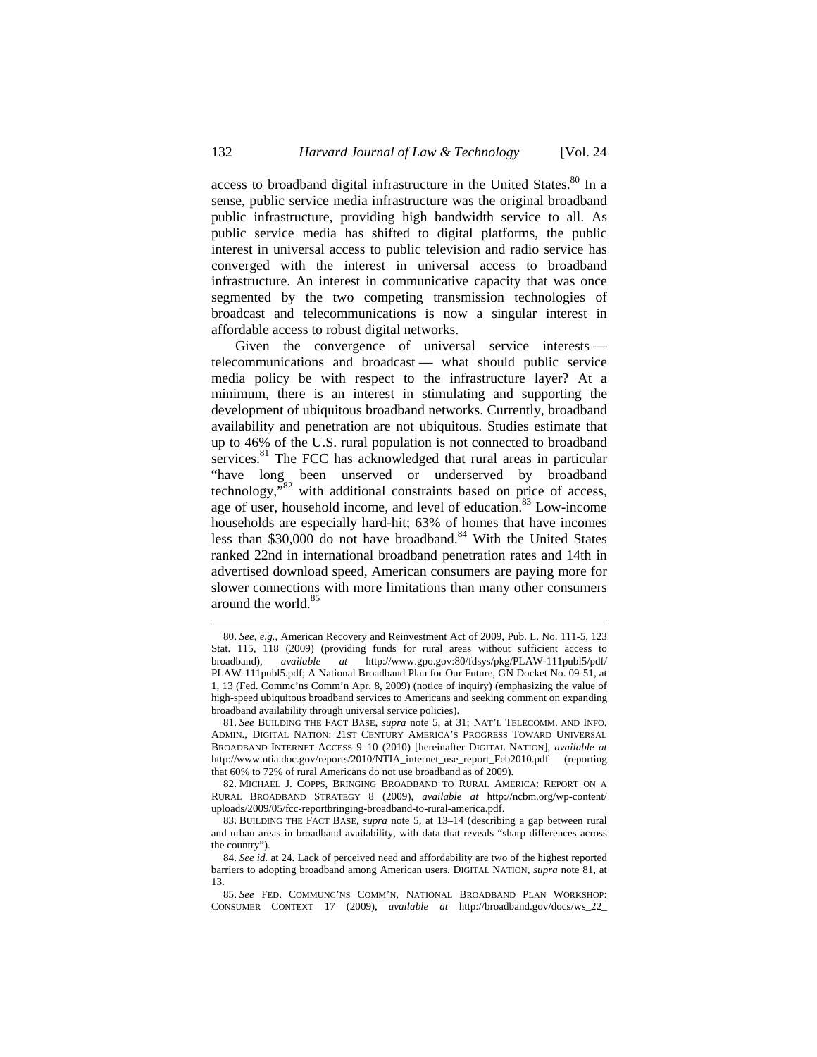access to broadband digital infrastructure in the United States.[80] In a sense, public service media infrastructure was the original broadband public infrastructure, providing high bandwidth service to all. As public service media has shifted to digital platforms, the public interest in universal access to public television and radio service has converged with the interest in universal access to broadband infrastructure. An interest in communicative capacity that was once segmented by the two competing transmission technologies of broadcast and telecommunications is now a singular interest in affordable access to robust digital networks.

Given the convergence of universal service interests — telecommunications and broadcast — what should public service media policy be with respect to the infrastructure layer? At a minimum, there is an interest in stimulating and supporting the development of ubiquitous broadband networks. Currently, broadband availability and penetration are not ubiquitous. Studies estimate that up to 46% of the U.S. rural population is not connected to broadband services.[81] The FCC has acknowledged that rural areas in particular "have long been unserved or underserved by broadband technology,"[82] with additional constraints based on price of access, age of user, household income, and level of education.[83] Low-income households are especially hard-hit; 63% of homes that have incomes less than $30,000 do not have broadband.[84] With the United States ranked 22nd in international broadband penetration rates and 14th in advertised download speed, American consumers are paying more for slower connections with more limitations than many other consumers around the world.[85]

---

80. *See, e.g.*, American Recovery and Reinvestment Act of 2009, Pub. L. No. 111-5, 123 Stat. 115, 118 (2009) (providing funds for rural areas without sufficient access to broadband), *available at* http://www.gpo.gov:80/fdsys/pkg/PLAW-111publ5/pdf/PLAW-111publ5.pdf; A National Broadband Plan for Our Future, GN Docket No. 09-51, at 1, 13 (Fed. Commc'ns Comm'n Apr. 8, 2009) (notice of inquiry) (emphasizing the value of high-speed ubiquitous broadband services to Americans and seeking comment on expanding broadband availability through universal service policies).

81. *See* BUILDING THE FACT BASE, *supra* note 5, at 31; NAT'L TELECOMM. AND INFO. ADMIN., DIGITAL NATION: 21ST CENTURY AMERICA'S PROGRESS TOWARD UNIVERSAL BROADBAND INTERNET ACCESS 9–10 (2010) [hereinafter DIGITAL NATION], *available at* http://www.ntia.doc.gov/reports/2010/NTIA_internet_use_report_Feb2010.pdf (reporting that 60% to 72% of rural Americans do not use broadband as of 2009).

82. MICHAEL J. COPPS, BRINGING BROADBAND TO RURAL AMERICA: REPORT ON A RURAL BROADBAND STRATEGY 8 (2009), *available at* http://ncbm.org/wp-content/uploads/2009/05/fcc-reportbringing-broadband-to-rural-america.pdf.

83. BUILDING THE FACT BASE, *supra* note 5, at 13–14 (describing a gap between rural and urban areas in broadband availability, with data that reveals "sharp differences across the country").

84. *See id.* at 24. Lack of perceived need and affordability are two of the highest reported barriers to adopting broadband among American users. DIGITAL NATION, *supra* note 81, at 13.

85. *See* FED. COMMUNC'NS COMM'N, NATIONAL BROADBAND PLAN WORKSHOP: CONSUMER CONTEXT 17 (2009), *available at* http://broadband.gov/docs/ws_22_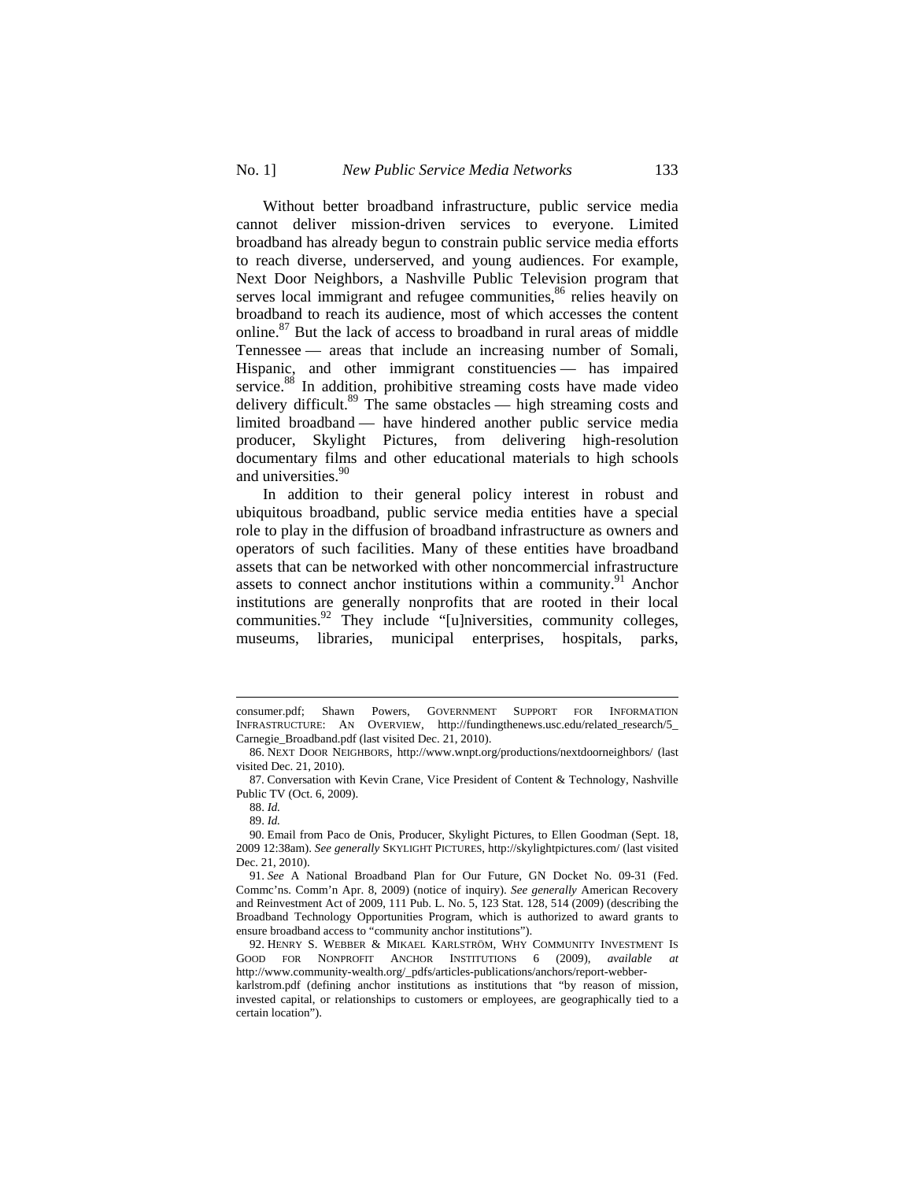Without better broadband infrastructure, public service media cannot deliver mission-driven services to everyone. Limited broadband has already begun to constrain public service media efforts to reach diverse, underserved, and young audiences. For example, Next Door Neighbors, a Nashville Public Television program that serves local immigrant and refugee communities,[86] relies heavily on broadband to reach its audience, most of which accesses the content online.[87] But the lack of access to broadband in rural areas of middle Tennessee — areas that include an increasing number of Somali, Hispanic, and other immigrant constituencies — has impaired service.[88] In addition, prohibitive streaming costs have made video delivery difficult.[89] The same obstacles — high streaming costs and limited broadband — have hindered another public service media producer, Skylight Pictures, from delivering high-resolution documentary films and other educational materials to high schools and universities.[90]

In addition to their general policy interest in robust and ubiquitous broadband, public service media entities have a special role to play in the diffusion of broadband infrastructure as owners and operators of such facilities. Many of these entities have broadband assets that can be networked with other noncommercial infrastructure assets to connect anchor institutions within a community.[91] Anchor institutions are generally nonprofits that are rooted in their local communities.[92] They include "[u]niversities, community colleges, museums, libraries, municipal enterprises, hospitals, parks,

---

consumer.pdf; Shawn Powers, GOVERNMENT SUPPORT FOR INFORMATION INFRASTRUCTURE: AN OVERVIEW, http://fundingthenews.usc.edu/related_research/5_Carnegie_Broadband.pdf (last visited Dec. 21, 2010).

86. NEXT DOOR NEIGHBORS, http://www.wnpt.org/productions/nextdoorneighbors/ (last visited Dec. 21, 2010).

87. Conversation with Kevin Crane, Vice President of Content & Technology, Nashville Public TV (Oct. 6, 2009).

88. *Id.*

89. *Id.*

90. Email from Paco de Onis, Producer, Skylight Pictures, to Ellen Goodman (Sept. 18, 2009 12:38am). *See generally* SKYLIGHT PICTURES, http://skylightpictures.com/ (last visited Dec. 21, 2010).

91. *See* A National Broadband Plan for Our Future, GN Docket No. 09-31 (Fed. Commc'ns. Comm'n Apr. 8, 2009) (notice of inquiry). *See generally* American Recovery and Reinvestment Act of 2009, 111 Pub. L. No. 5, 123 Stat. 128, 514 (2009) (describing the Broadband Technology Opportunities Program, which is authorized to award grants to ensure broadband access to "community anchor institutions").

92. HENRY S. WEBBER & MIKAEL KARLSTRÖM, WHY COMMUNITY INVESTMENT IS GOOD FOR NONPROFIT ANCHOR INSTITUTIONS 6 (2009), *available at* http://www.community-wealth.org/_pdfs/articles-publications/anchors/report-webber-karlstrom.pdf (defining anchor institutions as institutions that "by reason of mission, invested capital, or relationships to customers or employees, are geographically tied to a certain location").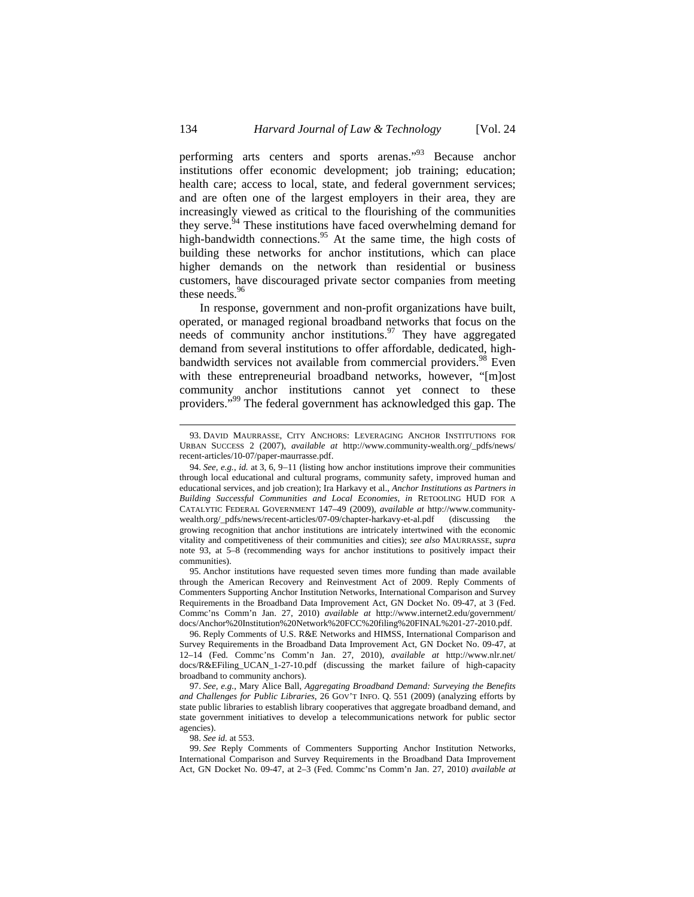performing arts centers and sports arenas."[93] Because anchor institutions offer economic development; job training; education; health care; access to local, state, and federal government services; and are often one of the largest employers in their area, they are increasingly viewed as critical to the flourishing of the communities they serve.[94] These institutions have faced overwhelming demand for high-bandwidth connections.[95] At the same time, the high costs of building these networks for anchor institutions, which can place higher demands on the network than residential or business customers, have discouraged private sector companies from meeting these needs.[96]

In response, government and non-profit organizations have built, operated, or managed regional broadband networks that focus on the needs of community anchor institutions.[97] They have aggregated demand from several institutions to offer affordable, dedicated, high-bandwidth services not available from commercial providers.[98] Even with these entrepreneurial broadband networks, however, "[m]ost community anchor institutions cannot yet connect to these providers."[99] The federal government has acknowledged this gap. The

---

93. DAVID MAURRASSE, CITY ANCHORS: LEVERAGING ANCHOR INSTITUTIONS FOR URBAN SUCCESS 2 (2007), *available at* http://www.community-wealth.org/_pdfs/news/recent-articles/10-07/paper-maurrasse.pdf.

94. *See, e.g.*, *id.* at 3, 6, 9–11 (listing how anchor institutions improve their communities through local educational and cultural programs, community safety, improved human and educational services, and job creation); Ira Harkavy et al., *Anchor Institutions as Partners in Building Successful Communities and Local Economies*, *in* RETOOLING HUD FOR A CATALYTIC FEDERAL GOVERNMENT 147–49 (2009), *available at* http://www.community-wealth.org/_pdfs/news/recent-articles/07-09/chapter-harkavy-et-al.pdf (discussing the growing recognition that anchor institutions are intricately intertwined with the economic vitality and competitiveness of their communities and cities); *see also* MAURRASSE, *supra* note 93, at 5–8 (recommending ways for anchor institutions to positively impact their communities).

95. Anchor institutions have requested seven times more funding than made available through the American Recovery and Reinvestment Act of 2009. Reply Comments of Commenters Supporting Anchor Institution Networks, International Comparison and Survey Requirements in the Broadband Data Improvement Act, GN Docket No. 09-47, at 3 (Fed. Commc'ns Comm'n Jan. 27, 2010) *available at* http://www.internet2.edu/government/docs/Anchor%20Institution%20Network%20FCC%20filing%20FINAL%201-27-2010.pdf.

96. Reply Comments of U.S. R&E Networks and HIMSS, International Comparison and Survey Requirements in the Broadband Data Improvement Act, GN Docket No. 09-47, at 12–14 (Fed. Commc'ns Comm'n Jan. 27, 2010), *available at* http://www.nlr.net/docs/R&EFiling_UCAN_1-27-10.pdf (discussing the market failure of high-capacity broadband to community anchors).

97. *See, e.g.*, Mary Alice Ball, *Aggregating Broadband Demand: Surveying the Benefits and Challenges for Public Libraries*, 26 GOV'T INFO. Q. 551 (2009) (analyzing efforts by state public libraries to establish library cooperatives that aggregate broadband demand, and state government initiatives to develop a telecommunications network for public sector agencies).

98. *See id.* at 553.

99. *See* Reply Comments of Commenters Supporting Anchor Institution Networks, International Comparison and Survey Requirements in the Broadband Data Improvement Act, GN Docket No. 09-47, at 2–3 (Fed. Commc'ns Comm'n Jan. 27, 2010) *available at*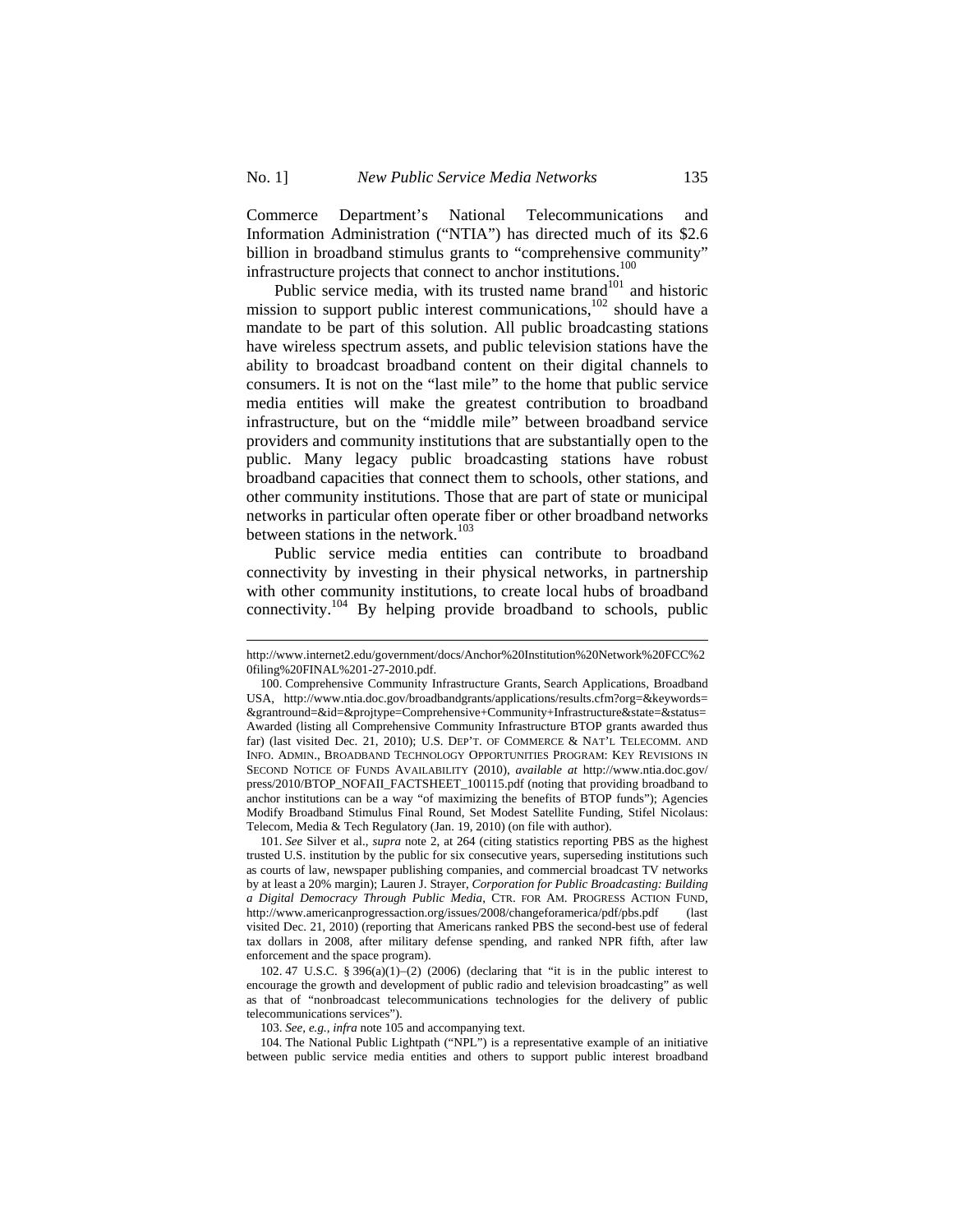Commerce Department's National Telecommunications and Information Administration ("NTIA") has directed much of its $2.6 billion in broadband stimulus grants to "comprehensive community" infrastructure projects that connect to anchor institutions.[100]

Public service media, with its trusted name brand[101] and historic mission to support public interest communications,[102] should have a mandate to be part of this solution. All public broadcasting stations have wireless spectrum assets, and public television stations have the ability to broadcast broadband content on their digital channels to consumers. It is not on the "last mile" to the home that public service media entities will make the greatest contribution to broadband infrastructure, but on the "middle mile" between broadband service providers and community institutions that are substantially open to the public. Many legacy public broadcasting stations have robust broadband capacities that connect them to schools, other stations, and other community institutions. Those that are part of state or municipal networks in particular often operate fiber or other broadband networks between stations in the network.[103]

Public service media entities can contribute to broadband connectivity by investing in their physical networks, in partnership with other community institutions, to create local hubs of broadband connectivity.[104] By helping provide broadband to schools, public

---

http://www.internet2.edu/government/docs/Anchor%20Institution%20Network%20FCC%20filing%20FINAL%201-27-2010.pdf.

100. Comprehensive Community Infrastructure Grants, Search Applications, Broadband USA, http://www.ntia.doc.gov/broadbandgrants/applications/results.cfm?org=&keywords=&grantround=&id=&projtype=Comprehensive+Community+Infrastructure&state=&status=Awarded (listing all Comprehensive Community Infrastructure BTOP grants awarded thus far) (last visited Dec. 21, 2010); U.S. DEP'T. OF COMMERCE & NAT'L TELECOMM. AND INFO. ADMIN., BROADBAND TECHNOLOGY OPPORTUNITIES PROGRAM: KEY REVISIONS IN SECOND NOTICE OF FUNDS AVAILABILITY (2010), *available at* http://www.ntia.doc.gov/press/2010/BTOP_NOFAII_FACTSHEET_100115.pdf (noting that providing broadband to anchor institutions can be a way "of maximizing the benefits of BTOP funds"); Agencies Modify Broadband Stimulus Final Round, Set Modest Satellite Funding, Stifel Nicolaus: Telecom, Media & Tech Regulatory (Jan. 19, 2010) (on file with author).

101. *See* Silver et al., *supra* note 2, at 264 (citing statistics reporting PBS as the highest trusted U.S. institution by the public for six consecutive years, superseding institutions such as courts of law, newspaper publishing companies, and commercial broadcast TV networks by at least a 20% margin); Lauren J. Strayer, *Corporation for Public Broadcasting: Building a Digital Democracy Through Public Media*, CTR. FOR AM. PROGRESS ACTION FUND, http://www.americanprogressaction.org/issues/2008/changeforamerica/pdf/pbs.pdf (last visited Dec. 21, 2010) (reporting that Americans ranked PBS the second-best use of federal tax dollars in 2008, after military defense spending, and ranked NPR fifth, after law enforcement and the space program).

102. 47 U.S.C. § 396(a)(1)–(2) (2006) (declaring that "it is in the public interest to encourage the growth and development of public radio and television broadcasting" as well as that of "nonbroadcast telecommunications technologies for the delivery of public telecommunications services").

103. *See, e.g.*, *infra* note 105 and accompanying text.

104. The National Public Lightpath ("NPL") is a representative example of an initiative between public service media entities and others to support public interest broadband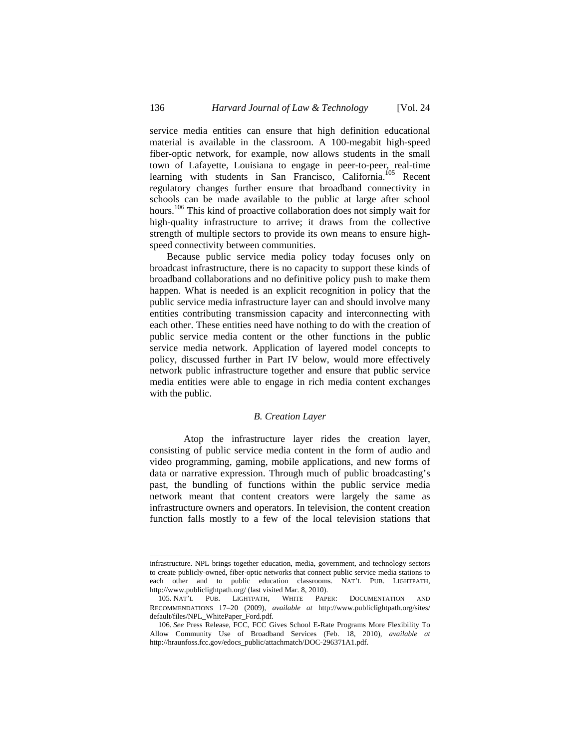service media entities can ensure that high definition educational material is available in the classroom. A 100-megabit high-speed fiber-optic network, for example, now allows students in the small town of Lafayette, Louisiana to engage in peer-to-peer, real-time learning with students in San Francisco, California.[105] Recent regulatory changes further ensure that broadband connectivity in schools can be made available to the public at large after school hours.[106] This kind of proactive collaboration does not simply wait for high-quality infrastructure to arrive; it draws from the collective strength of multiple sectors to provide its own means to ensure high-speed connectivity between communities.

Because public service media policy today focuses only on broadcast infrastructure, there is no capacity to support these kinds of broadband collaborations and no definitive policy push to make them happen. What is needed is an explicit recognition in policy that the public service media infrastructure layer can and should involve many entities contributing transmission capacity and interconnecting with each other. These entities need have nothing to do with the creation of public service media content or the other functions in the public service media network. Application of layered model concepts to policy, discussed further in Part IV below, would more effectively network public infrastructure together and ensure that public service media entities were able to engage in rich media content exchanges with the public.

### *B. Creation Layer*

Atop the infrastructure layer rides the creation layer, consisting of public service media content in the form of audio and video programming, gaming, mobile applications, and new forms of data or narrative expression. Through much of public broadcasting's past, the bundling of functions within the public service media network meant that content creators were largely the same as infrastructure owners and operators. In television, the content creation function falls mostly to a few of the local television stations that

---

infrastructure. NPL brings together education, media, government, and technology sectors to create publicly-owned, fiber-optic networks that connect public service media stations to each other and to public education classrooms. NAT'L PUB. LIGHTPATH, http://www.publiclightpath.org/ (last visited Mar. 8, 2010).

105. NAT'L PUB. LIGHTPATH, WHITE PAPER: DOCUMENTATION AND RECOMMENDATIONS 17–20 (2009), *available at* http://www.publiclightpath.org/sites/default/files/NPL_WhitePaper_Ford.pdf.

106. *See* Press Release, FCC, FCC Gives School E-Rate Programs More Flexibility To Allow Community Use of Broadband Services (Feb. 18, 2010), *available at* http://hraunfoss.fcc.gov/edocs_public/attachmatch/DOC-296371A1.pdf.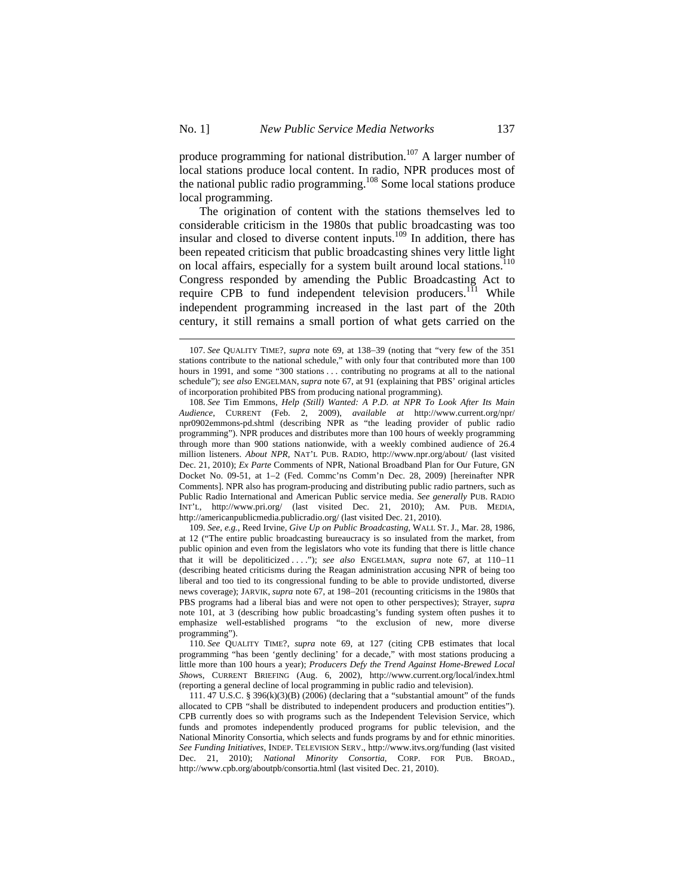produce programming for national distribution.[107] A larger number of local stations produce local content. In radio, NPR produces most of the national public radio programming.[108] Some local stations produce local programming.

The origination of content with the stations themselves led to considerable criticism in the 1980s that public broadcasting was too insular and closed to diverse content inputs.[109] In addition, there has been repeated criticism that public broadcasting shines very little light on local affairs, especially for a system built around local stations.[110] Congress responded by amending the Public Broadcasting Act to require CPB to fund independent television producers.[111] While independent programming increased in the last part of the 20th century, it still remains a small portion of what gets carried on the

---

107. *See* QUALITY TIME?, *supra* note 69, at 138–39 (noting that "very few of the 351 stations contribute to the national schedule," with only four that contributed more than 100 hours in 1991, and some "300 stations . . . contributing no programs at all to the national schedule"); *see also* ENGELMAN, *supra* note 67, at 91 (explaining that PBS' original articles of incorporation prohibited PBS from producing national programming).

108. *See* Tim Emmons, *Help (Still) Wanted: A P.D. at NPR To Look After Its Main Audience*, CURRENT (Feb. 2, 2009), *available at* http://www.current.org/npr/npr0902emmons-pd.shtml (describing NPR as "the leading provider of public radio programming"). NPR produces and distributes more than 100 hours of weekly programming through more than 900 stations nationwide, with a weekly combined audience of 26.4 million listeners. *About NPR*, NAT'L PUB. RADIO, http://www.npr.org/about/ (last visited Dec. 21, 2010); *Ex Parte* Comments of NPR, National Broadband Plan for Our Future, GN Docket No. 09-51, at 1–2 (Fed. Commc'ns Comm'n Dec. 28, 2009) [hereinafter NPR Comments]. NPR also has program-producing and distributing public radio partners, such as Public Radio International and American Public service media. *See generally* PUB. RADIO INT'L, http://www.pri.org/ (last visited Dec. 21, 2010); AM. PUB. MEDIA, http://americanpublicmedia.publicradio.org/ (last visited Dec. 21, 2010).

109. *See, e.g.*, Reed Irvine, *Give Up on Public Broadcasting*, WALL ST. J., Mar. 28, 1986, at 12 ("The entire public broadcasting bureaucracy is so insulated from the market, from public opinion and even from the legislators who vote its funding that there is little chance that it will be depoliticized . . . ."); *see also* ENGELMAN, *supra* note 67, at 110–11 (describing heated criticisms during the Reagan administration accusing NPR of being too liberal and too tied to its congressional funding to be able to provide undistorted, diverse news coverage); JARVIK, *supra* note 67, at 198–201 (recounting criticisms in the 1980s that PBS programs had a liberal bias and were not open to other perspectives); Strayer, *supra* note 101, at 3 (describing how public broadcasting's funding system often pushes it to emphasize well-established programs "to the exclusion of new, more diverse programming").

110. *See* QUALITY TIME?, *supra* note 69, at 127 (citing CPB estimates that local programming "has been 'gently declining' for a decade," with most stations producing a little more than 100 hours a year); *Producers Defy the Trend Against Home-Brewed Local Shows*, CURRENT BRIEFING (Aug. 6, 2002), http://www.current.org/local/index.html (reporting a general decline of local programming in public radio and television).

111. 47 U.S.C. § 396(k)(3)(B) (2006) (declaring that a "substantial amount" of the funds allocated to CPB "shall be distributed to independent producers and production entities"). CPB currently does so with programs such as the Independent Television Service, which funds and promotes independently produced programs for public television, and the National Minority Consortia, which selects and funds programs by and for ethnic minorities. *See Funding Initiatives*, INDEP. TELEVISION SERV., http://www.itvs.org/funding (last visited Dec. 21, 2010); *National Minority Consortia*, CORP. FOR PUB. BROAD., http://www.cpb.org/aboutpb/consortia.html (last visited Dec. 21, 2010).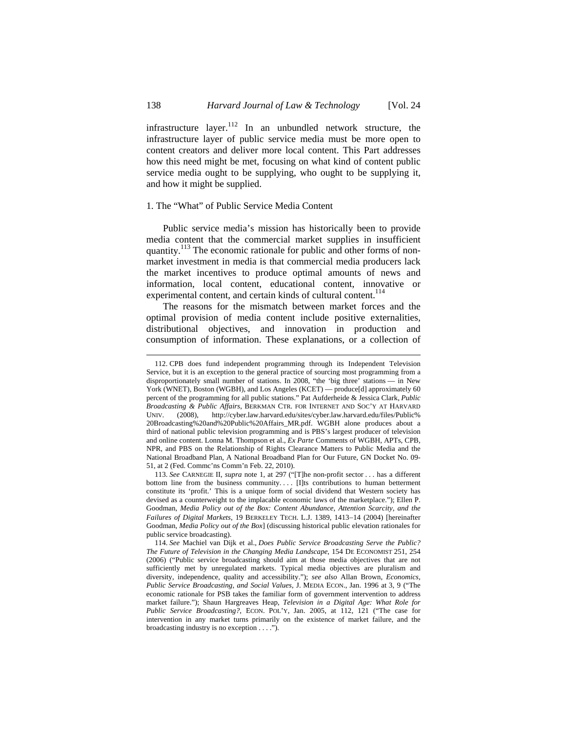infrastructure layer.[112] In an unbundled network structure, the infrastructure layer of public service media must be more open to content creators and deliver more local content. This Part addresses how this need might be met, focusing on what kind of content public service media ought to be supplying, who ought to be supplying it, and how it might be supplied.

### 1. The "What" of Public Service Media Content

Public service media's mission has historically been to provide media content that the commercial market supplies in insufficient quantity.[113] The economic rationale for public and other forms of non-market investment in media is that commercial media producers lack the market incentives to produce optimal amounts of news and information, local content, educational content, innovative or experimental content, and certain kinds of cultural content.[114]

The reasons for the mismatch between market forces and the optimal provision of media content include positive externalities, distributional objectives, and innovation in production and consumption of information. These explanations, or a collection of

---

112. CPB does fund independent programming through its Independent Television Service, but it is an exception to the general practice of sourcing most programming from a disproportionately small number of stations. In 2008, "the 'big three' stations — in New York (WNET), Boston (WGBH), and Los Angeles (KCET) — produce[d] approximately 60 percent of the programming for all public stations." Pat Aufderheide & Jessica Clark, *Public Broadcasting & Public Affairs*, BERKMAN CTR. FOR INTERNET AND SOC'Y AT HARVARD UNIV. (2008), http://cyber.law.harvard.edu/sites/cyber.law.harvard.edu/files/Public%20Broadcasting%20and%20Public%20Affairs_MR.pdf. WGBH alone produces about a third of national public television programming and is PBS's largest producer of television and online content. Lonna M. Thompson et al., *Ex Parte* Comments of WGBH, APTs, CPB, NPR, and PBS on the Relationship of Rights Clearance Matters to Public Media and the National Broadband Plan, A National Broadband Plan for Our Future, GN Docket No. 09-51, at 2 (Fed. Commc'ns Comm'n Feb. 22, 2010).

113. *See* CARNEGIE II, *supra* note 1, at 297 ("[T]he non-profit sector . . . has a different bottom line from the business community. . . . [I]ts contributions to human betterment constitute its 'profit.' This is a unique form of social dividend that Western society has devised as a counterweight to the implacable economic laws of the marketplace."); Ellen P. Goodman, *Media Policy out of the Box: Content Abundance, Attention Scarcity, and the Failures of Digital Markets*, 19 BERKELEY TECH. L.J. 1389, 1413–14 (2004) [hereinafter Goodman, *Media Policy out of the Box*] (discussing historical public elevation rationales for public service broadcasting).

114. *See* Machiel van Dijk et al., *Does Public Service Broadcasting Serve the Public? The Future of Television in the Changing Media Landscape*, 154 DE ECONOMIST 251, 254 (2006) ("Public service broadcasting should aim at those media objectives that are not sufficiently met by unregulated markets. Typical media objectives are pluralism and diversity, independence, quality and accessibility."); *see also* Allan Brown, *Economics, Public Service Broadcasting, and Social Values*, J. MEDIA ECON., Jan. 1996 at 3, 9 ("The economic rationale for PSB takes the familiar form of government intervention to address market failure."); Shaun Hargreaves Heap, *Television in a Digital Age: What Role for Public Service Broadcasting?*, ECON. POL'Y, Jan. 2005, at 112, 121 ("The case for intervention in any market turns primarily on the existence of market failure, and the broadcasting industry is no exception . . . .").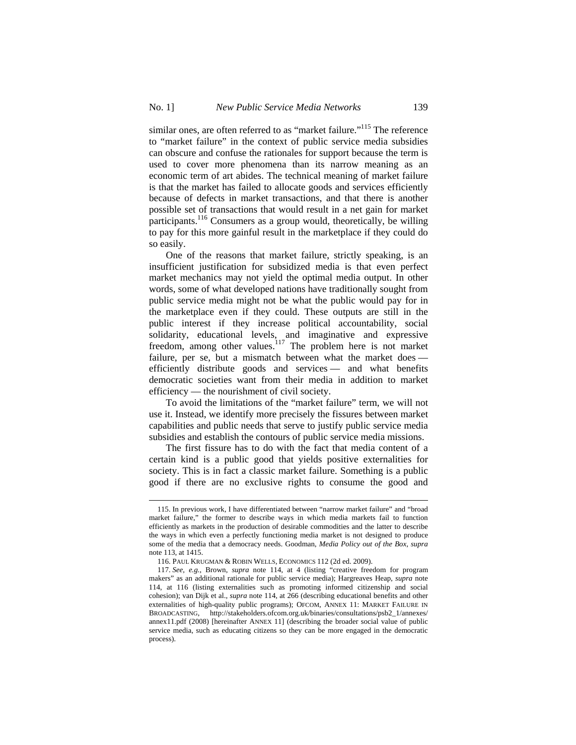similar ones, are often referred to as "market failure."[115] The reference to "market failure" in the context of public service media subsidies can obscure and confuse the rationales for support because the term is used to cover more phenomena than its narrow meaning as an economic term of art abides. The technical meaning of market failure is that the market has failed to allocate goods and services efficiently because of defects in market transactions, and that there is another possible set of transactions that would result in a net gain for market participants.[116] Consumers as a group would, theoretically, be willing to pay for this more gainful result in the marketplace if they could do so easily.

One of the reasons that market failure, strictly speaking, is an insufficient justification for subsidized media is that even perfect market mechanics may not yield the optimal media output. In other words, some of what developed nations have traditionally sought from public service media might not be what the public would pay for in the marketplace even if they could. These outputs are still in the public interest if they increase political accountability, social solidarity, educational levels, and imaginative and expressive freedom, among other values.[117] The problem here is not market failure, per se, but a mismatch between what the market does — efficiently distribute goods and services — and what benefits democratic societies want from their media in addition to market efficiency — the nourishment of civil society.

To avoid the limitations of the "market failure" term, we will not use it. Instead, we identify more precisely the fissures between market capabilities and public needs that serve to justify public service media subsidies and establish the contours of public service media missions.

The first fissure has to do with the fact that media content of a certain kind is a public good that yields positive externalities for society. This is in fact a classic market failure. Something is a public good if there are no exclusive rights to consume the good and

---

115. In previous work, I have differentiated between "narrow market failure" and "broad market failure," the former to describe ways in which media markets fail to function efficiently as markets in the production of desirable commodities and the latter to describe the ways in which even a perfectly functioning media market is not designed to produce some of the media that a democracy needs. Goodman, *Media Policy out of the Box*, *supra* note 113, at 1415.

116. PAUL KRUGMAN & ROBIN WELLS, ECONOMICS 112 (2d ed. 2009).

117. *See, e.g.*, Brown, *supra* note 114, at 4 (listing "creative freedom for program makers" as an additional rationale for public service media); Hargreaves Heap, *supra* note 114, at 116 (listing externalities such as promoting informed citizenship and social cohesion); van Dijk et al., *supra* note 114, at 266 (describing educational benefits and other externalities of high-quality public programs); OFCOM, ANNEX 11: MARKET FAILURE IN BROADCASTING, http://stakeholders.ofcom.org.uk/binaries/consultations/psb2_1/annexes/annex11.pdf (2008) [hereinafter ANNEX 11] (describing the broader social value of public service media, such as educating citizens so they can be more engaged in the democratic process).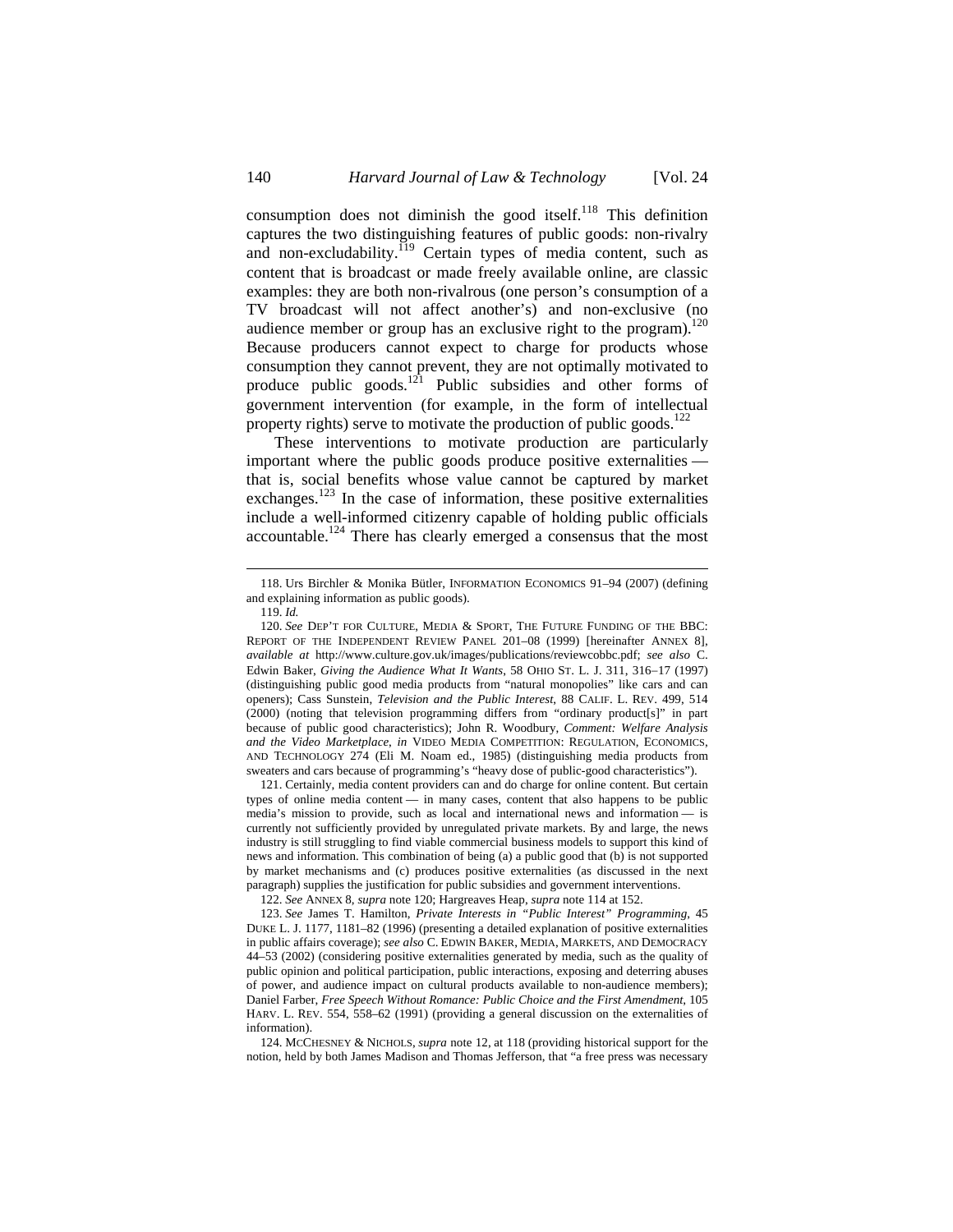consumption does not diminish the good itself.[118] This definition captures the two distinguishing features of public goods: non-rivalry and non-excludability.[119] Certain types of media content, such as content that is broadcast or made freely available online, are classic examples: they are both non-rivalrous (one person's consumption of a TV broadcast will not affect another's) and non-exclusive (no audience member or group has an exclusive right to the program).[120] Because producers cannot expect to charge for products whose consumption they cannot prevent, they are not optimally motivated to produce public goods.[121] Public subsidies and other forms of government intervention (for example, in the form of intellectual property rights) serve to motivate the production of public goods.[122]

These interventions to motivate production are particularly important where the public goods produce positive externalities — that is, social benefits whose value cannot be captured by market exchanges.[123] In the case of information, these positive externalities include a well-informed citizenry capable of holding public officials accountable.[124] There has clearly emerged a consensus that the most

---

118. Urs Birchler & Monika Bütler, INFORMATION ECONOMICS 91–94 (2007) (defining and explaining information as public goods).

119. *Id.*

120. *See* DEP'T FOR CULTURE, MEDIA & SPORT, THE FUTURE FUNDING OF THE BBC: REPORT OF THE INDEPENDENT REVIEW PANEL 201–08 (1999) [hereinafter ANNEX 8], *available at* http://www.culture.gov.uk/images/publications/reviewcobbc.pdf; *see also* C. Edwin Baker, *Giving the Audience What It Wants*, 58 OHIO ST. L. J. 311, 316–17 (1997) (distinguishing public good media products from "natural monopolies" like cars and can openers); Cass Sunstein, *Television and the Public Interest*, 88 CALIF. L. REV. 499, 514 (2000) (noting that television programming differs from "ordinary product[s]" in part because of public good characteristics); John R. Woodbury, *Comment: Welfare Analysis and the Video Marketplace*, *in* VIDEO MEDIA COMPETITION: REGULATION, ECONOMICS, AND TECHNOLOGY 274 (Eli M. Noam ed., 1985) (distinguishing media products from sweaters and cars because of programming's "heavy dose of public-good characteristics").

121. Certainly, media content providers can and do charge for online content. But certain types of online media content — in many cases, content that also happens to be public media's mission to provide, such as local and international news and information — is currently not sufficiently provided by unregulated private markets. By and large, the news industry is still struggling to find viable commercial business models to support this kind of news and information. This combination of being (a) a public good that (b) is not supported by market mechanisms and (c) produces positive externalities (as discussed in the next paragraph) supplies the justification for public subsidies and government interventions.

122. *See* ANNEX 8, *supra* note 120; Hargreaves Heap, *supra* note 114 at 152.

123. *See* James T. Hamilton, *Private Interests in "Public Interest" Programming*, 45 DUKE L. J. 1177, 1181–82 (1996) (presenting a detailed explanation of positive externalities in public affairs coverage); *see also* C. EDWIN BAKER, MEDIA, MARKETS, AND DEMOCRACY 44–53 (2002) (considering positive externalities generated by media, such as the quality of public opinion and political participation, public interactions, exposing and deterring abuses of power, and audience impact on cultural products available to non-audience members); Daniel Farber, *Free Speech Without Romance: Public Choice and the First Amendment*, 105 HARV. L. REV. 554, 558–62 (1991) (providing a general discussion on the externalities of information).

124. MCCHESNEY & NICHOLS, *supra* note 12, at 118 (providing historical support for the notion, held by both James Madison and Thomas Jefferson, that "a free press was necessary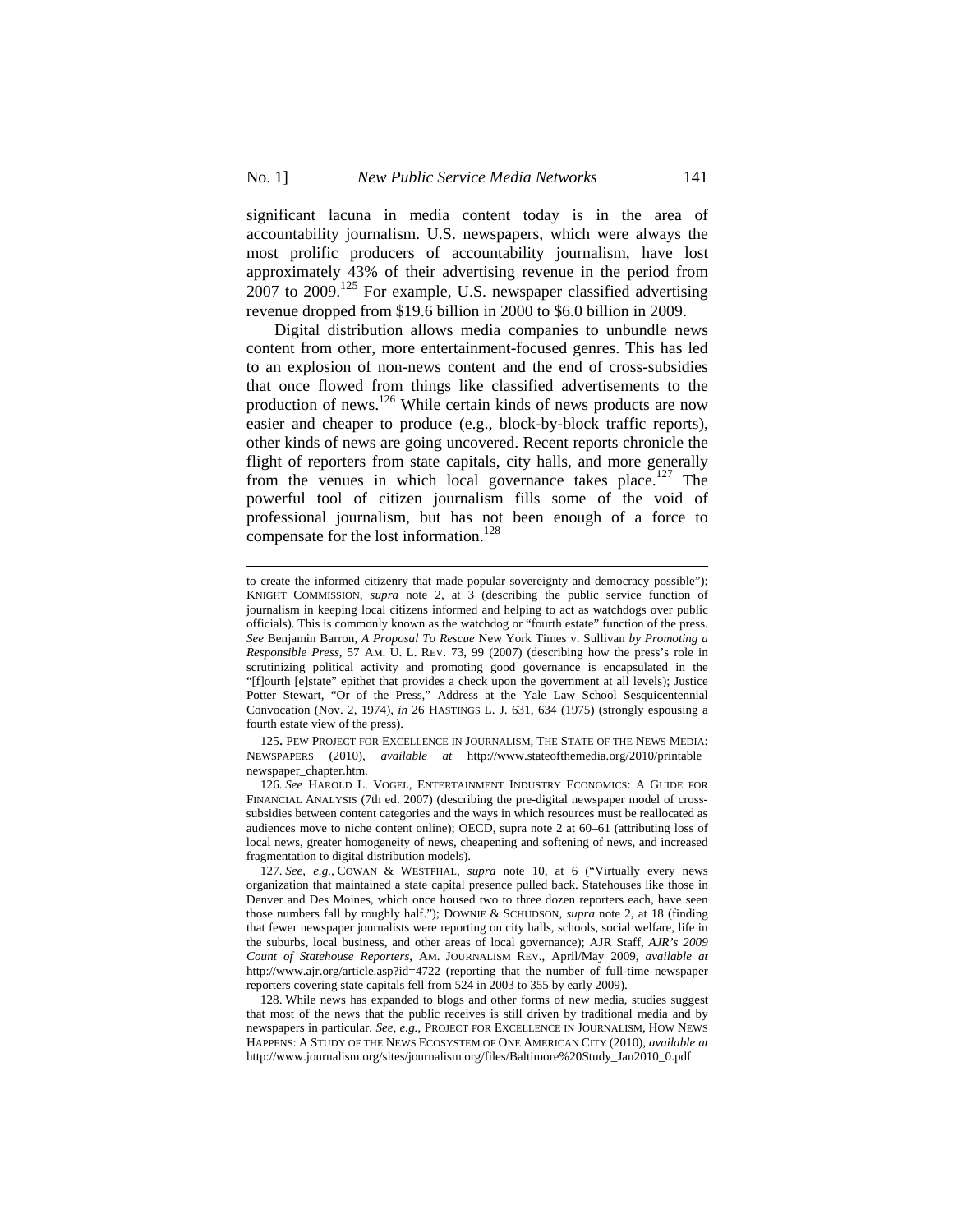significant lacuna in media content today is in the area of accountability journalism. U.S. newspapers, which were always the most prolific producers of accountability journalism, have lost approximately 43% of their advertising revenue in the period from 2007 to 2009.[125] For example, U.S. newspaper classified advertising revenue dropped from $19.6 billion in 2000 to $6.0 billion in 2009.

Digital distribution allows media companies to unbundle news content from other, more entertainment-focused genres. This has led to an explosion of non-news content and the end of cross-subsidies that once flowed from things like classified advertisements to the production of news.[126] While certain kinds of news products are now easier and cheaper to produce (e.g., block-by-block traffic reports), other kinds of news are going uncovered. Recent reports chronicle the flight of reporters from state capitals, city halls, and more generally from the venues in which local governance takes place.[127] The powerful tool of citizen journalism fills some of the void of professional journalism, but has not been enough of a force to compensate for the lost information.[128]

---

to create the informed citizenry that made popular sovereignty and democracy possible"); KNIGHT COMMISSION, *supra* note 2, at 3 (describing the public service function of journalism in keeping local citizens informed and helping to act as watchdogs over public officials). This is commonly known as the watchdog or "fourth estate" function of the press. *See* Benjamin Barron, *A Proposal To Rescue* New York Times v. Sullivan *by Promoting a Responsible Press*, 57 AM. U. L. REV. 73, 99 (2007) (describing how the press's role in scrutinizing political activity and promoting good governance is encapsulated in the "[f]ourth [e]state" epithet that provides a check upon the government at all levels); Justice Potter Stewart, "Or of the Press," Address at the Yale Law School Sesquicentennial Convocation (Nov. 2, 1974), *in* 26 HASTINGS L. J. 631, 634 (1975) (strongly espousing a fourth estate view of the press).

125. PEW PROJECT FOR EXCELLENCE IN JOURNALISM, THE STATE OF THE NEWS MEDIA: NEWSPAPERS (2010), *available at* http://www.stateofthemedia.org/2010/printable_newspaper_chapter.htm.

126. *See* HAROLD L. VOGEL, ENTERTAINMENT INDUSTRY ECONOMICS: A GUIDE FOR FINANCIAL ANALYSIS (7th ed. 2007) (describing the pre-digital newspaper model of cross-subsidies between content categories and the ways in which resources must be reallocated as audiences move to niche content online); OECD, supra note 2 at 60–61 (attributing loss of local news, greater homogeneity of news, cheapening and softening of news, and increased fragmentation to digital distribution models).

127. *See, e.g.*, COWAN & WESTPHAL, *supra* note 10, at 6 ("Virtually every news organization that maintained a state capital presence pulled back. Statehouses like those in Denver and Des Moines, which once housed two to three dozen reporters each, have seen those numbers fall by roughly half."); DOWNIE & SCHUDSON, *supra* note 2, at 18 (finding that fewer newspaper journalists were reporting on city halls, schools, social welfare, life in the suburbs, local business, and other areas of local governance); AJR Staff, *AJR's 2009 Count of Statehouse Reporters*, AM. JOURNALISM REV., April/May 2009, *available at* http://www.ajr.org/article.asp?id=4722 (reporting that the number of full-time newspaper reporters covering state capitals fell from 524 in 2003 to 355 by early 2009).

128. While news has expanded to blogs and other forms of new media, studies suggest that most of the news that the public receives is still driven by traditional media and by newspapers in particular. *See, e.g.*, PROJECT FOR EXCELLENCE IN JOURNALISM, HOW NEWS HAPPENS: A STUDY OF THE NEWS ECOSYSTEM OF ONE AMERICAN CITY (2010), *available at* http://www.journalism.org/sites/journalism.org/files/Baltimore%20Study_Jan2010_0.pdf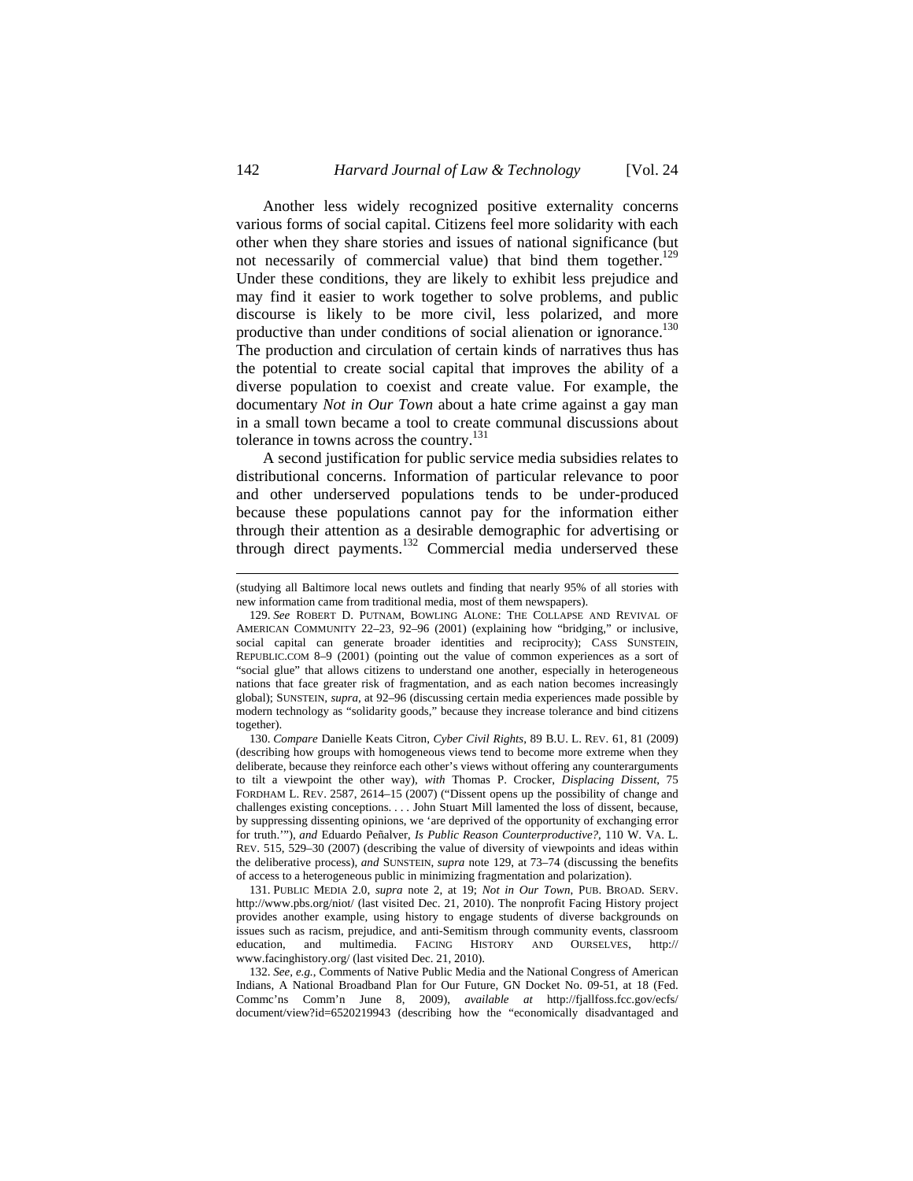Another less widely recognized positive externality concerns various forms of social capital. Citizens feel more solidarity with each other when they share stories and issues of national significance (but not necessarily of commercial value) that bind them together.[129] Under these conditions, they are likely to exhibit less prejudice and may find it easier to work together to solve problems, and public discourse is likely to be more civil, less polarized, and more productive than under conditions of social alienation or ignorance.[130] The production and circulation of certain kinds of narratives thus has the potential to create social capital that improves the ability of a diverse population to coexist and create value. For example, the documentary *Not in Our Town* about a hate crime against a gay man in a small town became a tool to create communal discussions about tolerance in towns across the country.[131]

A second justification for public service media subsidies relates to distributional concerns. Information of particular relevance to poor and other underserved populations tends to be under-produced because these populations cannot pay for the information either through their attention as a desirable demographic for advertising or through direct payments.[132] Commercial media underserved these

---

(studying all Baltimore local news outlets and finding that nearly 95% of all stories with new information came from traditional media, most of them newspapers).

129. *See* ROBERT D. PUTNAM, BOWLING ALONE: THE COLLAPSE AND REVIVAL OF AMERICAN COMMUNITY 22–23, 92–96 (2001) (explaining how "bridging," or inclusive, social capital can generate broader identities and reciprocity); CASS SUNSTEIN, REPUBLIC.COM 8–9 (2001) (pointing out the value of common experiences as a sort of "social glue" that allows citizens to understand one another, especially in heterogeneous nations that face greater risk of fragmentation, and as each nation becomes increasingly global); SUNSTEIN, *supra*, at 92–96 (discussing certain media experiences made possible by modern technology as "solidarity goods," because they increase tolerance and bind citizens together).

130. *Compare* Danielle Keats Citron, *Cyber Civil Rights*, 89 B.U. L. REV. 61, 81 (2009) (describing how groups with homogeneous views tend to become more extreme when they deliberate, because they reinforce each other's views without offering any counterarguments to tilt a viewpoint the other way), *with* Thomas P. Crocker, *Displacing Dissent*, 75 FORDHAM L. REV. 2587, 2614–15 (2007) ("Dissent opens up the possibility of change and challenges existing conceptions. . . . John Stuart Mill lamented the loss of dissent, because, by suppressing dissenting opinions, we 'are deprived of the opportunity of exchanging error for truth.'"), *and* Eduardo Peñalver, *Is Public Reason Counterproductive?*, 110 W. VA. L. REV. 515, 529–30 (2007) (describing the value of diversity of viewpoints and ideas within the deliberative process), *and* SUNSTEIN, *supra* note 129, at 73–74 (discussing the benefits of access to a heterogeneous public in minimizing fragmentation and polarization).

131. PUBLIC MEDIA 2.0, *supra* note 2, at 19; *Not in Our Town*, PUB. BROAD. SERV. http://www.pbs.org/niot/ (last visited Dec. 21, 2010). The nonprofit Facing History project provides another example, using history to engage students of diverse backgrounds on issues such as racism, prejudice, and anti-Semitism through community events, classroom education, and multimedia. FACING HISTORY AND OURSELVES, http://www.facinghistory.org/ (last visited Dec. 21, 2010).

132. *See, e.g.*, Comments of Native Public Media and the National Congress of American Indians, A National Broadband Plan for Our Future, GN Docket No. 09-51, at 18 (Fed. Commc'ns Comm'n June 8, 2009), *available at* http://fjallfoss.fcc.gov/ecfs/document/view?id=6520219943 (describing how the "economically disadvantaged and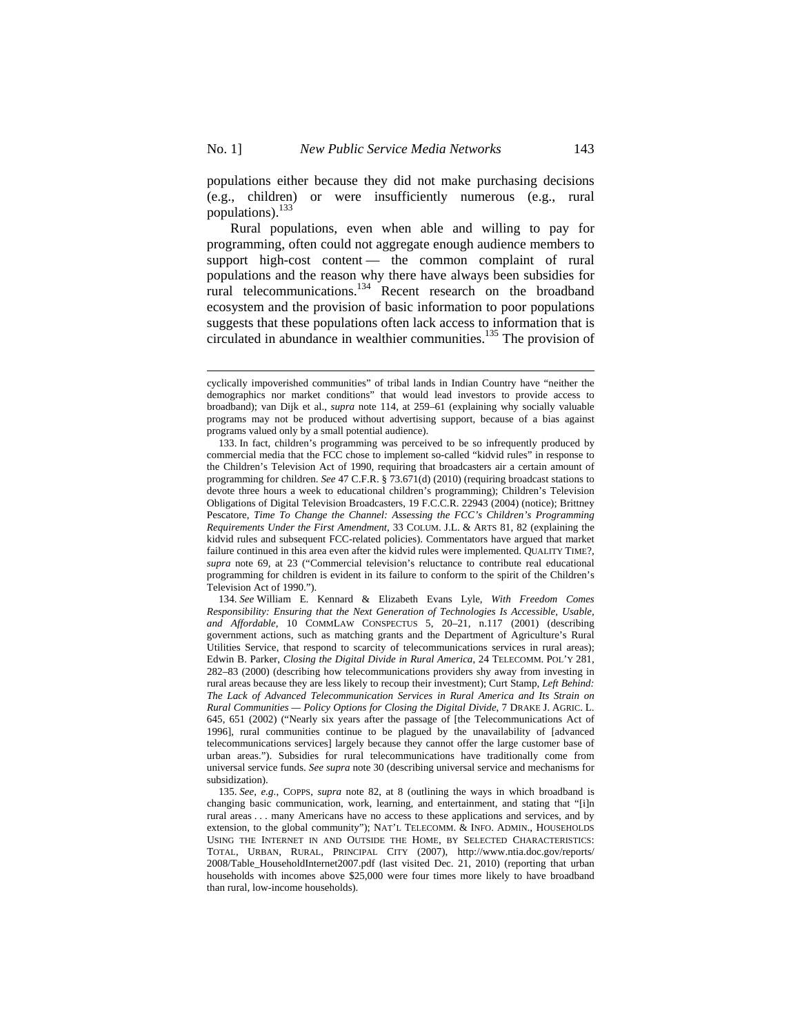populations either because they did not make purchasing decisions (e.g., children) or were insufficiently numerous (e.g., rural populations).[133]

Rural populations, even when able and willing to pay for programming, often could not aggregate enough audience members to support high-cost content — the common complaint of rural populations and the reason why there have always been subsidies for rural telecommunications.[134] Recent research on the broadband ecosystem and the provision of basic information to poor populations suggests that these populations often lack access to information that is circulated in abundance in wealthier communities.[135] The provision of

---

cyclically impoverished communities" of tribal lands in Indian Country have "neither the demographics nor market conditions" that would lead investors to provide access to broadband); van Dijk et al., *supra* note 114, at 259–61 (explaining why socially valuable programs may not be produced without advertising support, because of a bias against programs valued only by a small potential audience).

133. In fact, children's programming was perceived to be so infrequently produced by commercial media that the FCC chose to implement so-called "kidvid rules" in response to the Children's Television Act of 1990, requiring that broadcasters air a certain amount of programming for children. *See* 47 C.F.R. § 73.671(d) (2010) (requiring broadcast stations to devote three hours a week to educational children's programming); Children's Television Obligations of Digital Television Broadcasters, 19 F.C.C.R. 22943 (2004) (notice); Brittney Pescatore, *Time To Change the Channel: Assessing the FCC's Children's Programming Requirements Under the First Amendment*, 33 COLUM. J.L. & ARTS 81, 82 (explaining the kidvid rules and subsequent FCC-related policies). Commentators have argued that market failure continued in this area even after the kidvid rules were implemented. QUALITY TIME?, *supra* note 69, at 23 ("Commercial television's reluctance to contribute real educational programming for children is evident in its failure to conform to the spirit of the Children's Television Act of 1990.").

134. *See* William E. Kennard & Elizabeth Evans Lyle, *With Freedom Comes Responsibility: Ensuring that the Next Generation of Technologies Is Accessible, Usable, and Affordable*, 10 COMMLAW CONSPECTUS 5, 20–21, n.117 (2001) (describing government actions, such as matching grants and the Department of Agriculture's Rural Utilities Service, that respond to scarcity of telecommunications services in rural areas); Edwin B. Parker, *Closing the Digital Divide in Rural America*, 24 TELECOMM. POL'Y 281, 282–83 (2000) (describing how telecommunications providers shy away from investing in rural areas because they are less likely to recoup their investment); Curt Stamp, *Left Behind: The Lack of Advanced Telecommunication Services in Rural America and Its Strain on Rural Communities — Policy Options for Closing the Digital Divide*, 7 DRAKE J. AGRIC. L. 645, 651 (2002) ("Nearly six years after the passage of [the Telecommunications Act of 1996], rural communities continue to be plagued by the unavailability of [advanced telecommunications services] largely because they cannot offer the large customer base of urban areas."). Subsidies for rural telecommunications have traditionally come from universal service funds. *See supra* note 30 (describing universal service and mechanisms for subsidization).

135. *See, e.g.*, COPPS, *supra* note 82, at 8 (outlining the ways in which broadband is changing basic communication, work, learning, and entertainment, and stating that "[i]n rural areas . . . many Americans have no access to these applications and services, and by extension, to the global community"); NAT'L TELECOMM. & INFO. ADMIN., HOUSEHOLDS USING THE INTERNET IN AND OUTSIDE THE HOME, BY SELECTED CHARACTERISTICS: TOTAL, URBAN, RURAL, PRINCIPAL CITY (2007), http://www.ntia.doc.gov/reports/2008/Table_HouseholdInternet2007.pdf (last visited Dec. 21, 2010) (reporting that urban households with incomes above $25,000 were four times more likely to have broadband than rural, low-income households).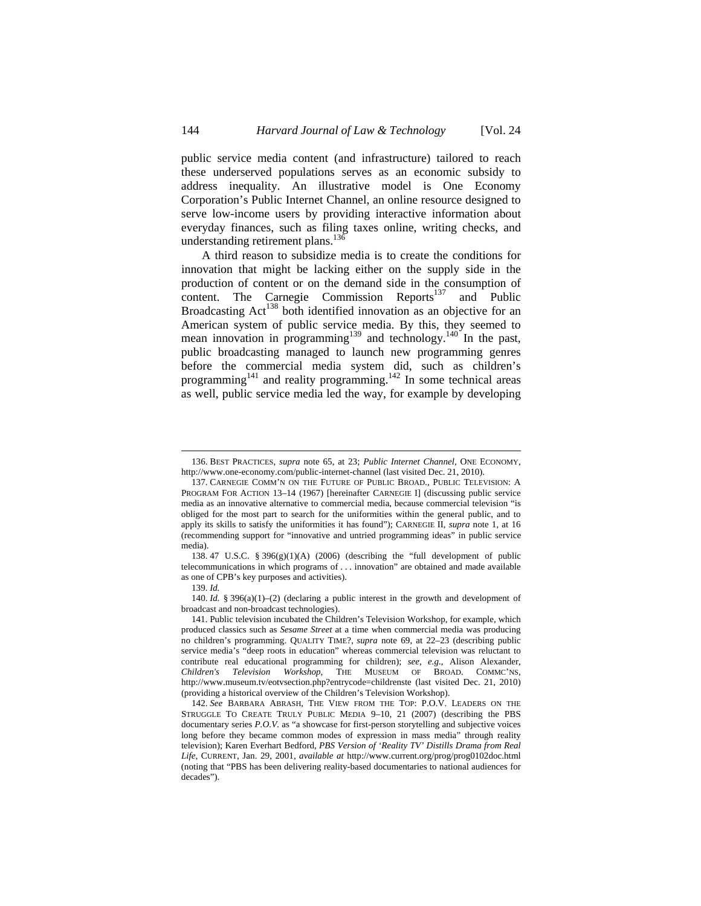public service media content (and infrastructure) tailored to reach these underserved populations serves as an economic subsidy to address inequality. An illustrative model is One Economy Corporation's Public Internet Channel, an online resource designed to serve low-income users by providing interactive information about everyday finances, such as filing taxes online, writing checks, and understanding retirement plans.[136]

A third reason to subsidize media is to create the conditions for innovation that might be lacking either on the supply side in the production of content or on the demand side in the consumption of content. The Carnegie Commission Reports[137] and Public Broadcasting Act[138] both identified innovation as an objective for an American system of public service media. By this, they seemed to mean innovation in programming[139] and technology.[140] In the past, public broadcasting managed to launch new programming genres before the commercial media system did, such as children's programming[141] and reality programming.[142] In some technical areas as well, public service media led the way, for example by developing

---

136. BEST PRACTICES, *supra* note 65, at 23; *Public Internet Channel*, ONE ECONOMY, http://www.one-economy.com/public-internet-channel (last visited Dec. 21, 2010).

137. CARNEGIE COMM'N ON THE FUTURE OF PUBLIC BROAD., PUBLIC TELEVISION: A PROGRAM FOR ACTION 13–14 (1967) [hereinafter CARNEGIE I] (discussing public service media as an innovative alternative to commercial media, because commercial television "is obliged for the most part to search for the uniformities within the general public, and to apply its skills to satisfy the uniformities it has found"); CARNEGIE II, *supra* note 1, at 16 (recommending support for "innovative and untried programming ideas" in public service media).

138. 47 U.S.C. § 396(g)(1)(A) (2006) (describing the "full development of public telecommunications in which programs of . . . innovation" are obtained and made available as one of CPB's key purposes and activities).

139. *Id.*

140. *Id.* § 396(a)(1)–(2) (declaring a public interest in the growth and development of broadcast and non-broadcast technologies).

141. Public television incubated the Children's Television Workshop, for example, which produced classics such as *Sesame Street* at a time when commercial media was producing no children's programming. QUALITY TIME?, *supra* note 69, at 22–23 (describing public service media's "deep roots in education" whereas commercial television was reluctant to contribute real educational programming for children); *see, e.g.*, Alison Alexander, *Children's Television Workshop*, THE MUSEUM OF BROAD. COMMC'NS, http://www.museum.tv/eotvsection.php?entrycode=childrenste (last visited Dec. 21, 2010) (providing a historical overview of the Children's Television Workshop).

142. *See* BARBARA ABRASH, THE VIEW FROM THE TOP: P.O.V. LEADERS ON THE STRUGGLE TO CREATE TRULY PUBLIC MEDIA 9–10, 21 (2007) (describing the PBS documentary series *P.O.V.* as "a showcase for first-person storytelling and subjective voices long before they became common modes of expression in mass media" through reality television); Karen Everhart Bedford, *PBS Version of 'Reality TV' Distills Drama from Real Life*, CURRENT, Jan. 29, 2001, *available at* http://www.current.org/prog/prog0102doc.html (noting that "PBS has been delivering reality-based documentaries to national audiences for decades").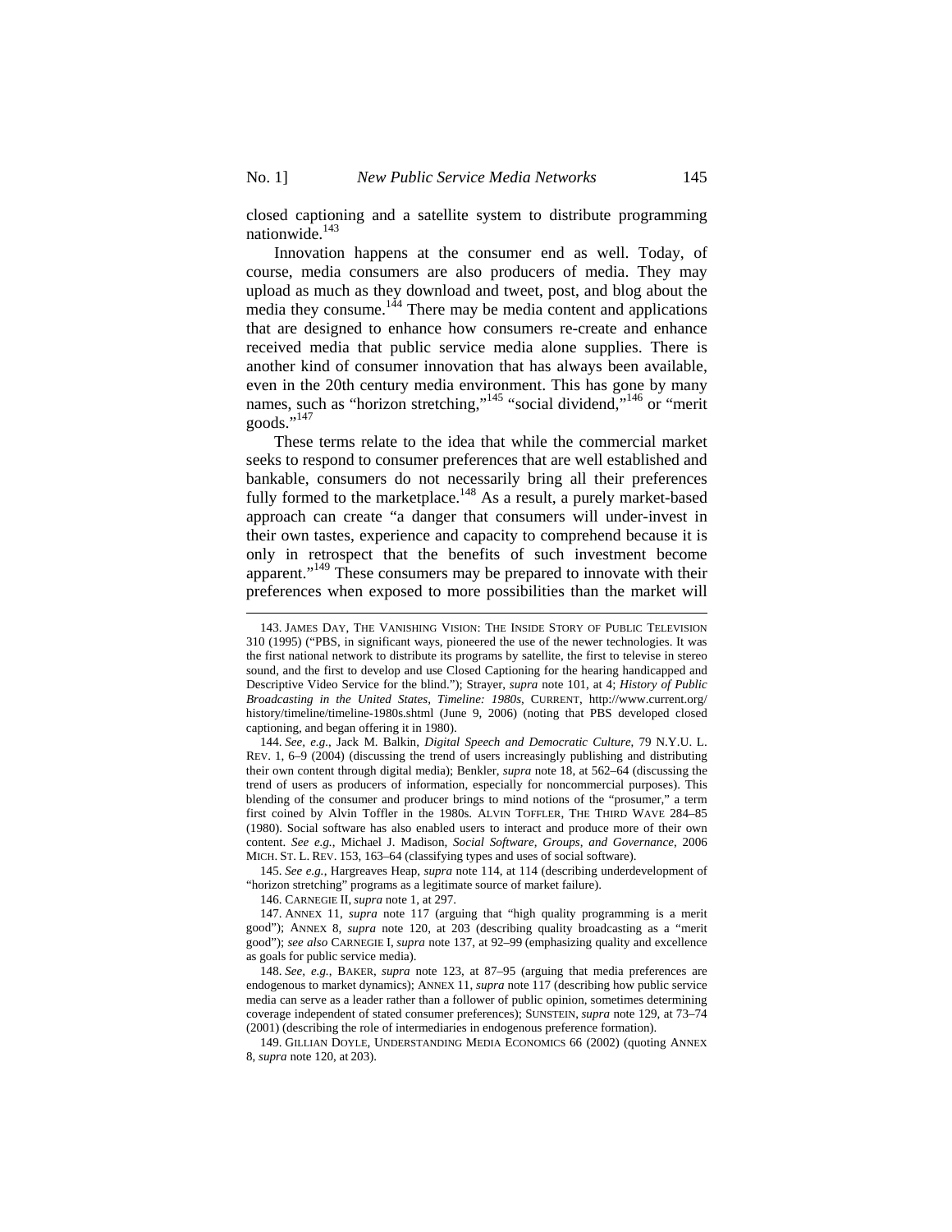closed captioning and a satellite system to distribute programming nationwide.[143]

Innovation happens at the consumer end as well. Today, of course, media consumers are also producers of media. They may upload as much as they download and tweet, post, and blog about the media they consume.[144] There may be media content and applications that are designed to enhance how consumers re-create and enhance received media that public service media alone supplies. There is another kind of consumer innovation that has always been available, even in the 20th century media environment. This has gone by many names, such as "horizon stretching,"[145] "social dividend,"[146] or "merit goods."[147]

These terms relate to the idea that while the commercial market seeks to respond to consumer preferences that are well established and bankable, consumers do not necessarily bring all their preferences fully formed to the marketplace.[148] As a result, a purely market-based approach can create "a danger that consumers will under-invest in their own tastes, experience and capacity to comprehend because it is only in retrospect that the benefits of such investment become apparent."[149] These consumers may be prepared to innovate with their preferences when exposed to more possibilities than the market will

---

143. JAMES DAY, THE VANISHING VISION: THE INSIDE STORY OF PUBLIC TELEVISION 310 (1995) ("PBS, in significant ways, pioneered the use of the newer technologies. It was the first national network to distribute its programs by satellite, the first to televise in stereo sound, and the first to develop and use Closed Captioning for the hearing handicapped and Descriptive Video Service for the blind."); Strayer, *supra* note 101, at 4; *History of Public Broadcasting in the United States, Timeline: 1980s*, CURRENT, http://www.current.org/history/timeline/timeline-1980s.shtml (June 9, 2006) (noting that PBS developed closed captioning, and began offering it in 1980).

144. *See, e.g.*, Jack M. Balkin, *Digital Speech and Democratic Culture*, 79 N.Y.U. L. REV. 1, 6–9 (2004) (discussing the trend of users increasingly publishing and distributing their own content through digital media); Benkler, *supra* note 18, at 562–64 (discussing the trend of users as producers of information, especially for noncommercial purposes). This blending of the consumer and producer brings to mind notions of the "prosumer," a term first coined by Alvin Toffler in the 1980s. ALVIN TOFFLER, THE THIRD WAVE 284–85 (1980). Social software has also enabled users to interact and produce more of their own content. *See e.g.*, Michael J. Madison, *Social Software, Groups, and Governance*, 2006 MICH. ST. L. REV. 153, 163–64 (classifying types and uses of social software).

145. *See e.g.*, Hargreaves Heap, *supra* note 114, at 114 (describing underdevelopment of "horizon stretching" programs as a legitimate source of market failure).

146. CARNEGIE II, *supra* note 1, at 297.

147. ANNEX 11, *supra* note 117 (arguing that "high quality programming is a merit good"); ANNEX 8, *supra* note 120, at 203 (describing quality broadcasting as a "merit good"); *see also* CARNEGIE I, *supra* note 137, at 92–99 (emphasizing quality and excellence as goals for public service media).

148. *See, e.g.*, BAKER, *supra* note 123, at 87–95 (arguing that media preferences are endogenous to market dynamics); ANNEX 11, *supra* note 117 (describing how public service media can serve as a leader rather than a follower of public opinion, sometimes determining coverage independent of stated consumer preferences); SUNSTEIN, *supra* note 129, at 73–74 (2001) (describing the role of intermediaries in endogenous preference formation).

149. GILLIAN DOYLE, UNDERSTANDING MEDIA ECONOMICS 66 (2002) (quoting ANNEX 8, *supra* note 120, at 203).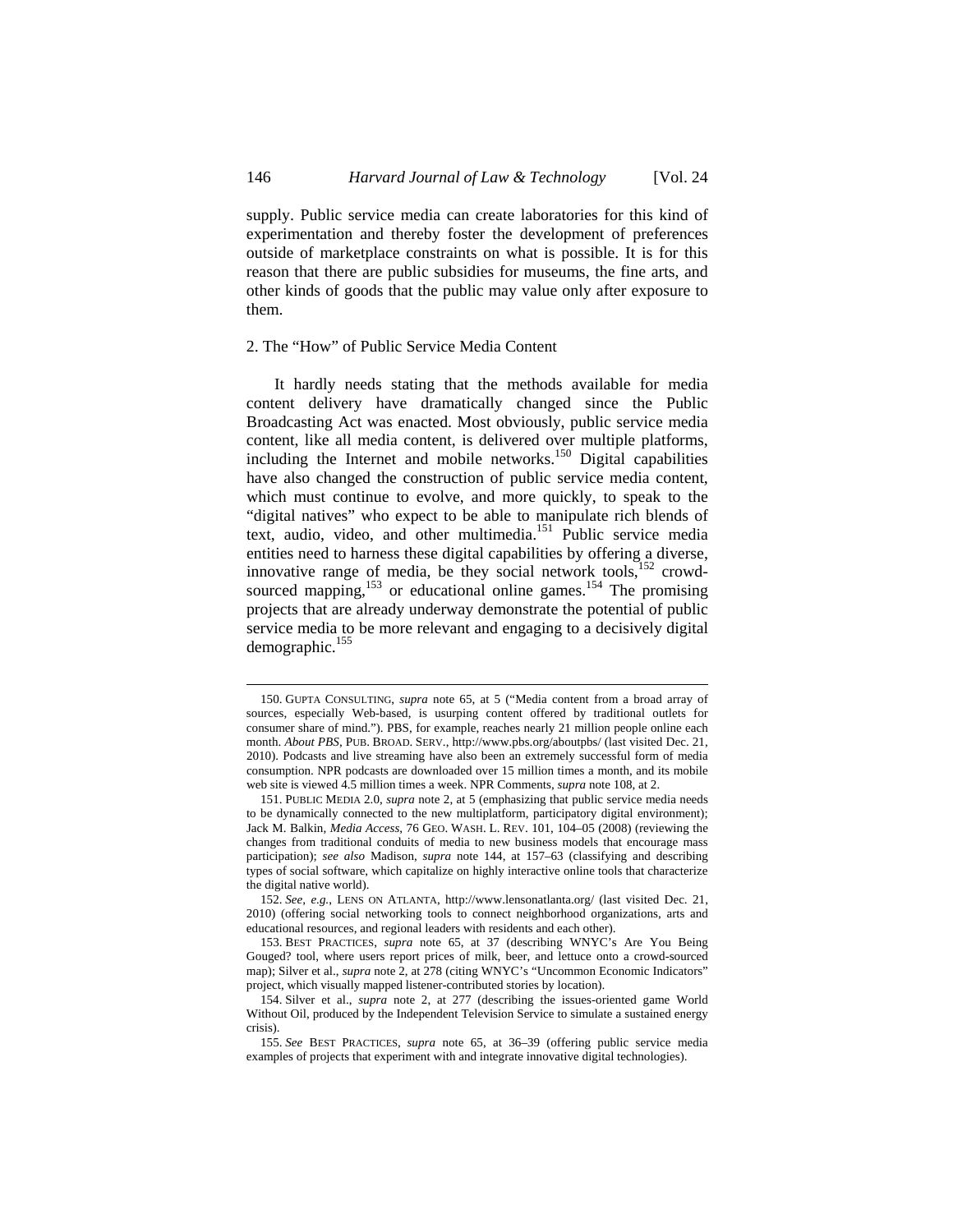supply. Public service media can create laboratories for this kind of experimentation and thereby foster the development of preferences outside of marketplace constraints on what is possible. It is for this reason that there are public subsidies for museums, the fine arts, and other kinds of goods that the public may value only after exposure to them.

### 2. The "How" of Public Service Media Content

It hardly needs stating that the methods available for media content delivery have dramatically changed since the Public Broadcasting Act was enacted. Most obviously, public service media content, like all media content, is delivered over multiple platforms, including the Internet and mobile networks.[150] Digital capabilities have also changed the construction of public service media content, which must continue to evolve, and more quickly, to speak to the "digital natives" who expect to be able to manipulate rich blends of text, audio, video, and other multimedia.[151] Public service media entities need to harness these digital capabilities by offering a diverse, innovative range of media, be they social network tools,[152] crowd-sourced mapping,[153] or educational online games.[154] The promising projects that are already underway demonstrate the potential of public service media to be more relevant and engaging to a decisively digital demographic.[155]

---

150. GUPTA CONSULTING, *supra* note 65, at 5 ("Media content from a broad array of sources, especially Web-based, is usurping content offered by traditional outlets for consumer share of mind."). PBS, for example, reaches nearly 21 million people online each month. *About PBS*, PUB. BROAD. SERV., http://www.pbs.org/aboutpbs/ (last visited Dec. 21, 2010). Podcasts and live streaming have also been an extremely successful form of media consumption. NPR podcasts are downloaded over 15 million times a month, and its mobile web site is viewed 4.5 million times a week. NPR Comments, *supra* note 108, at 2.

151. PUBLIC MEDIA 2.0, *supra* note 2, at 5 (emphasizing that public service media needs to be dynamically connected to the new multiplatform, participatory digital environment); Jack M. Balkin, *Media Access*, 76 GEO. WASH. L. REV. 101, 104–05 (2008) (reviewing the changes from traditional conduits of media to new business models that encourage mass participation); *see also* Madison, *supra* note 144, at 157–63 (classifying and describing types of social software, which capitalize on highly interactive online tools that characterize the digital native world).

152. *See, e.g.*, LENS ON ATLANTA, http://www.lensonatlanta.org/ (last visited Dec. 21, 2010) (offering social networking tools to connect neighborhood organizations, arts and educational resources, and regional leaders with residents and each other).

153. BEST PRACTICES, *supra* note 65, at 37 (describing WNYC's Are You Being Gouged? tool, where users report prices of milk, beer, and lettuce onto a crowd-sourced map); Silver et al., *supra* note 2, at 278 (citing WNYC's "Uncommon Economic Indicators" project, which visually mapped listener-contributed stories by location).

154. Silver et al., *supra* note 2, at 277 (describing the issues-oriented game World Without Oil, produced by the Independent Television Service to simulate a sustained energy crisis).

155. *See* BEST PRACTICES, *supra* note 65, at 36–39 (offering public service media examples of projects that experiment with and integrate innovative digital technologies).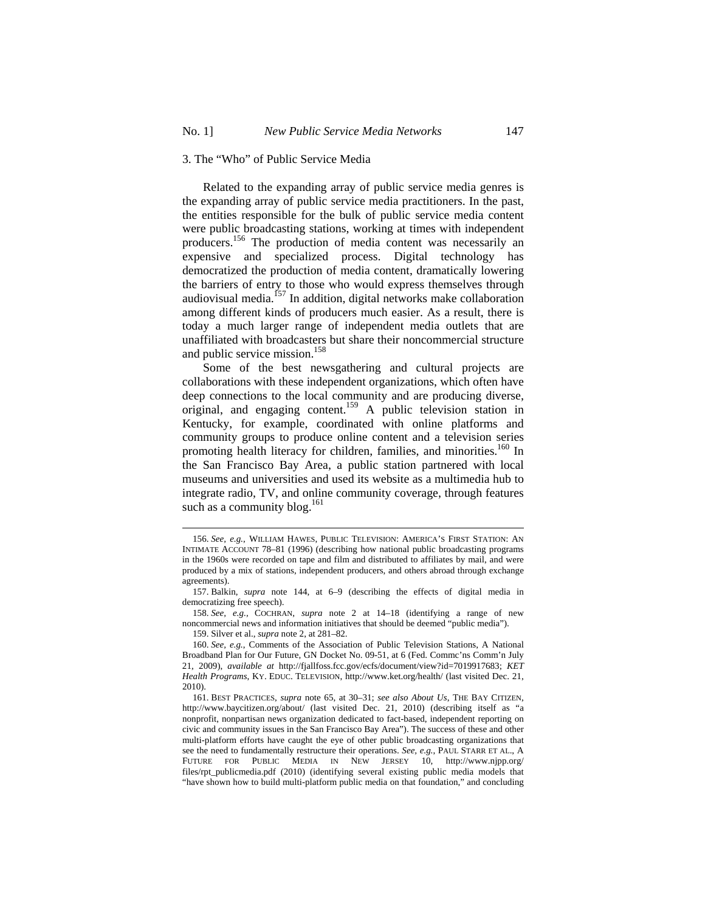### 3. The "Who" of Public Service Media

Related to the expanding array of public service media genres is the expanding array of public service media practitioners. In the past, the entities responsible for the bulk of public service media content were public broadcasting stations, working at times with independent producers.[156] The production of media content was necessarily an expensive and specialized process. Digital technology has democratized the production of media content, dramatically lowering the barriers of entry to those who would express themselves through audiovisual media.[157] In addition, digital networks make collaboration among different kinds of producers much easier. As a result, there is today a much larger range of independent media outlets that are unaffiliated with broadcasters but share their noncommercial structure and public service mission.[158]

Some of the best newsgathering and cultural projects are collaborations with these independent organizations, which often have deep connections to the local community and are producing diverse, original, and engaging content.[159] A public television station in Kentucky, for example, coordinated with online platforms and community groups to produce online content and a television series promoting health literacy for children, families, and minorities.[160] In the San Francisco Bay Area, a public station partnered with local museums and universities and used its website as a multimedia hub to integrate radio, TV, and online community coverage, through features such as a community blog.[161]

---

156. *See, e.g.*, WILLIAM HAWES, PUBLIC TELEVISION: AMERICA'S FIRST STATION: AN INTIMATE ACCOUNT 78–81 (1996) (describing how national public broadcasting programs in the 1960s were recorded on tape and film and distributed to affiliates by mail, and were produced by a mix of stations, independent producers, and others abroad through exchange agreements).

157. Balkin, *supra* note 144, at 6–9 (describing the effects of digital media in democratizing free speech).

158. *See, e.g.*, COCHRAN, *supra* note 2 at 14–18 (identifying a range of new noncommercial news and information initiatives that should be deemed "public media").

159. Silver et al., *supra* note 2, at 281–82.

160. *See, e.g.*, Comments of the Association of Public Television Stations, A National Broadband Plan for Our Future, GN Docket No. 09-51, at 6 (Fed. Commc'ns Comm'n July 21, 2009), *available at* http://fjallfoss.fcc.gov/ecfs/document/view?id=7019917683; *KET Health Programs*, KY. EDUC. TELEVISION, http://www.ket.org/health/ (last visited Dec. 21, 2010).

161. BEST PRACTICES, *supra* note 65, at 30–31; *see also About Us*, THE BAY CITIZEN, http://www.baycitizen.org/about/ (last visited Dec. 21, 2010) (describing itself as "a nonprofit, nonpartisan news organization dedicated to fact-based, independent reporting on civic and community issues in the San Francisco Bay Area"). The success of these and other multi-platform efforts have caught the eye of other public broadcasting organizations that see the need to fundamentally restructure their operations. *See, e.g.*, PAUL STARR ET AL., A FUTURE FOR PUBLIC MEDIA IN NEW JERSEY 10, http://www.njpp.org/files/rpt_publicmedia.pdf (2010) (identifying several existing public media models that "have shown how to build multi-platform public media on that foundation," and concluding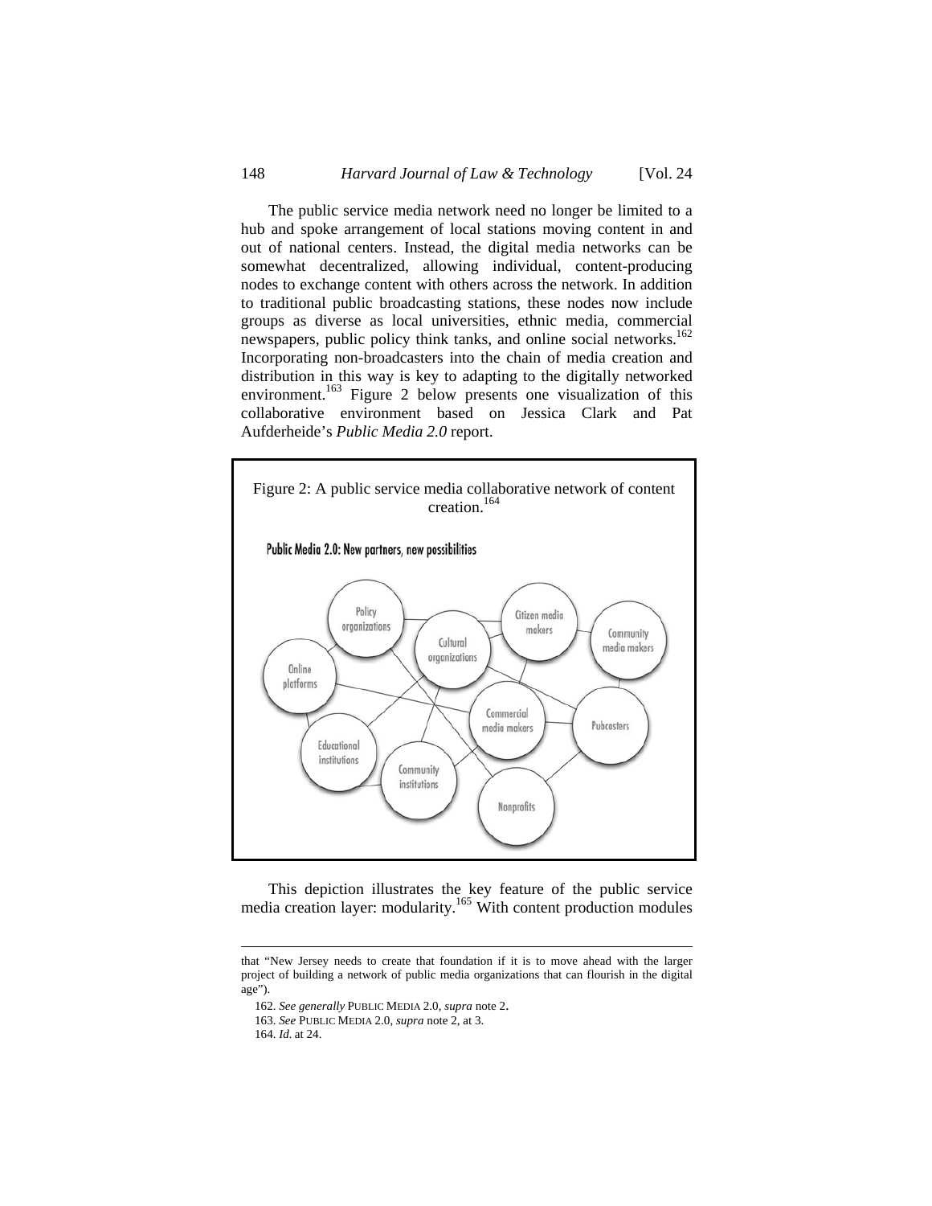The public service media network need no longer be limited to a hub and spoke arrangement of local stations moving content in and out of national centers. Instead, the digital media networks can be somewhat decentralized, allowing individual, content-producing nodes to exchange content with others across the network. In addition to traditional public broadcasting stations, these nodes now include groups as diverse as local universities, ethnic media, commercial newspapers, public policy think tanks, and online social networks.[162] Incorporating non-broadcasters into the chain of media creation and distribution in this way is key to adapting to the digitally networked environment.[163] Figure 2 below presents one visualization of this collaborative environment based on Jessica Clark and Pat Aufderheide's *Public Media 2.0* report.

Figure 2: A public service media collaborative network of content creation.[164]

This depiction illustrates the key feature of the public service media creation layer: modularity.[165] With content production modules

---

that "New Jersey needs to create that foundation if it is to move ahead with the larger project of building a network of public media organizations that can flourish in the digital age").

162. *See generally* PUBLIC MEDIA 2.0, *supra* note 2.

163. *See* PUBLIC MEDIA 2.0, *supra* note 2, at 3.

164. *Id.* at 24.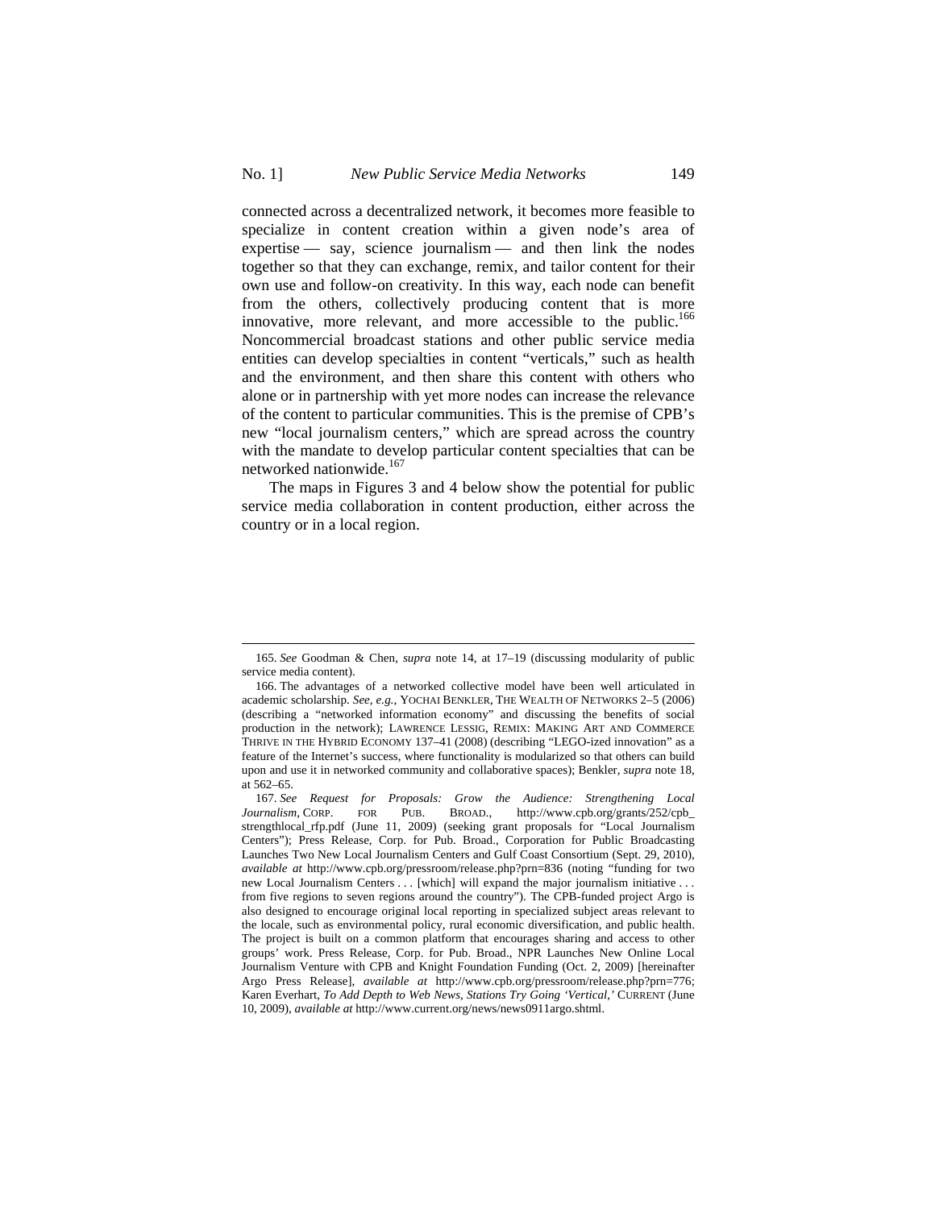connected across a decentralized network, it becomes more feasible to specialize in content creation within a given node's area of expertise — say, science journalism — and then link the nodes together so that they can exchange, remix, and tailor content for their own use and follow-on creativity. In this way, each node can benefit from the others, collectively producing content that is more innovative, more relevant, and more accessible to the public.[166] Noncommercial broadcast stations and other public service media entities can develop specialties in content "verticals," such as health and the environment, and then share this content with others who alone or in partnership with yet more nodes can increase the relevance of the content to particular communities. This is the premise of CPB's new "local journalism centers," which are spread across the country with the mandate to develop particular content specialties that can be networked nationwide.[167]

The maps in Figures 3 and 4 below show the potential for public service media collaboration in content production, either across the country or in a local region.

---

165. *See* Goodman & Chen, *supra* note 14, at 17–19 (discussing modularity of public service media content).

166. The advantages of a networked collective model have been well articulated in academic scholarship. *See, e.g.*, YOCHAI BENKLER, THE WEALTH OF NETWORKS 2–5 (2006) (describing a "networked information economy" and discussing the benefits of social production in the network); LAWRENCE LESSIG, REMIX: MAKING ART AND COMMERCE THRIVE IN THE HYBRID ECONOMY 137–41 (2008) (describing "LEGO-ized innovation" as a feature of the Internet's success, where functionality is modularized so that others can build upon and use it in networked community and collaborative spaces); Benkler, *supra* note 18, at 562–65.

167. *See Request for Proposals: Grow the Audience: Strengthening Local Journalism*, CORP. FOR PUB. BROAD., http://www.cpb.org/grants/252/cpb_strengthlocal_rfp.pdf (June 11, 2009) (seeking grant proposals for "Local Journalism Centers"); Press Release, Corp. for Pub. Broad., Corporation for Public Broadcasting Launches Two New Local Journalism Centers and Gulf Coast Consortium (Sept. 29, 2010), *available at* http://www.cpb.org/pressroom/release.php?prn=836 (noting "funding for two new Local Journalism Centers . . . [which] will expand the major journalism initiative . . . from five regions to seven regions around the country"). The CPB-funded project Argo is also designed to encourage original local reporting in specialized subject areas relevant to the locale, such as environmental policy, rural economic diversification, and public health. The project is built on a common platform that encourages sharing and access to other groups' work. Press Release, Corp. for Pub. Broad., NPR Launches New Online Local Journalism Venture with CPB and Knight Foundation Funding (Oct. 2, 2009) [hereinafter Argo Press Release], *available at* http://www.cpb.org/pressroom/release.php?prn=776; Karen Everhart, *To Add Depth to Web News, Stations Try Going 'Vertical*,*'* CURRENT (June 10, 2009), *available at* http://www.current.org/news/news0911argo.shtml.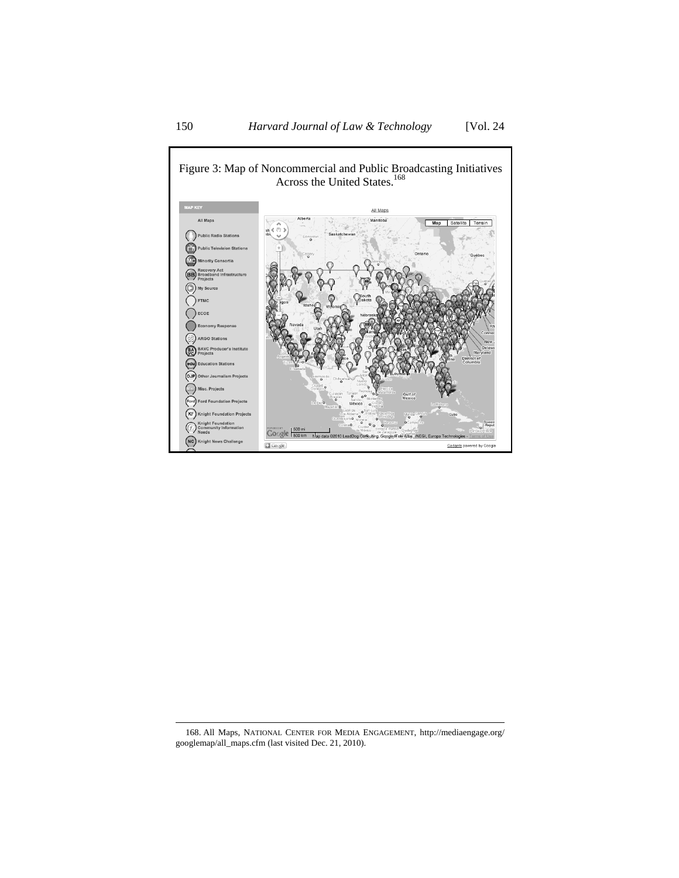Figure 3: Map of Noncommercial and Public Broadcasting Initiatives Across the United States.[168]

168. All Maps, NATIONAL CENTER FOR MEDIA ENGAGEMENT, http://mediaengage.org/googlemap/all_maps.cfm (last visited Dec. 21, 2010).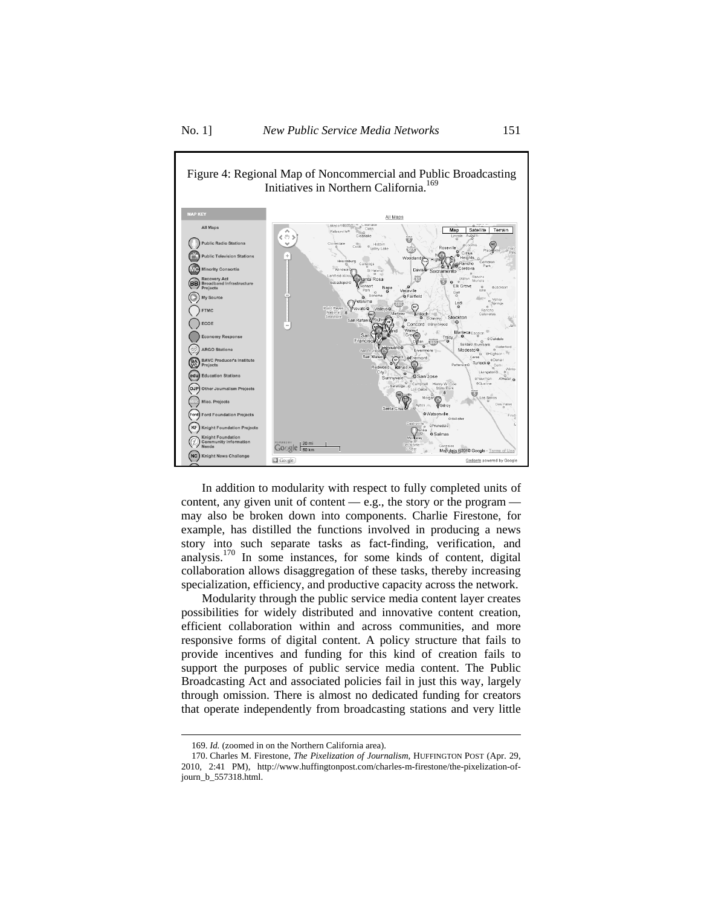Figure 4: Regional Map of Noncommercial and Public Broadcasting Initiatives in Northern California.[169]

In addition to modularity with respect to fully completed units of content, any given unit of content — e.g., the story or the program — may also be broken down into components. Charlie Firestone, for example, has distilled the functions involved in producing a news story into such separate tasks as fact-finding, verification, and analysis.[170] In some instances, for some kinds of content, digital collaboration allows disaggregation of these tasks, thereby increasing specialization, efficiency, and productive capacity across the network.

Modularity through the public service media content layer creates possibilities for widely distributed and innovative content creation, efficient collaboration within and across communities, and more responsive forms of digital content. A policy structure that fails to provide incentives and funding for this kind of creation fails to support the purposes of public service media content. The Public Broadcasting Act and associated policies fail in just this way, largely through omission. There is almost no dedicated funding for creators that operate independently from broadcasting stations and very little

---

169. *Id.* (zoomed in on the Northern California area).

170. Charles M. Firestone, *The Pixelization of Journalism*, HUFFINGTON POST (Apr. 29, 2010, 2:41 PM), http://www.huffingtonpost.com/charles-m-firestone/the-pixelization-of-journ_b_557318.html.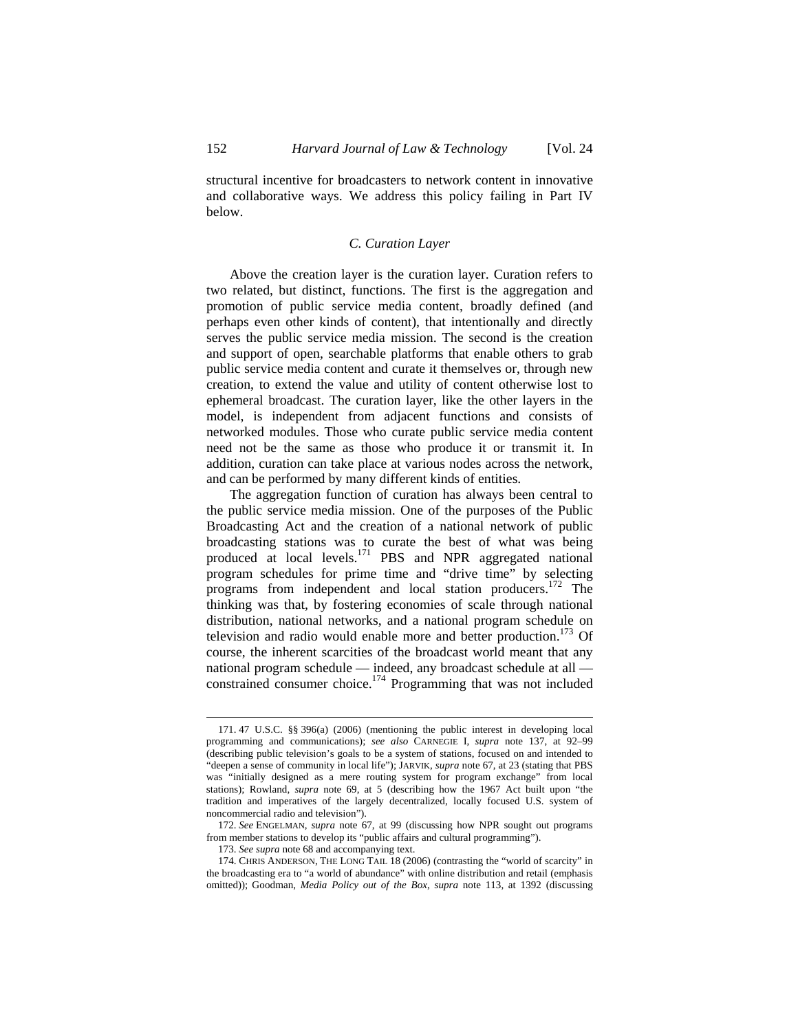structural incentive for broadcasters to network content in innovative and collaborative ways. We address this policy failing in Part IV below.

### *C. Curation Layer*

Above the creation layer is the curation layer. Curation refers to two related, but distinct, functions. The first is the aggregation and promotion of public service media content, broadly defined (and perhaps even other kinds of content), that intentionally and directly serves the public service media mission. The second is the creation and support of open, searchable platforms that enable others to grab public service media content and curate it themselves or, through new creation, to extend the value and utility of content otherwise lost to ephemeral broadcast. The curation layer, like the other layers in the model, is independent from adjacent functions and consists of networked modules. Those who curate public service media content need not be the same as those who produce it or transmit it. In addition, curation can take place at various nodes across the network, and can be performed by many different kinds of entities.

The aggregation function of curation has always been central to the public service media mission. One of the purposes of the Public Broadcasting Act and the creation of a national network of public broadcasting stations was to curate the best of what was being produced at local levels.[171] PBS and NPR aggregated national program schedules for prime time and "drive time" by selecting programs from independent and local station producers.[172] The thinking was that, by fostering economies of scale through national distribution, national networks, and a national program schedule on television and radio would enable more and better production.[173] Of course, the inherent scarcities of the broadcast world meant that any national program schedule — indeed, any broadcast schedule at all — constrained consumer choice.[174] Programming that was not included

---

171. 47 U.S.C. §§ 396(a) (2006) (mentioning the public interest in developing local programming and communications); *see also* CARNEGIE I, *supra* note 137, at 92–99 (describing public television's goals to be a system of stations, focused on and intended to "deepen a sense of community in local life"); JARVIK, *supra* note 67, at 23 (stating that PBS was "initially designed as a mere routing system for program exchange" from local stations); Rowland, *supra* note 69, at 5 (describing how the 1967 Act built upon "the tradition and imperatives of the largely decentralized, locally focused U.S. system of noncommercial radio and television").

172. *See* ENGELMAN, *supra* note 67, at 99 (discussing how NPR sought out programs from member stations to develop its "public affairs and cultural programming").

173. *See supra* note 68 and accompanying text.

174. CHRIS ANDERSON, THE LONG TAIL 18 (2006) (contrasting the "world of scarcity" in the broadcasting era to "a world of abundance" with online distribution and retail (emphasis omitted)); Goodman, *Media Policy out of the Box*, *supra* note 113, at 1392 (discussing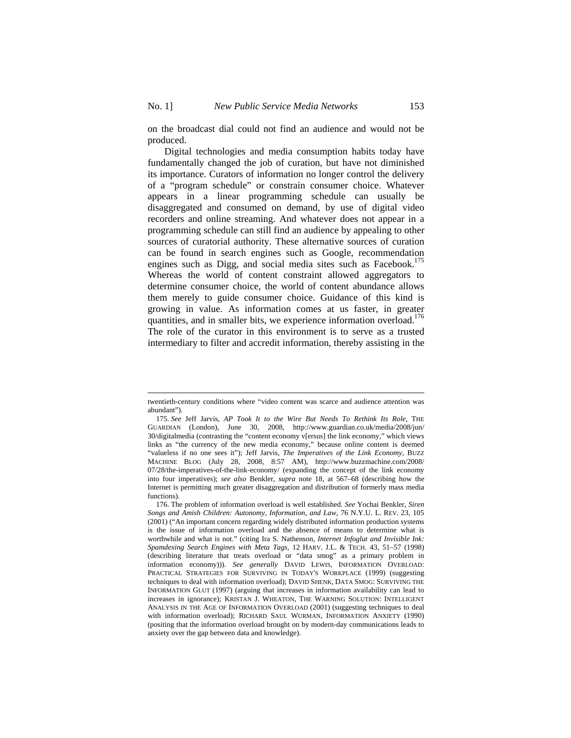on the broadcast dial could not find an audience and would not be produced.

Digital technologies and media consumption habits today have fundamentally changed the job of curation, but have not diminished its importance. Curators of information no longer control the delivery of a "program schedule" or constrain consumer choice. Whatever appears in a linear programming schedule can usually be disaggregated and consumed on demand, by use of digital video recorders and online streaming. And whatever does not appear in a programming schedule can still find an audience by appealing to other sources of curatorial authority. These alternative sources of curation can be found in search engines such as Google, recommendation engines such as Digg, and social media sites such as Facebook.[175] Whereas the world of content constraint allowed aggregators to determine consumer choice, the world of content abundance allows them merely to guide consumer choice. Guidance of this kind is growing in value. As information comes at us faster, in greater quantities, and in smaller bits, we experience information overload.[176] The role of the curator in this environment is to serve as a trusted intermediary to filter and accredit information, thereby assisting in the

---

twentieth-century conditions where "video content was scarce and audience attention was abundant").

175. *See* Jeff Jarvis, *AP Took It to the Wire But Needs To Rethink Its Role*, THE GUARDIAN (London), June 30, 2008, http://www.guardian.co.uk/media/2008/jun/30/digitalmedia (contrasting the "content economy v[ersus] the link economy," which views links as "the currency of the new media economy," because online content is deemed "valueless if no one sees it"); Jeff Jarvis, *The Imperatives of the Link Economy*, BUZZ MACHINE BLOG (July 28, 2008, 8:57 AM), http://www.buzzmachine.com/2008/07/28/the-imperatives-of-the-link-economy/ (expanding the concept of the link economy into four imperatives); *see also* Benkler, *supra* note 18, at 567–68 (describing how the Internet is permitting much greater disaggregation and distribution of formerly mass media functions).

176. The problem of information overload is well established. *See* Yochai Benkler, *Siren Songs and Amish Children: Autonomy, Information, and Law*, 76 N.Y.U. L. REV. 23, 105 (2001) ("An important concern regarding widely distributed information production systems is the issue of information overload and the absence of means to determine what is worthwhile and what is not." (citing Ira S. Nathenson, *Internet Infoglut and Invisible Ink: Spamdexing Search Engines with Meta Tags*, 12 HARV. J.L. & TECH. 43, 51–57 (1998) (describing literature that treats overload or "data smog" as a primary problem in information economy))). *See generally* DAVID LEWIS, INFORMATION OVERLOAD: PRACTICAL STRATEGIES FOR SURVIVING IN TODAY'S WORKPLACE (1999) (suggesting techniques to deal with information overload); DAVID SHENK, DATA SMOG: SURVIVING THE INFORMATION GLUT (1997) (arguing that increases in information availability can lead to increases in ignorance); KRISTAN J. WHEATON, THE WARNING SOLUTION: INTELLIGENT ANALYSIS IN THE AGE OF INFORMATION OVERLOAD (2001) (suggesting techniques to deal with information overload); RICHARD SAUL WURMAN, INFORMATION ANXIETY (1990) (positing that the information overload brought on by modern-day communications leads to anxiety over the gap between data and knowledge).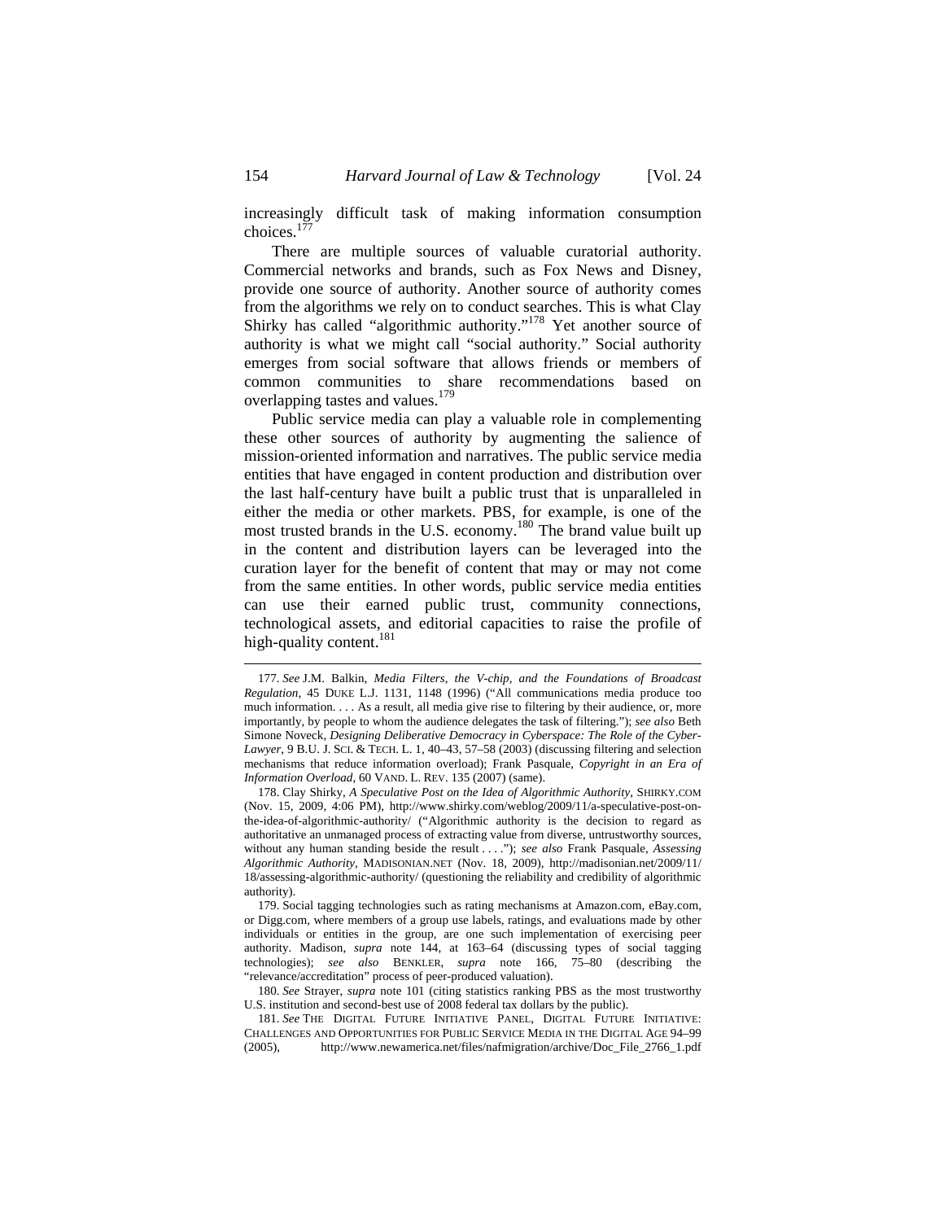increasingly difficult task of making information consumption choices.[177]

There are multiple sources of valuable curatorial authority. Commercial networks and brands, such as Fox News and Disney, provide one source of authority. Another source of authority comes from the algorithms we rely on to conduct searches. This is what Clay Shirky has called "algorithmic authority."[178] Yet another source of authority is what we might call "social authority." Social authority emerges from social software that allows friends or members of common communities to share recommendations based on overlapping tastes and values.[179]

Public service media can play a valuable role in complementing these other sources of authority by augmenting the salience of mission-oriented information and narratives. The public service media entities that have engaged in content production and distribution over the last half-century have built a public trust that is unparalleled in either the media or other markets. PBS, for example, is one of the most trusted brands in the U.S. economy.[180] The brand value built up in the content and distribution layers can be leveraged into the curation layer for the benefit of content that may or may not come from the same entities. In other words, public service media entities can use their earned public trust, community connections, technological assets, and editorial capacities to raise the profile of high-quality content.[181]

---

177. *See* J.M. Balkin, *Media Filters, the V-chip, and the Foundations of Broadcast Regulation*, 45 DUKE L.J. 1131, 1148 (1996) ("All communications media produce too much information. . . . As a result, all media give rise to filtering by their audience, or, more importantly, by people to whom the audience delegates the task of filtering."); *see also* Beth Simone Noveck, *Designing Deliberative Democracy in Cyberspace: The Role of the Cyber-Lawyer*, 9 B.U. J. SCI. & TECH. L. 1, 40–43, 57–58 (2003) (discussing filtering and selection mechanisms that reduce information overload); Frank Pasquale, *Copyright in an Era of Information Overload*, 60 VAND. L. REV. 135 (2007) (same).

178. Clay Shirky, *A Speculative Post on the Idea of Algorithmic Authority*, SHIRKY.COM (Nov. 15, 2009, 4:06 PM), http://www.shirky.com/weblog/2009/11/a-speculative-post-on-the-idea-of-algorithmic-authority/ ("Algorithmic authority is the decision to regard as authoritative an unmanaged process of extracting value from diverse, untrustworthy sources, without any human standing beside the result . . . ."); *see also* Frank Pasquale, *Assessing Algorithmic Authority*, MADISONIAN.NET (Nov. 18, 2009), http://madisonian.net/2009/11/18/assessing-algorithmic-authority/ (questioning the reliability and credibility of algorithmic authority).

179. Social tagging technologies such as rating mechanisms at Amazon.com, eBay.com, or Digg.com, where members of a group use labels, ratings, and evaluations made by other individuals or entities in the group, are one such implementation of exercising peer authority. Madison, *supra* note 144, at 163–64 (discussing types of social tagging technologies); *see also* BENKLER, *supra* note 166, 75–80 (describing the "relevance/accreditation" process of peer-produced valuation).

180. *See* Strayer, *supra* note 101 (citing statistics ranking PBS as the most trustworthy U.S. institution and second-best use of 2008 federal tax dollars by the public).

181. *See* THE DIGITAL FUTURE INITIATIVE PANEL, DIGITAL FUTURE INITIATIVE: CHALLENGES AND OPPORTUNITIES FOR PUBLIC SERVICE MEDIA IN THE DIGITAL AGE 94–99 (2005), http://www.newamerica.net/files/nafmigration/archive/Doc_File_2766_1.pdf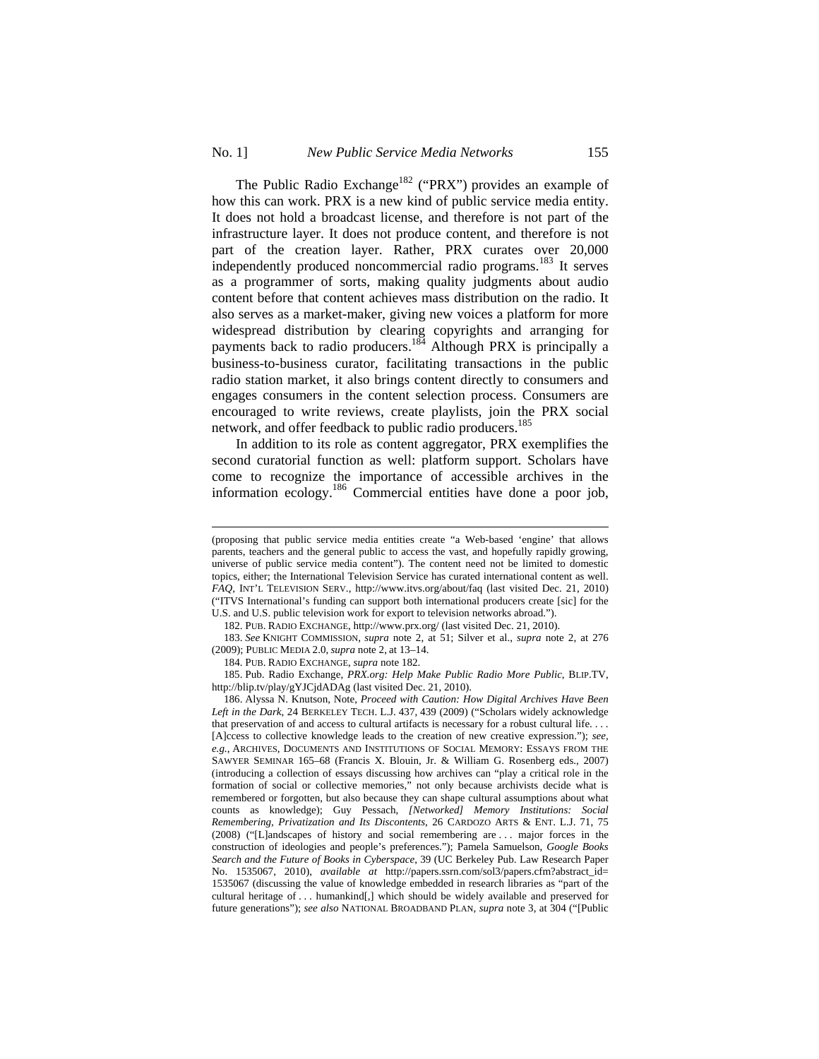The Public Radio Exchange[182] ("PRX") provides an example of how this can work. PRX is a new kind of public service media entity. It does not hold a broadcast license, and therefore is not part of the infrastructure layer. It does not produce content, and therefore is not part of the creation layer. Rather, PRX curates over 20,000 independently produced noncommercial radio programs.[183] It serves as a programmer of sorts, making quality judgments about audio content before that content achieves mass distribution on the radio. It also serves as a market-maker, giving new voices a platform for more widespread distribution by clearing copyrights and arranging for payments back to radio producers.[184] Although PRX is principally a business-to-business curator, facilitating transactions in the public radio station market, it also brings content directly to consumers and engages consumers in the content selection process. Consumers are encouraged to write reviews, create playlists, join the PRX social network, and offer feedback to public radio producers.[185]

In addition to its role as content aggregator, PRX exemplifies the second curatorial function as well: platform support. Scholars have come to recognize the importance of accessible archives in the information ecology.[186] Commercial entities have done a poor job,

---

(proposing that public service media entities create "a Web-based 'engine' that allows parents, teachers and the general public to access the vast, and hopefully rapidly growing, universe of public service media content"). The content need not be limited to domestic topics, either; the International Television Service has curated international content as well. *FAQ*, INT'L TELEVISION SERV., http://www.itvs.org/about/faq (last visited Dec. 21, 2010) ("ITVS International's funding can support both international producers create [sic] for the U.S. and U.S. public television work for export to television networks abroad.").

182. PUB. RADIO EXCHANGE, http://www.prx.org/ (last visited Dec. 21, 2010).

183. *See* KNIGHT COMMISSION, *supra* note 2, at 51; Silver et al., *supra* note 2, at 276 (2009); PUBLIC MEDIA 2.0, *supra* note 2, at 13–14.

184. PUB. RADIO EXCHANGE, *supra* note 182.

185. Pub. Radio Exchange, *PRX.org: Help Make Public Radio More Public*, BLIP.TV, http://blip.tv/play/gYJCjdADAg (last visited Dec. 21, 2010).

186. Alyssa N. Knutson, Note, *Proceed with Caution: How Digital Archives Have Been Left in the Dark*, 24 BERKELEY TECH. L.J. 437, 439 (2009) ("Scholars widely acknowledge that preservation of and access to cultural artifacts is necessary for a robust cultural life. . . . [A]ccess to collective knowledge leads to the creation of new creative expression."); *see, e.g.*, ARCHIVES, DOCUMENTS AND INSTITUTIONS OF SOCIAL MEMORY: ESSAYS FROM THE SAWYER SEMINAR 165–68 (Francis X. Blouin, Jr. & William G. Rosenberg eds., 2007) (introducing a collection of essays discussing how archives can "play a critical role in the formation of social or collective memories," not only because archivists decide what is remembered or forgotten, but also because they can shape cultural assumptions about what counts as knowledge); Guy Pessach, *[Networked] Memory Institutions: Social Remembering, Privatization and Its Discontents*, 26 CARDOZO ARTS & ENT. L.J. 71, 75 (2008) ("[L]andscapes of history and social remembering are . . . major forces in the construction of ideologies and people's preferences."); Pamela Samuelson, *Google Books Search and the Future of Books in Cyberspace*, 39 (UC Berkeley Pub. Law Research Paper No. 1535067, 2010), *available at* http://papers.ssrn.com/sol3/papers.cfm?abstract_id=1535067 (discussing the value of knowledge embedded in research libraries as "part of the cultural heritage of . . . humankind[,] which should be widely available and preserved for future generations"); *see also* NATIONAL BROADBAND PLAN, *supra* note 3, at 304 ("[Public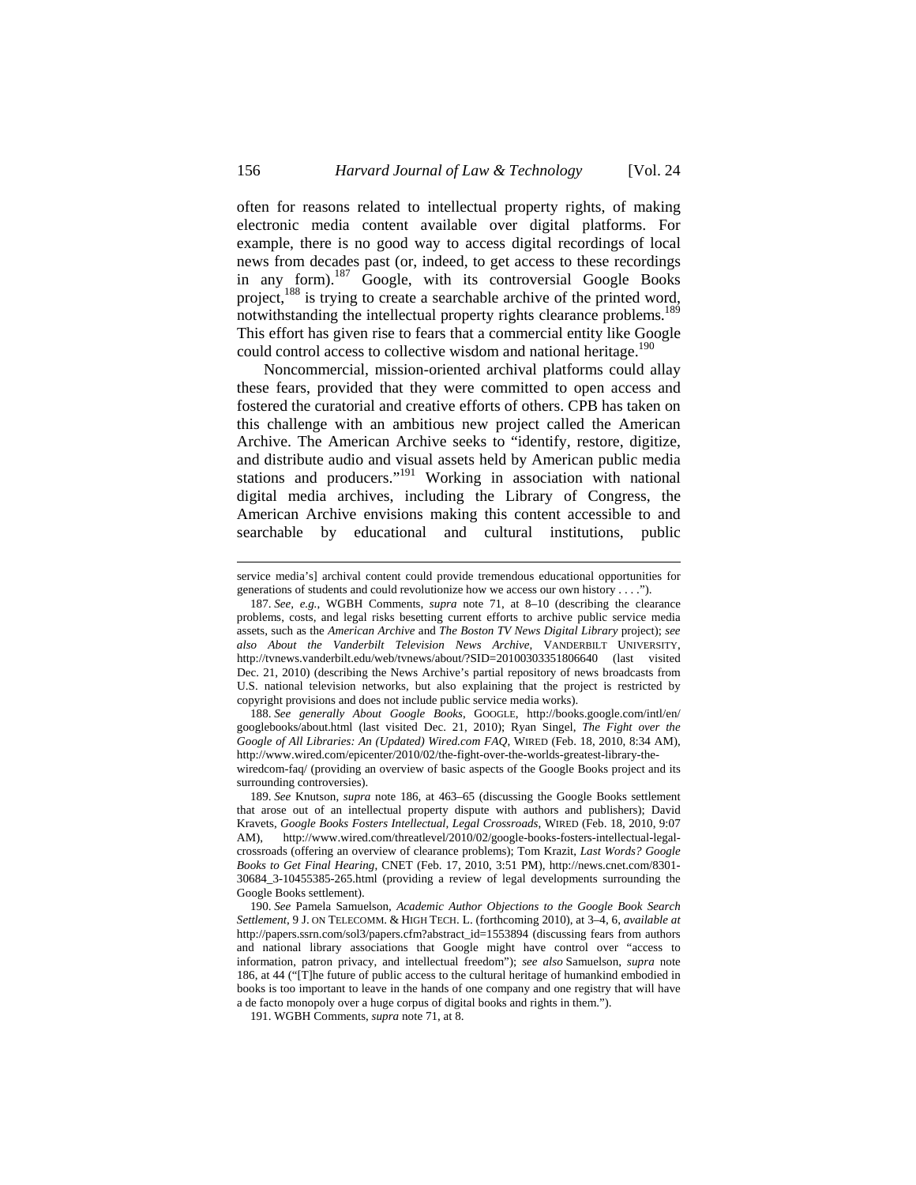often for reasons related to intellectual property rights, of making electronic media content available over digital platforms. For example, there is no good way to access digital recordings of local news from decades past (or, indeed, to get access to these recordings in any form).[187] Google, with its controversial Google Books project,[188] is trying to create a searchable archive of the printed word, notwithstanding the intellectual property rights clearance problems.[189] This effort has given rise to fears that a commercial entity like Google could control access to collective wisdom and national heritage.[190]

Noncommercial, mission-oriented archival platforms could allay these fears, provided that they were committed to open access and fostered the curatorial and creative efforts of others. CPB has taken on this challenge with an ambitious new project called the American Archive. The American Archive seeks to "identify, restore, digitize, and distribute audio and visual assets held by American public media stations and producers."[191] Working in association with national digital media archives, including the Library of Congress, the American Archive envisions making this content accessible to and searchable by educational and cultural institutions, public

---

service media's] archival content could provide tremendous educational opportunities for generations of students and could revolutionize how we access our own history . . . .").

187. *See, e.g.*, WGBH Comments, *supra* note 71, at 8–10 (describing the clearance problems, costs, and legal risks besetting current efforts to archive public service media assets, such as the *American Archive* and *The Boston TV News Digital Library* project); *see also About the Vanderbilt Television News Archive*, VANDERBILT UNIVERSITY, http://tvnews.vanderbilt.edu/web/tvnews/about/?SID=20100303351806640 (last visited Dec. 21, 2010) (describing the News Archive's partial repository of news broadcasts from U.S. national television networks, but also explaining that the project is restricted by copyright provisions and does not include public service media works).

188. *See generally About Google Books*, GOOGLE, http://books.google.com/intl/en/googlebooks/about.html (last visited Dec. 21, 2010); Ryan Singel, *The Fight over the Google of All Libraries: An (Updated) Wired.com FAQ*, WIRED (Feb. 18, 2010, 8:34 AM), http://www.wired.com/epicenter/2010/02/the-fight-over-the-worlds-greatest-library-the-wiredcom-faq/ (providing an overview of basic aspects of the Google Books project and its surrounding controversies).

189. *See* Knutson, *supra* note 186, at 463–65 (discussing the Google Books settlement that arose out of an intellectual property dispute with authors and publishers); David Kravets, *Google Books Fosters Intellectual, Legal Crossroads*, WIRED (Feb. 18, 2010, 9:07 AM), http://www.wired.com/threatlevel/2010/02/google-books-fosters-intellectual-legal-crossroads (offering an overview of clearance problems); Tom Krazit, *Last Words? Google Books to Get Final Hearing*, CNET (Feb. 17, 2010, 3:51 PM), http://news.cnet.com/8301-30684_3-10455385-265.html (providing a review of legal developments surrounding the Google Books settlement).

190. *See* Pamela Samuelson, *Academic Author Objections to the Google Book Search Settlement*, 9 J. ON TELECOMM. & HIGH TECH. L. (forthcoming 2010), at 3–4, 6, *available at* http://papers.ssrn.com/sol3/papers.cfm?abstract_id=1553894 (discussing fears from authors and national library associations that Google might have control over "access to information, patron privacy, and intellectual freedom"); *see also* Samuelson, *supra* note 186, at 44 ("[T]he future of public access to the cultural heritage of humankind embodied in books is too important to leave in the hands of one company and one registry that will have a de facto monopoly over a huge corpus of digital books and rights in them.").

191. WGBH Comments, *supra* note 71, at 8.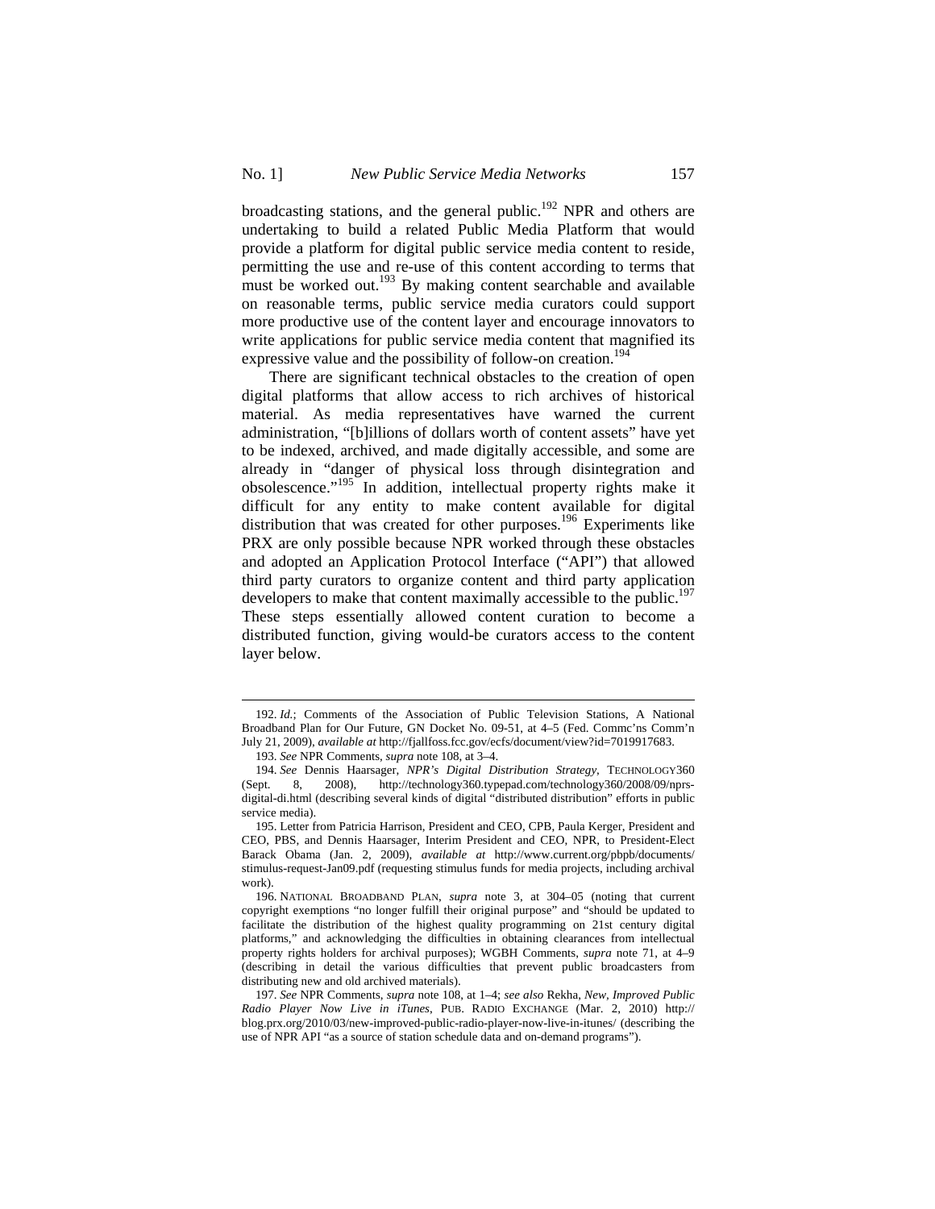broadcasting stations, and the general public.[192] NPR and others are undertaking to build a related Public Media Platform that would provide a platform for digital public service media content to reside, permitting the use and re-use of this content according to terms that must be worked out.[193] By making content searchable and available on reasonable terms, public service media curators could support more productive use of the content layer and encourage innovators to write applications for public service media content that magnified its expressive value and the possibility of follow-on creation.[194]

There are significant technical obstacles to the creation of open digital platforms that allow access to rich archives of historical material. As media representatives have warned the current administration, "[b]illions of dollars worth of content assets" have yet to be indexed, archived, and made digitally accessible, and some are already in "danger of physical loss through disintegration and obsolescence."[195] In addition, intellectual property rights make it difficult for any entity to make content available for digital distribution that was created for other purposes.[196] Experiments like PRX are only possible because NPR worked through these obstacles and adopted an Application Protocol Interface ("API") that allowed third party curators to organize content and third party application developers to make that content maximally accessible to the public.[197] These steps essentially allowed content curation to become a distributed function, giving would-be curators access to the content layer below.

---

192. *Id.*; Comments of the Association of Public Television Stations, A National Broadband Plan for Our Future, GN Docket No. 09-51, at 4–5 (Fed. Commc'ns Comm'n July 21, 2009), *available at* http://fjallfoss.fcc.gov/ecfs/document/view?id=7019917683.

193. *See* NPR Comments, *supra* note 108, at 3–4.

194. *See* Dennis Haarsager, *NPR's Digital Distribution Strategy*, TECHNOLOGY360 (Sept. 8, 2008), http://technology360.typepad.com/technology360/2008/09/nprs-digital-di.html (describing several kinds of digital "distributed distribution" efforts in public service media).

195. Letter from Patricia Harrison, President and CEO, CPB, Paula Kerger, President and CEO, PBS, and Dennis Haarsager, Interim President and CEO, NPR, to President-Elect Barack Obama (Jan. 2, 2009), *available at* http://www.current.org/pbpb/documents/stimulus-request-Jan09.pdf (requesting stimulus funds for media projects, including archival work).

196. NATIONAL BROADBAND PLAN, *supra* note 3, at 304–05 (noting that current copyright exemptions "no longer fulfill their original purpose" and "should be updated to facilitate the distribution of the highest quality programming on 21st century digital platforms," and acknowledging the difficulties in obtaining clearances from intellectual property rights holders for archival purposes); WGBH Comments, *supra* note 71, at 4–9 (describing in detail the various difficulties that prevent public broadcasters from distributing new and old archived materials).

197. *See* NPR Comments, *supra* note 108, at 1–4; *see also* Rekha, *New, Improved Public Radio Player Now Live in iTunes*, PUB. RADIO EXCHANGE (Mar. 2, 2010) http://blog.prx.org/2010/03/new-improved-public-radio-player-now-live-in-itunes/ (describing the use of NPR API "as a source of station schedule data and on-demand programs").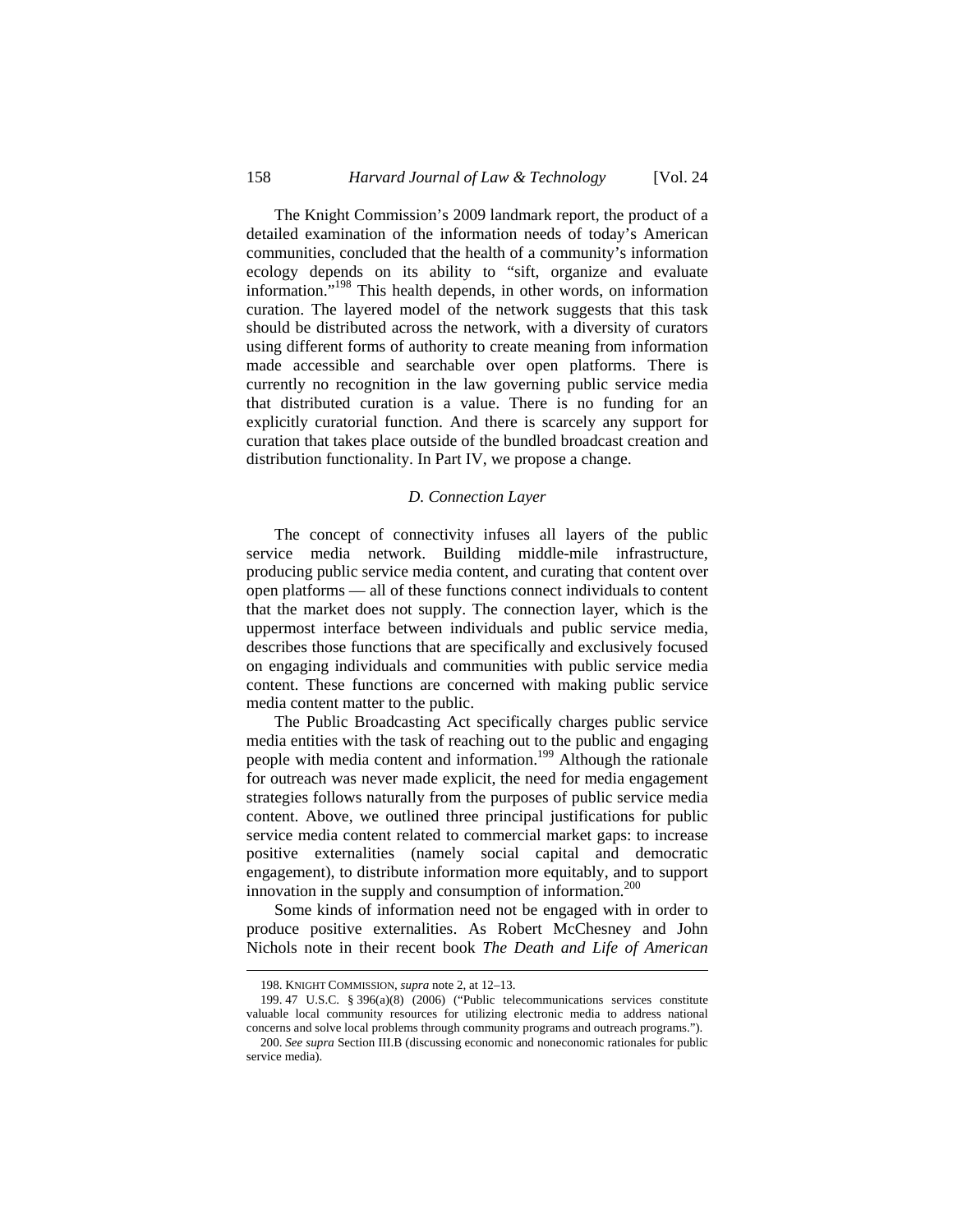The Knight Commission's 2009 landmark report, the product of a detailed examination of the information needs of today's American communities, concluded that the health of a community's information ecology depends on its ability to "sift, organize and evaluate information."[198] This health depends, in other words, on information curation. The layered model of the network suggests that this task should be distributed across the network, with a diversity of curators using different forms of authority to create meaning from information made accessible and searchable over open platforms. There is currently no recognition in the law governing public service media that distributed curation is a value. There is no funding for an explicitly curatorial function. And there is scarcely any support for curation that takes place outside of the bundled broadcast creation and distribution functionality. In Part IV, we propose a change.

### *D. Connection Layer*

The concept of connectivity infuses all layers of the public service media network. Building middle-mile infrastructure, producing public service media content, and curating that content over open platforms — all of these functions connect individuals to content that the market does not supply. The connection layer, which is the uppermost interface between individuals and public service media, describes those functions that are specifically and exclusively focused on engaging individuals and communities with public service media content. These functions are concerned with making public service media content matter to the public.

The Public Broadcasting Act specifically charges public service media entities with the task of reaching out to the public and engaging people with media content and information.[199] Although the rationale for outreach was never made explicit, the need for media engagement strategies follows naturally from the purposes of public service media content. Above, we outlined three principal justifications for public service media content related to commercial market gaps: to increase positive externalities (namely social capital and democratic engagement), to distribute information more equitably, and to support innovation in the supply and consumption of information.[200]

Some kinds of information need not be engaged with in order to produce positive externalities. As Robert McChesney and John Nichols note in their recent book *The Death and Life of American*

198. KNIGHT COMMISSION, *supra* note 2, at 12–13.

199. 47 U.S.C. § 396(a)(8) (2006) ("Public telecommunications services constitute valuable local community resources for utilizing electronic media to address national concerns and solve local problems through community programs and outreach programs.").

200. *See supra* Section III.B (discussing economic and noneconomic rationales for public service media).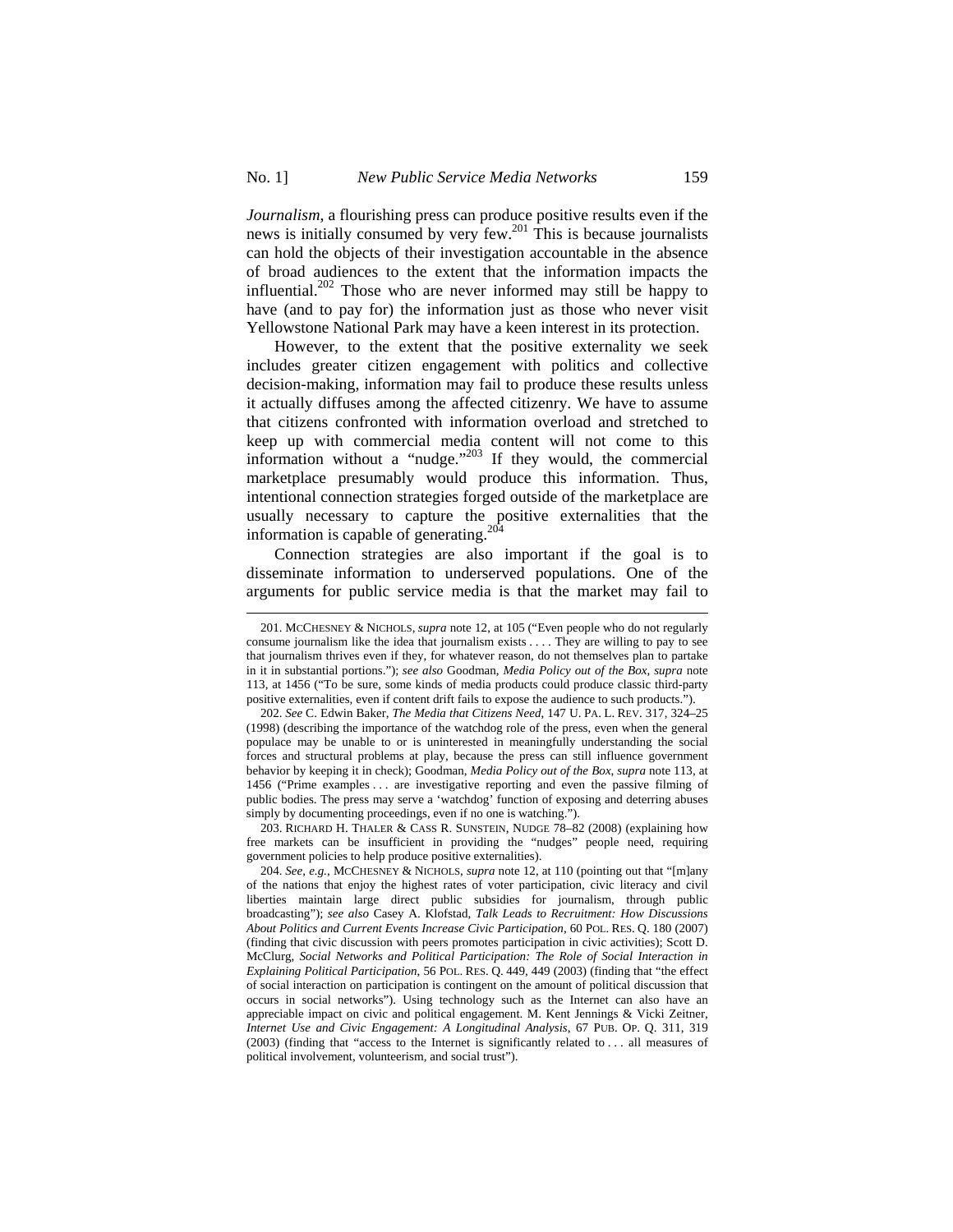*Journalism*, a flourishing press can produce positive results even if the news is initially consumed by very few.[201] This is because journalists can hold the objects of their investigation accountable in the absence of broad audiences to the extent that the information impacts the influential.[202] Those who are never informed may still be happy to have (and to pay for) the information just as those who never visit Yellowstone National Park may have a keen interest in its protection.

However, to the extent that the positive externality we seek includes greater citizen engagement with politics and collective decision-making, information may fail to produce these results unless it actually diffuses among the affected citizenry. We have to assume that citizens confronted with information overload and stretched to keep up with commercial media content will not come to this information without a "nudge."[203] If they would, the commercial marketplace presumably would produce this information. Thus, intentional connection strategies forged outside of the marketplace are usually necessary to capture the positive externalities that the information is capable of generating.[204]

Connection strategies are also important if the goal is to disseminate information to underserved populations. One of the arguments for public service media is that the market may fail to

---

201. MCCHESNEY & NICHOLS, *supra* note 12, at 105 ("Even people who do not regularly consume journalism like the idea that journalism exists . . . . They are willing to pay to see that journalism thrives even if they, for whatever reason, do not themselves plan to partake in it in substantial portions."); *see also* Goodman, *Media Policy out of the Box*, *supra* note 113, at 1456 ("To be sure, some kinds of media products could produce classic third-party positive externalities, even if content drift fails to expose the audience to such products.").

202. *See* C. Edwin Baker, *The Media that Citizens Need*, 147 U. PA. L. REV. 317, 324–25 (1998) (describing the importance of the watchdog role of the press, even when the general populace may be unable to or is uninterested in meaningfully understanding the social forces and structural problems at play, because the press can still influence government behavior by keeping it in check); Goodman, *Media Policy out of the Box*, *supra* note 113, at 1456 ("Prime examples . . . are investigative reporting and even the passive filming of public bodies. The press may serve a 'watchdog' function of exposing and deterring abuses simply by documenting proceedings, even if no one is watching.").

203. RICHARD H. THALER & CASS R. SUNSTEIN, NUDGE 78–82 (2008) (explaining how free markets can be insufficient in providing the "nudges" people need, requiring government policies to help produce positive externalities).

204. *See, e.g.*, MCCHESNEY & NICHOLS, *supra* note 12, at 110 (pointing out that "[m]any of the nations that enjoy the highest rates of voter participation, civic literacy and civil liberties maintain large direct public subsidies for journalism, through public broadcasting"); *see also* Casey A. Klofstad, *Talk Leads to Recruitment: How Discussions About Politics and Current Events Increase Civic Participation*, 60 POL. RES. Q. 180 (2007) (finding that civic discussion with peers promotes participation in civic activities); Scott D. McClurg, *Social Networks and Political Participation: The Role of Social Interaction in Explaining Political Participation*, 56 POL. RES. Q. 449, 449 (2003) (finding that "the effect of social interaction on participation is contingent on the amount of political discussion that occurs in social networks"). Using technology such as the Internet can also have an appreciable impact on civic and political engagement. M. Kent Jennings & Vicki Zeitner, *Internet Use and Civic Engagement: A Longitudinal Analysis*, 67 PUB. OP. Q. 311, 319 (2003) (finding that "access to the Internet is significantly related to . . . all measures of political involvement, volunteerism, and social trust").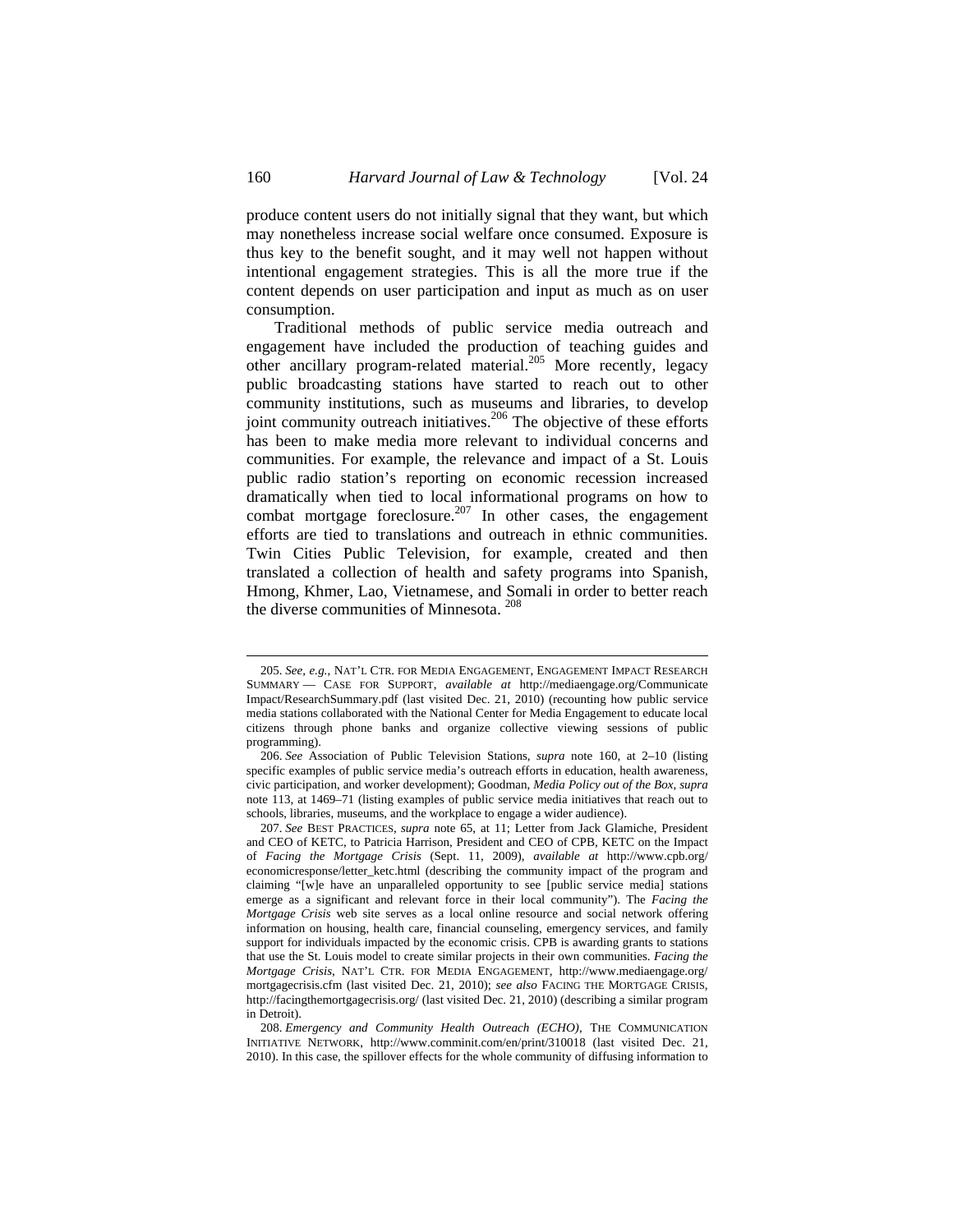produce content users do not initially signal that they want, but which may nonetheless increase social welfare once consumed. Exposure is thus key to the benefit sought, and it may well not happen without intentional engagement strategies. This is all the more true if the content depends on user participation and input as much as on user consumption.

Traditional methods of public service media outreach and engagement have included the production of teaching guides and other ancillary program-related material.[205] More recently, legacy public broadcasting stations have started to reach out to other community institutions, such as museums and libraries, to develop joint community outreach initiatives.[206] The objective of these efforts has been to make media more relevant to individual concerns and communities. For example, the relevance and impact of a St. Louis public radio station's reporting on economic recession increased dramatically when tied to local informational programs on how to combat mortgage foreclosure.[207] In other cases, the engagement efforts are tied to translations and outreach in ethnic communities. Twin Cities Public Television, for example, created and then translated a collection of health and safety programs into Spanish, Hmong, Khmer, Lao, Vietnamese, and Somali in order to better reach the diverse communities of Minnesota. [208]

---

205. *See, e.g.*, NAT'L CTR. FOR MEDIA ENGAGEMENT, ENGAGEMENT IMPACT RESEARCH SUMMARY — CASE FOR SUPPORT, *available at* http://mediaengage.org/CommunicateImpact/ResearchSummary.pdf (last visited Dec. 21, 2010) (recounting how public service media stations collaborated with the National Center for Media Engagement to educate local citizens through phone banks and organize collective viewing sessions of public programming).

206. *See* Association of Public Television Stations, *supra* note 160, at 2–10 (listing specific examples of public service media's outreach efforts in education, health awareness, civic participation, and worker development); Goodman, *Media Policy out of the Box*, *supra* note 113, at 1469–71 (listing examples of public service media initiatives that reach out to schools, libraries, museums, and the workplace to engage a wider audience).

207. *See* BEST PRACTICES, *supra* note 65, at 11; Letter from Jack Glamiche, President and CEO of KETC, to Patricia Harrison, President and CEO of CPB, KETC on the Impact of *Facing the Mortgage Crisis* (Sept. 11, 2009), *available at* http://www.cpb.org/economicresponse/letter_ketc.html (describing the community impact of the program and claiming "[w]e have an unparalleled opportunity to see [public service media] stations emerge as a significant and relevant force in their local community"). The *Facing the Mortgage Crisis* web site serves as a local online resource and social network offering information on housing, health care, financial counseling, emergency services, and family support for individuals impacted by the economic crisis. CPB is awarding grants to stations that use the St. Louis model to create similar projects in their own communities. *Facing the Mortgage Crisis*, NAT'L CTR. FOR MEDIA ENGAGEMENT, http://www.mediaengage.org/mortgagecrisis.cfm (last visited Dec. 21, 2010); *see also* FACING THE MORTGAGE CRISIS, http://facingthemortgagecrisis.org/ (last visited Dec. 21, 2010) (describing a similar program in Detroit).

208. *Emergency and Community Health Outreach (ECHO)*, THE COMMUNICATION INITIATIVE NETWORK, http://www.comminit.com/en/print/310018 (last visited Dec. 21, 2010). In this case, the spillover effects for the whole community of diffusing information to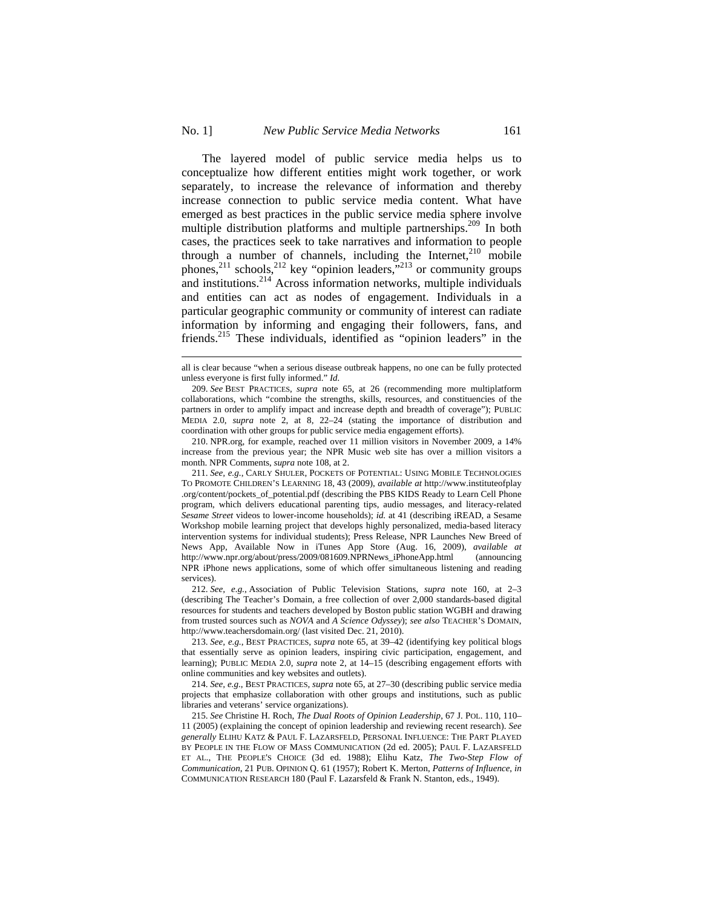The layered model of public service media helps us to conceptualize how different entities might work together, or work separately, to increase the relevance of information and thereby increase connection to public service media content. What have emerged as best practices in the public service media sphere involve multiple distribution platforms and multiple partnerships.[209] In both cases, the practices seek to take narratives and information to people through a number of channels, including the Internet,[210] mobile phones,[211] schools,[212] key "opinion leaders,"[213] or community groups and institutions.[214] Across information networks, multiple individuals and entities can act as nodes of engagement. Individuals in a particular geographic community or community of interest can radiate information by informing and engaging their followers, fans, and friends.[215] These individuals, identified as "opinion leaders" in the

---

all is clear because "when a serious disease outbreak happens, no one can be fully protected unless everyone is first fully informed." *Id.*

209. *See* BEST PRACTICES, *supra* note 65, at 26 (recommending more multiplatform collaborations, which "combine the strengths, skills, resources, and constituencies of the partners in order to amplify impact and increase depth and breadth of coverage"); PUBLIC MEDIA 2.0, *supra* note 2, at 8, 22–24 (stating the importance of distribution and coordination with other groups for public service media engagement efforts).

210. NPR.org, for example, reached over 11 million visitors in November 2009, a 14% increase from the previous year; the NPR Music web site has over a million visitors a month. NPR Comments, *supra* note 108, at 2.

211. *See, e.g.*, CARLY SHULER, POCKETS OF POTENTIAL: USING MOBILE TECHNOLOGIES TO PROMOTE CHILDREN'S LEARNING 18, 43 (2009), *available at* http://www.instituteofplay.org/content/pockets_of_potential.pdf (describing the PBS KIDS Ready to Learn Cell Phone program, which delivers educational parenting tips, audio messages, and literacy-related *Sesame Street* videos to lower-income households); *id.* at 41 (describing iREAD, a Sesame Workshop mobile learning project that develops highly personalized, media-based literacy intervention systems for individual students); Press Release, NPR Launches New Breed of News App, Available Now in iTunes App Store (Aug. 16, 2009), *available at* http://www.npr.org/about/press/2009/081609.NPRNews_iPhoneApp.html (announcing NPR iPhone news applications, some of which offer simultaneous listening and reading services).

212. *See, e.g.*, Association of Public Television Stations, *supra* note 160, at 2–3 (describing The Teacher's Domain, a free collection of over 2,000 standards-based digital resources for students and teachers developed by Boston public station WGBH and drawing from trusted sources such as *NOVA* and *A Science Odyssey*); *see also* TEACHER'S DOMAIN, http://www.teachersdomain.org/ (last visited Dec. 21, 2010).

213. *See, e.g.*, BEST PRACTICES, *supra* note 65, at 39–42 (identifying key political blogs that essentially serve as opinion leaders, inspiring civic participation, engagement, and learning); PUBLIC MEDIA 2.0, *supra* note 2, at 14–15 (describing engagement efforts with online communities and key websites and outlets).

214. *See, e.g.*, BEST PRACTICES, *supra* note 65, at 27–30 (describing public service media projects that emphasize collaboration with other groups and institutions, such as public libraries and veterans' service organizations).

215. *See* Christine H. Roch, *The Dual Roots of Opinion Leadership*, 67 J. POL. 110, 110–11 (2005) (explaining the concept of opinion leadership and reviewing recent research). *See generally* ELIHU KATZ & PAUL F. LAZARSFELD, PERSONAL INFLUENCE: THE PART PLAYED BY PEOPLE IN THE FLOW OF MASS COMMUNICATION (2d ed. 2005); PAUL F. LAZARSFELD ET AL., THE PEOPLE'S CHOICE (3d ed. 1988); Elihu Katz, *The Two-Step Flow of Communication*, 21 PUB. OPINION Q. 61 (1957); Robert K. Merton, *Patterns of Influence*, *in* COMMUNICATION RESEARCH 180 (Paul F. Lazarsfeld & Frank N. Stanton, eds., 1949).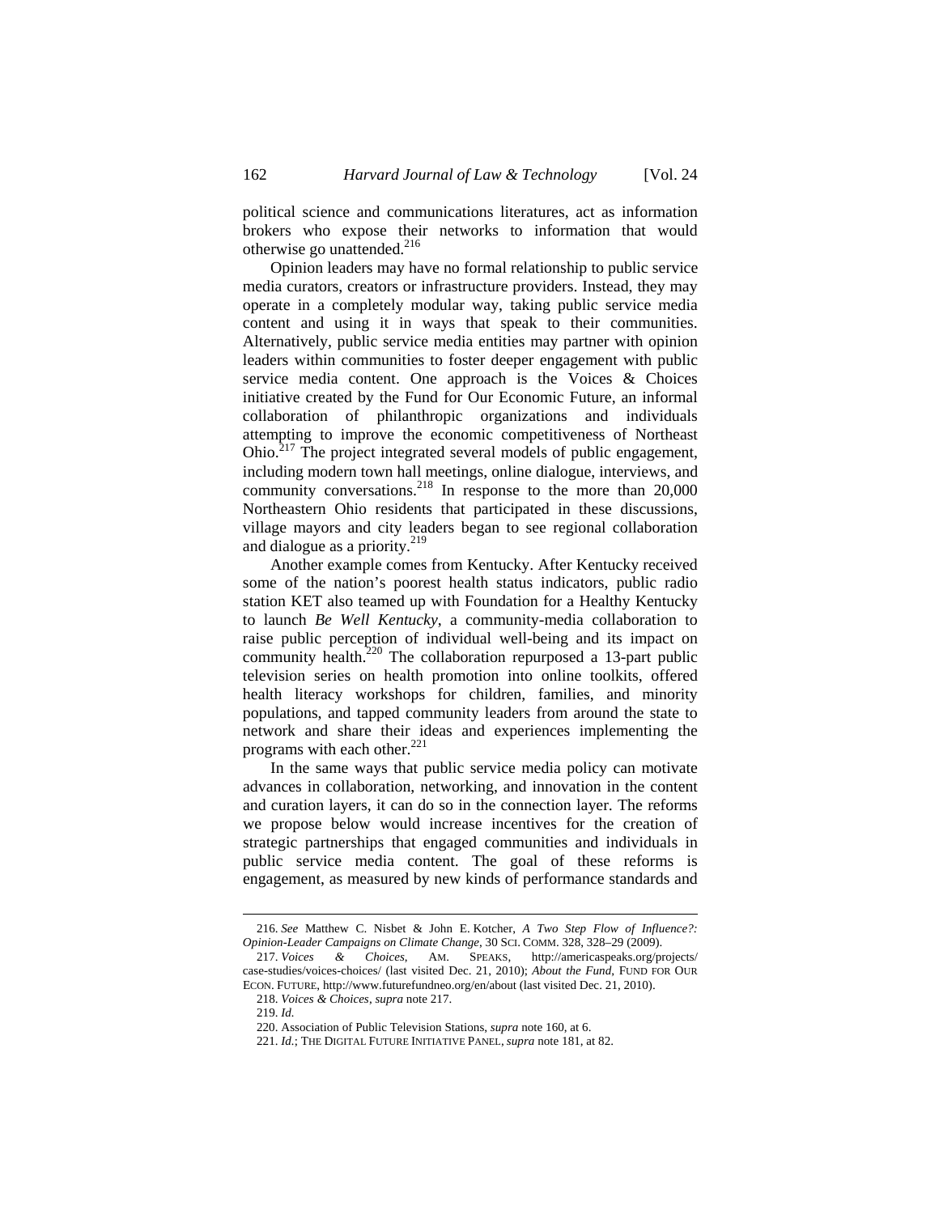political science and communications literatures, act as information brokers who expose their networks to information that would otherwise go unattended.[216]

Opinion leaders may have no formal relationship to public service media curators, creators or infrastructure providers. Instead, they may operate in a completely modular way, taking public service media content and using it in ways that speak to their communities. Alternatively, public service media entities may partner with opinion leaders within communities to foster deeper engagement with public service media content. One approach is the Voices & Choices initiative created by the Fund for Our Economic Future, an informal collaboration of philanthropic organizations and individuals attempting to improve the economic competitiveness of Northeast Ohio.[217] The project integrated several models of public engagement, including modern town hall meetings, online dialogue, interviews, and community conversations.[218] In response to the more than 20,000 Northeastern Ohio residents that participated in these discussions, village mayors and city leaders began to see regional collaboration and dialogue as a priority.[219]

Another example comes from Kentucky. After Kentucky received some of the nation's poorest health status indicators, public radio station KET also teamed up with Foundation for a Healthy Kentucky to launch *Be Well Kentucky*, a community-media collaboration to raise public perception of individual well-being and its impact on community health.[220] The collaboration repurposed a 13-part public television series on health promotion into online toolkits, offered health literacy workshops for children, families, and minority populations, and tapped community leaders from around the state to network and share their ideas and experiences implementing the programs with each other.[221]

In the same ways that public service media policy can motivate advances in collaboration, networking, and innovation in the content and curation layers, it can do so in the connection layer. The reforms we propose below would increase incentives for the creation of strategic partnerships that engaged communities and individuals in public service media content. The goal of these reforms is engagement, as measured by new kinds of performance standards and

---

216. *See* Matthew C. Nisbet & John E. Kotcher, *A Two Step Flow of Influence?: Opinion-Leader Campaigns on Climate Change*, 30 SCI. COMM. 328, 328–29 (2009).

217. *Voices & Choices*, AM. SPEAKS, http://americaspeaks.org/projects/case-studies/voices-choices/ (last visited Dec. 21, 2010); *About the Fund*, FUND FOR OUR ECON. FUTURE, http://www.futurefundneo.org/en/about (last visited Dec. 21, 2010).

218. *Voices & Choices*, *supra* note 217.

219. *Id.*

220. Association of Public Television Stations, *supra* note 160, at 6.

221. *Id.*; THE DIGITAL FUTURE INITIATIVE PANEL, *supra* note 181, at 82.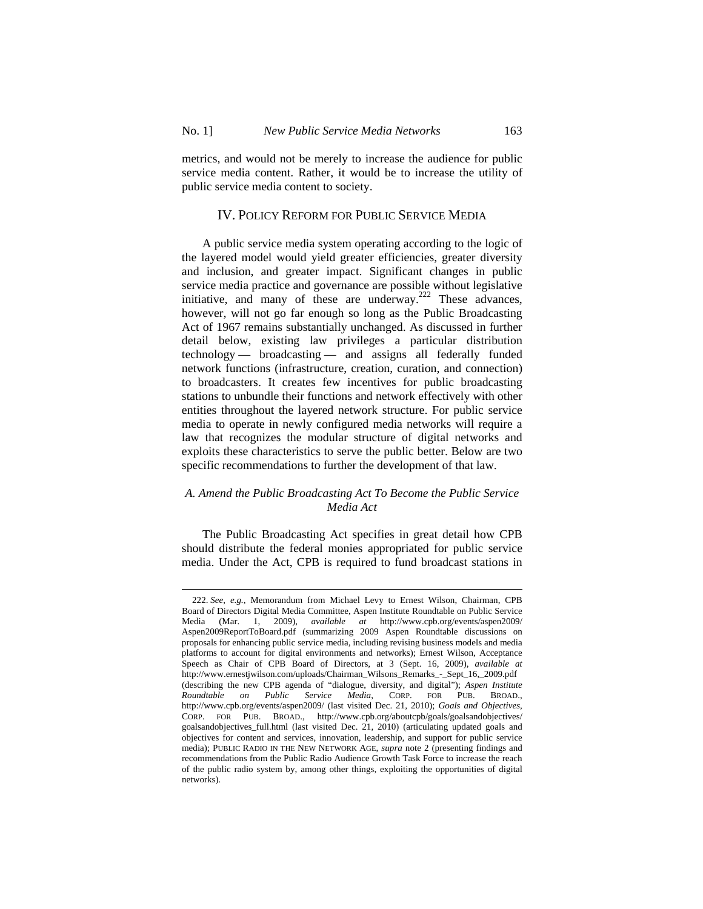metrics, and would not be merely to increase the audience for public service media content. Rather, it would be to increase the utility of public service media content to society.

## IV. POLICY REFORM FOR PUBLIC SERVICE MEDIA

A public service media system operating according to the logic of the layered model would yield greater efficiencies, greater diversity and inclusion, and greater impact. Significant changes in public service media practice and governance are possible without legislative initiative, and many of these are underway.[222] These advances, however, will not go far enough so long as the Public Broadcasting Act of 1967 remains substantially unchanged. As discussed in further detail below, existing law privileges a particular distribution technology — broadcasting — and assigns all federally funded network functions (infrastructure, creation, curation, and connection) to broadcasters. It creates few incentives for public broadcasting stations to unbundle their functions and network effectively with other entities throughout the layered network structure. For public service media to operate in newly configured media networks will require a law that recognizes the modular structure of digital networks and exploits these characteristics to serve the public better. Below are two specific recommendations to further the development of that law.

### *A. Amend the Public Broadcasting Act To Become the Public Service Media Act*

The Public Broadcasting Act specifies in great detail how CPB should distribute the federal monies appropriated for public service media. Under the Act, CPB is required to fund broadcast stations in

---

222. *See, e.g.*, Memorandum from Michael Levy to Ernest Wilson, Chairman, CPB Board of Directors Digital Media Committee, Aspen Institute Roundtable on Public Service Media (Mar. 1, 2009), *available at* http://www.cpb.org/events/aspen2009/Aspen2009ReportToBoard.pdf (summarizing 2009 Aspen Roundtable discussions on proposals for enhancing public service media, including revising business models and media platforms to account for digital environments and networks); Ernest Wilson, Acceptance Speech as Chair of CPB Board of Directors, at 3 (Sept. 16, 2009), *available at* http://www.ernestjwilson.com/uploads/Chairman_Wilsons_Remarks_-_Sept_16,_2009.pdf (describing the new CPB agenda of "dialogue, diversity, and digital"); *Aspen Institute Roundtable on Public Service Media*, CORP. FOR PUB. BROAD., http://www.cpb.org/events/aspen2009/ (last visited Dec. 21, 2010); *Goals and Objectives*, CORP. FOR PUB. BROAD., http://www.cpb.org/aboutcpb/goals/goalsandobjectives/goalsandobjectives_full.html (last visited Dec. 21, 2010) (articulating updated goals and objectives for content and services, innovation, leadership, and support for public service media); PUBLIC RADIO IN THE NEW NETWORK AGE, *supra* note 2 (presenting findings and recommendations from the Public Radio Audience Growth Task Force to increase the reach of the public radio system by, among other things, exploiting the opportunities of digital networks).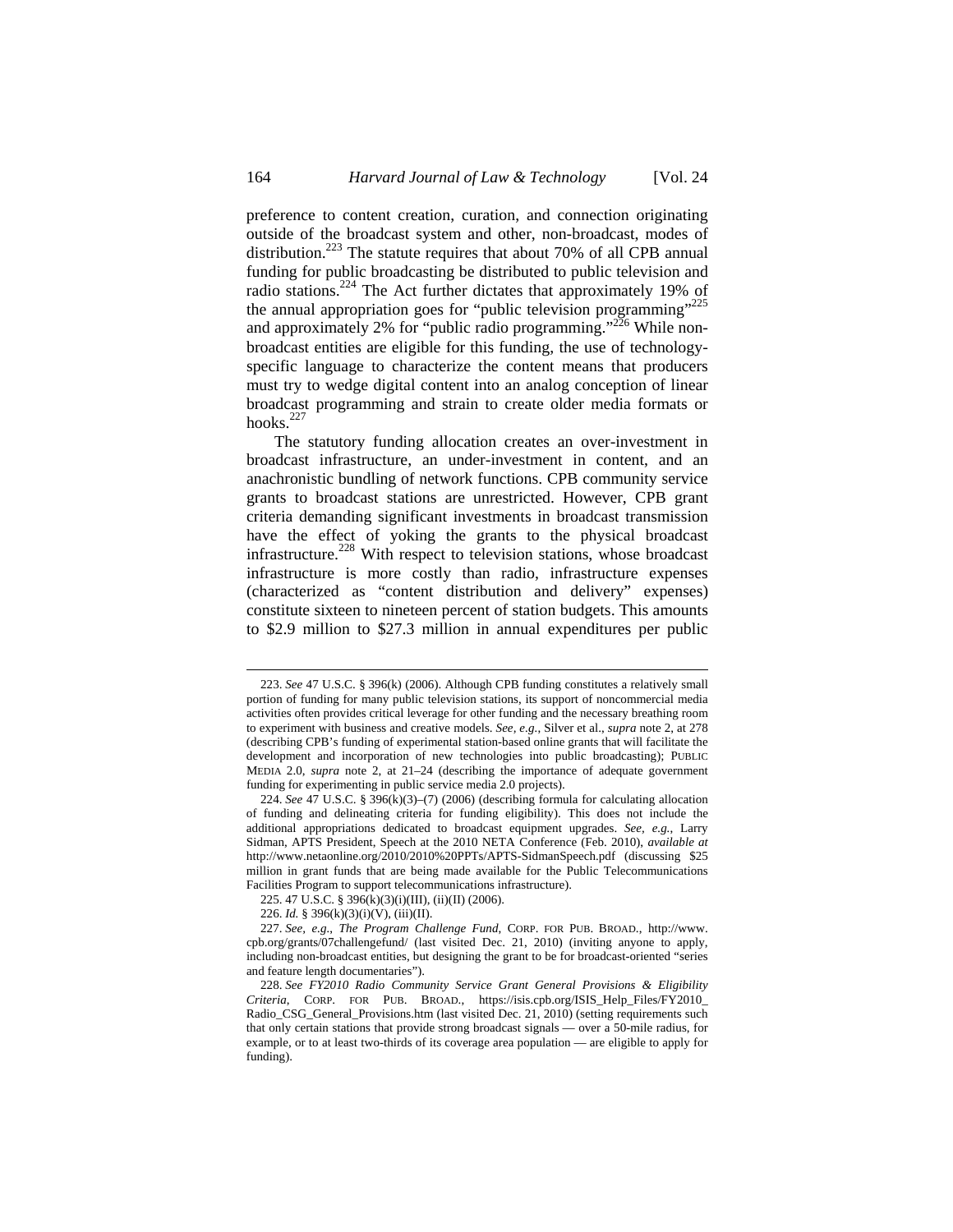preference to content creation, curation, and connection originating outside of the broadcast system and other, non-broadcast, modes of distribution.[223] The statute requires that about 70% of all CPB annual funding for public broadcasting be distributed to public television and radio stations.[224] The Act further dictates that approximately 19% of the annual appropriation goes for "public television programming"[225] and approximately 2% for "public radio programming."[226] While non-broadcast entities are eligible for this funding, the use of technology-specific language to characterize the content means that producers must try to wedge digital content into an analog conception of linear broadcast programming and strain to create older media formats or hooks.[227]

The statutory funding allocation creates an over-investment in broadcast infrastructure, an under-investment in content, and an anachronistic bundling of network functions. CPB community service grants to broadcast stations are unrestricted. However, CPB grant criteria demanding significant investments in broadcast transmission have the effect of yoking the grants to the physical broadcast infrastructure.[228] With respect to television stations, whose broadcast infrastructure is more costly than radio, infrastructure expenses (characterized as "content distribution and delivery" expenses) constitute sixteen to nineteen percent of station budgets. This amounts to \$2.9 million to \$27.3 million in annual expenditures per public

---

223. *See* 47 U.S.C. § 396(k) (2006). Although CPB funding constitutes a relatively small portion of funding for many public television stations, its support of noncommercial media activities often provides critical leverage for other funding and the necessary breathing room to experiment with business and creative models. *See, e.g.*, Silver et al., *supra* note 2, at 278 (describing CPB's funding of experimental station-based online grants that will facilitate the development and incorporation of new technologies into public broadcasting); PUBLIC MEDIA 2.0, *supra* note 2, at 21–24 (describing the importance of adequate government funding for experimenting in public service media 2.0 projects).

224. *See* 47 U.S.C. § 396(k)(3)–(7) (2006) (describing formula for calculating allocation of funding and delineating criteria for funding eligibility). This does not include the additional appropriations dedicated to broadcast equipment upgrades. *See, e.g.*, Larry Sidman, APTS President, Speech at the 2010 NETA Conference (Feb. 2010), *available at* http://www.netaonline.org/2010/2010%20PPTs/APTS-SidmanSpeech.pdf (discussing \$25 million in grant funds that are being made available for the Public Telecommunications Facilities Program to support telecommunications infrastructure).

225. 47 U.S.C. § 396(k)(3)(i)(III), (ii)(II) (2006).

226. *Id.* § 396(k)(3)(i)(V), (iii)(II).

227. *See, e.g.*, *The Program Challenge Fund*, CORP. FOR PUB. BROAD., http://www.cpb.org/grants/07challengefund/ (last visited Dec. 21, 2010) (inviting anyone to apply, including non-broadcast entities, but designing the grant to be for broadcast-oriented "series and feature length documentaries").

228. *See FY2010 Radio Community Service Grant General Provisions & Eligibility Criteria*, CORP. FOR PUB. BROAD., https://isis.cpb.org/ISIS_Help_Files/FY2010_Radio_CSG_General_Provisions.htm (last visited Dec. 21, 2010) (setting requirements such that only certain stations that provide strong broadcast signals — over a 50-mile radius, for example, or to at least two-thirds of its coverage area population — are eligible to apply for funding).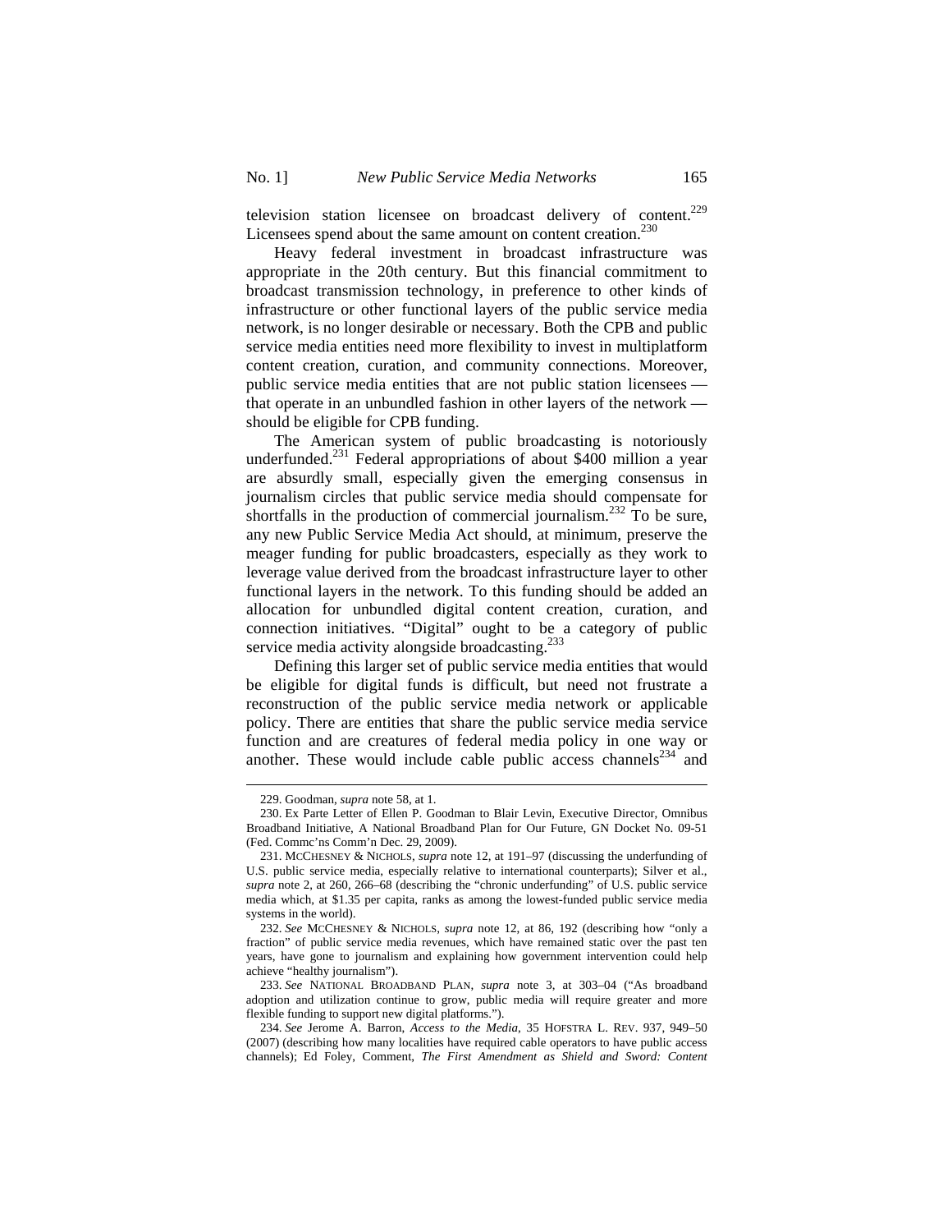television station licensee on broadcast delivery of content.[229] Licensees spend about the same amount on content creation.[230]

Heavy federal investment in broadcast infrastructure was appropriate in the 20th century. But this financial commitment to broadcast transmission technology, in preference to other kinds of infrastructure or other functional layers of the public service media network, is no longer desirable or necessary. Both the CPB and public service media entities need more flexibility to invest in multiplatform content creation, curation, and community connections. Moreover, public service media entities that are not public station licensees — that operate in an unbundled fashion in other layers of the network — should be eligible for CPB funding.

The American system of public broadcasting is notoriously underfunded.[231] Federal appropriations of about $400 million a year are absurdly small, especially given the emerging consensus in journalism circles that public service media should compensate for shortfalls in the production of commercial journalism.[232] To be sure, any new Public Service Media Act should, at minimum, preserve the meager funding for public broadcasters, especially as they work to leverage value derived from the broadcast infrastructure layer to other functional layers in the network. To this funding should be added an allocation for unbundled digital content creation, curation, and connection initiatives. "Digital" ought to be a category of public service media activity alongside broadcasting.[233]

Defining this larger set of public service media entities that would be eligible for digital funds is difficult, but need not frustrate a reconstruction of the public service media network or applicable policy. There are entities that share the public service media service function and are creatures of federal media policy in one way or another. These would include cable public access channels[234] and

229. Goodman, *supra* note 58, at 1.

230. Ex Parte Letter of Ellen P. Goodman to Blair Levin, Executive Director, Omnibus Broadband Initiative, A National Broadband Plan for Our Future, GN Docket No. 09-51 (Fed. Commc'ns Comm'n Dec. 29, 2009).

231. McCHESNEY & NICHOLS, *supra* note 12, at 191–97 (discussing the underfunding of U.S. public service media, especially relative to international counterparts); Silver et al., *supra* note 2, at 260, 266–68 (describing the "chronic underfunding" of U.S. public service media which, at $1.35 per capita, ranks as among the lowest-funded public service media systems in the world).

232. *See* McCHESNEY & NICHOLS, *supra* note 12, at 86, 192 (describing how "only a fraction" of public service media revenues, which have remained static over the past ten years, have gone to journalism and explaining how government intervention could help achieve "healthy journalism").

233. *See* NATIONAL BROADBAND PLAN, *supra* note 3, at 303–04 ("As broadband adoption and utilization continue to grow, public media will require greater and more flexible funding to support new digital platforms.").

234. *See* Jerome A. Barron, *Access to the Media*, 35 HOFSTRA L. REV. 937, 949–50 (2007) (describing how many localities have required cable operators to have public access channels); Ed Foley, Comment, *The First Amendment as Shield and Sword: Content*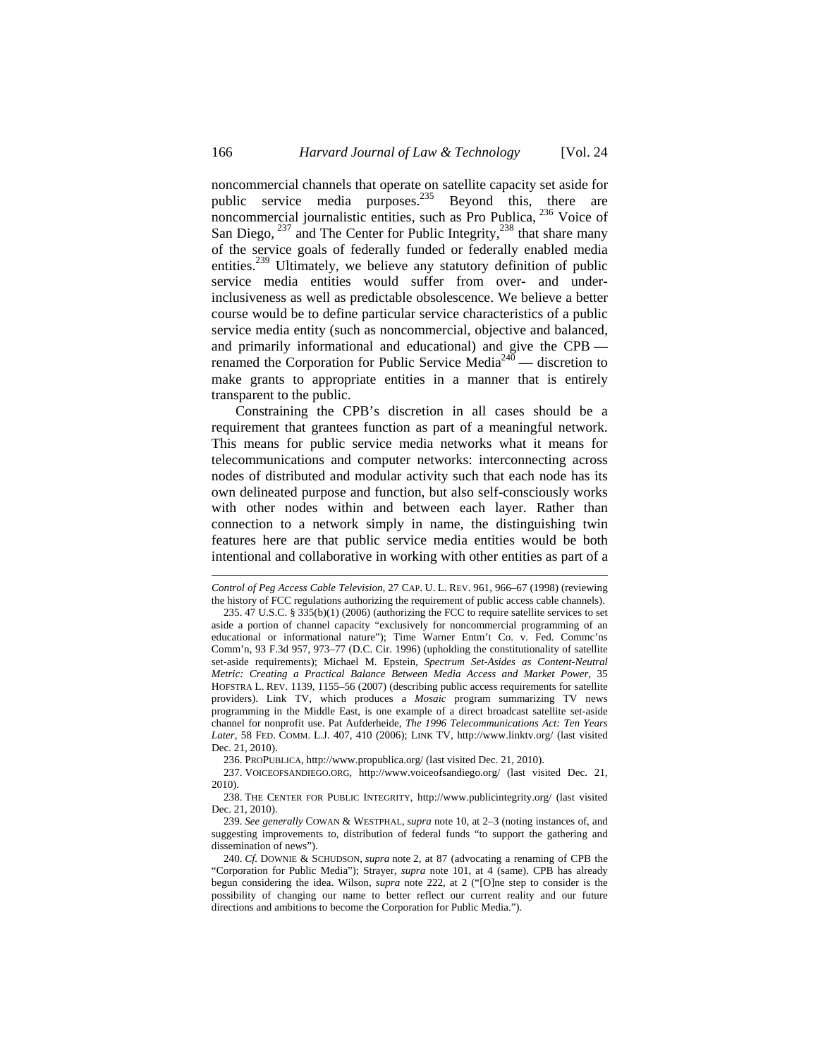noncommercial channels that operate on satellite capacity set aside for public service media purposes.[235] Beyond this, there are noncommercial journalistic entities, such as Pro Publica, [236] Voice of San Diego, [237] and The Center for Public Integrity,[238] that share many of the service goals of federally funded or federally enabled media entities.[239] Ultimately, we believe any statutory definition of public service media entities would suffer from over- and under-inclusiveness as well as predictable obsolescence. We believe a better course would be to define particular service characteristics of a public service media entity (such as noncommercial, objective and balanced, and primarily informational and educational) and give the CPB — renamed the Corporation for Public Service Media[240] — discretion to make grants to appropriate entities in a manner that is entirely transparent to the public.

Constraining the CPB's discretion in all cases should be a requirement that grantees function as part of a meaningful network. This means for public service media networks what it means for telecommunications and computer networks: interconnecting across nodes of distributed and modular activity such that each node has its own delineated purpose and function, but also self-consciously works with other nodes within and between each layer. Rather than connection to a network simply in name, the distinguishing twin features here are that public service media entities would be both intentional and collaborative in working with other entities as part of a

---

*Control of Peg Access Cable Television*, 27 CAP. U. L. REV. 961, 966–67 (1998) (reviewing the history of FCC regulations authorizing the requirement of public access cable channels).

235. 47 U.S.C. § 335(b)(1) (2006) (authorizing the FCC to require satellite services to set aside a portion of channel capacity "exclusively for noncommercial programming of an educational or informational nature"); Time Warner Entm't Co. v. Fed. Commc'ns Comm'n, 93 F.3d 957, 973–77 (D.C. Cir. 1996) (upholding the constitutionality of satellite set-aside requirements); Michael M. Epstein, *Spectrum Set-Asides as Content-Neutral Metric: Creating a Practical Balance Between Media Access and Market Power*, 35 HOFSTRA L. REV. 1139, 1155–56 (2007) (describing public access requirements for satellite providers). Link TV, which produces a *Mosaic* program summarizing TV news programming in the Middle East, is one example of a direct broadcast satellite set-aside channel for nonprofit use. Pat Aufderheide, *The 1996 Telecommunications Act: Ten Years Later*, 58 FED. COMM. L.J. 407, 410 (2006); LINK TV, http://www.linktv.org/ (last visited Dec. 21, 2010).

236. PROPUBLICA, http://www.propublica.org/ (last visited Dec. 21, 2010).

237. VOICEOFSANDIEGO.ORG, http://www.voiceofsandiego.org/ (last visited Dec. 21, 2010).

238. THE CENTER FOR PUBLIC INTEGRITY, http://www.publicintegrity.org/ (last visited Dec. 21, 2010).

239. *See generally* COWAN & WESTPHAL, *supra* note 10, at 2–3 (noting instances of, and suggesting improvements to, distribution of federal funds "to support the gathering and dissemination of news").

240. *Cf.* DOWNIE & SCHUDSON, *supra* note 2, at 87 (advocating a renaming of CPB the "Corporation for Public Media"); Strayer, *supra* note 101, at 4 (same). CPB has already begun considering the idea. Wilson, *supra* note 222, at 2 ("[O]ne step to consider is the possibility of changing our name to better reflect our current reality and our future directions and ambitions to become the Corporation for Public Media.").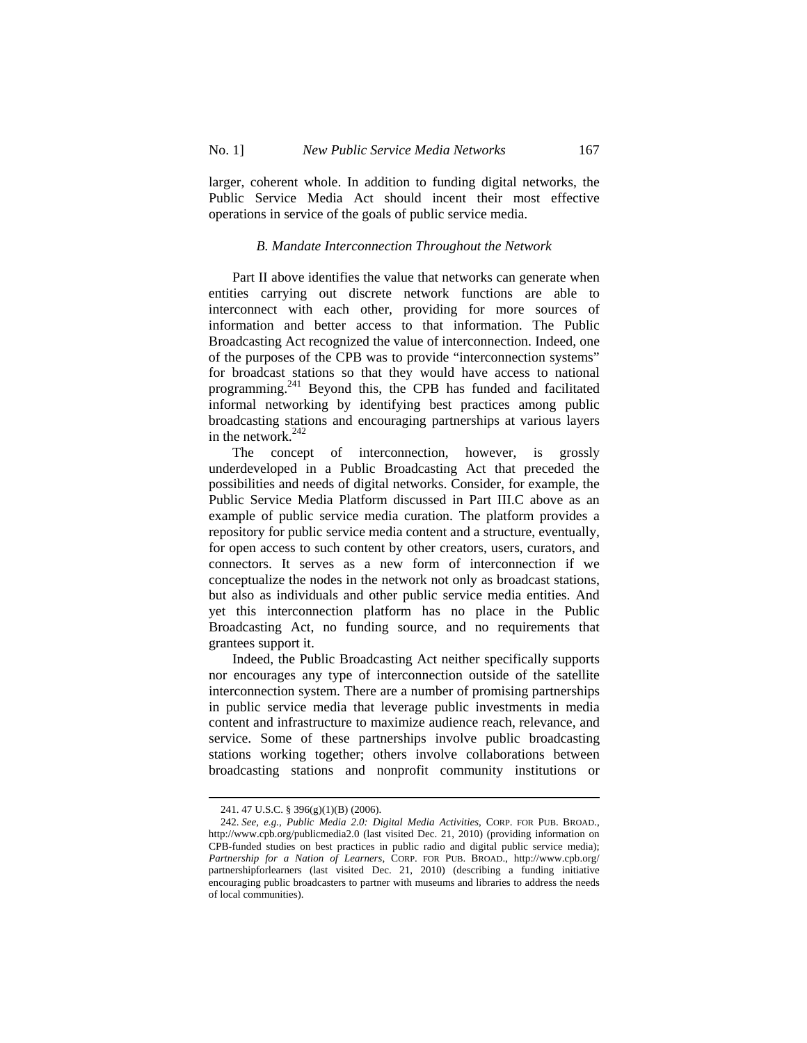larger, coherent whole. In addition to funding digital networks, the Public Service Media Act should incent their most effective operations in service of the goals of public service media.

### *B. Mandate Interconnection Throughout the Network*

Part II above identifies the value that networks can generate when entities carrying out discrete network functions are able to interconnect with each other, providing for more sources of information and better access to that information. The Public Broadcasting Act recognized the value of interconnection. Indeed, one of the purposes of the CPB was to provide "interconnection systems" for broadcast stations so that they would have access to national programming.[241] Beyond this, the CPB has funded and facilitated informal networking by identifying best practices among public broadcasting stations and encouraging partnerships at various layers in the network.[242]

The concept of interconnection, however, is grossly underdeveloped in a Public Broadcasting Act that preceded the possibilities and needs of digital networks. Consider, for example, the Public Service Media Platform discussed in Part III.C above as an example of public service media curation. The platform provides a repository for public service media content and a structure, eventually, for open access to such content by other creators, users, curators, and connectors. It serves as a new form of interconnection if we conceptualize the nodes in the network not only as broadcast stations, but also as individuals and other public service media entities. And yet this interconnection platform has no place in the Public Broadcasting Act, no funding source, and no requirements that grantees support it.

Indeed, the Public Broadcasting Act neither specifically supports nor encourages any type of interconnection outside of the satellite interconnection system. There are a number of promising partnerships in public service media that leverage public investments in media content and infrastructure to maximize audience reach, relevance, and service. Some of these partnerships involve public broadcasting stations working together; others involve collaborations between broadcasting stations and nonprofit community institutions or

---

241. 47 U.S.C. § 396(g)(1)(B) (2006).

242. *See, e.g.*, *Public Media 2.0: Digital Media Activities*, CORP. FOR PUB. BROAD., http://www.cpb.org/publicmedia2.0 (last visited Dec. 21, 2010) (providing information on CPB-funded studies on best practices in public radio and digital public service media); *Partnership for a Nation of Learners*, CORP. FOR PUB. BROAD., http://www.cpb.org/partnershipforlearners (last visited Dec. 21, 2010) (describing a funding initiative encouraging public broadcasters to partner with museums and libraries to address the needs of local communities).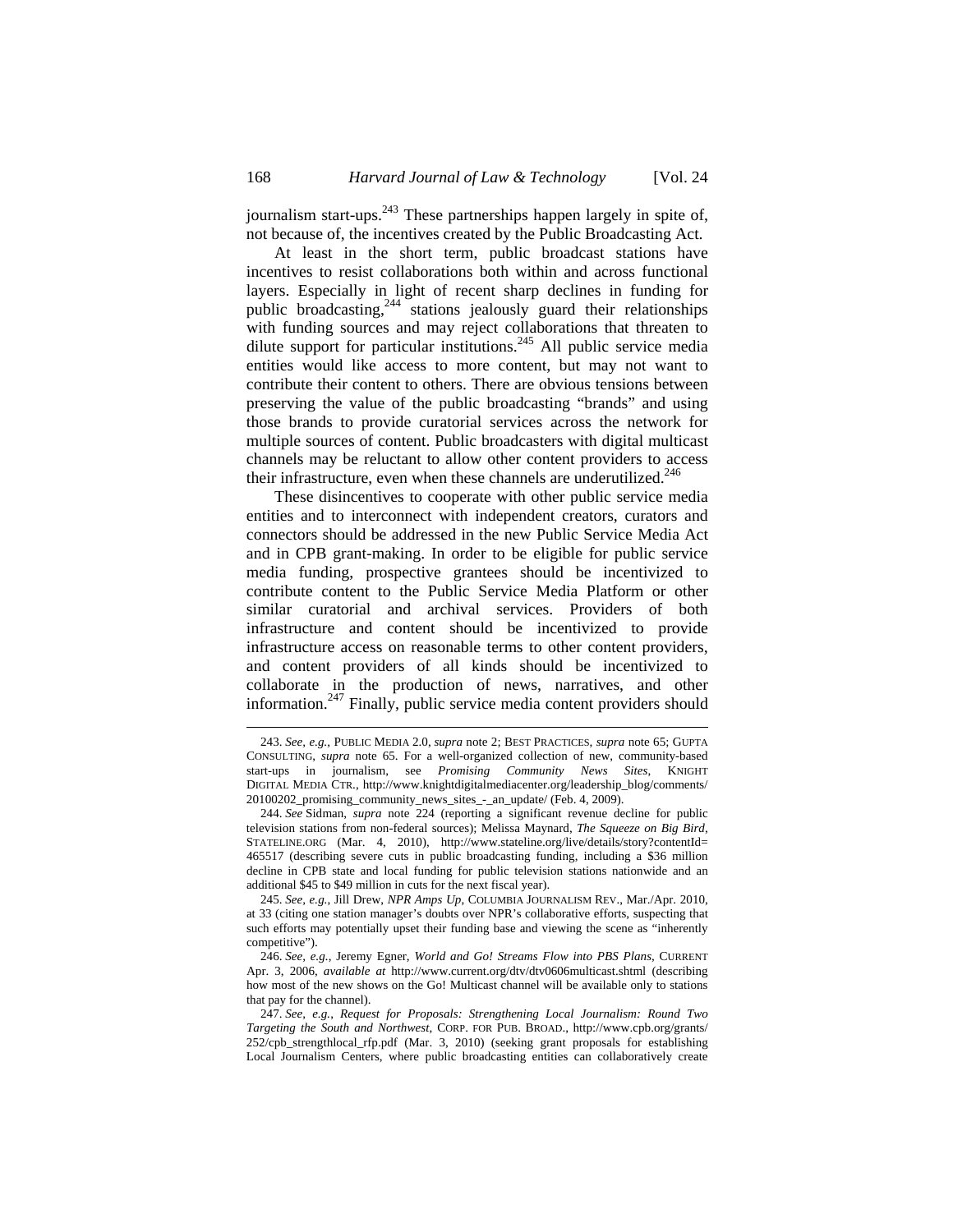journalism start-ups.[243] These partnerships happen largely in spite of, not because of, the incentives created by the Public Broadcasting Act.

At least in the short term, public broadcast stations have incentives to resist collaborations both within and across functional layers. Especially in light of recent sharp declines in funding for public broadcasting,[244] stations jealously guard their relationships with funding sources and may reject collaborations that threaten to dilute support for particular institutions.[245] All public service media entities would like access to more content, but may not want to contribute their content to others. There are obvious tensions between preserving the value of the public broadcasting "brands" and using those brands to provide curatorial services across the network for multiple sources of content. Public broadcasters with digital multicast channels may be reluctant to allow other content providers to access their infrastructure, even when these channels are underutilized.[246]

These disincentives to cooperate with other public service media entities and to interconnect with independent creators, curators and connectors should be addressed in the new Public Service Media Act and in CPB grant-making. In order to be eligible for public service media funding, prospective grantees should be incentivized to contribute content to the Public Service Media Platform or other similar curatorial and archival services. Providers of both infrastructure and content should be incentivized to provide infrastructure access on reasonable terms to other content providers, and content providers of all kinds should be incentivized to collaborate in the production of news, narratives, and other information.[247] Finally, public service media content providers should

---

243. *See, e.g.*, PUBLIC MEDIA 2.0, *supra* note 2; BEST PRACTICES, *supra* note 65; GUPTA CONSULTING, *supra* note 65. For a well-organized collection of new, community-based start-ups in journalism, see *Promising Community News Sites*, KNIGHT DIGITAL MEDIA CTR., http://www.knightdigitalmediacenter.org/leadership_blog/comments/20100202_promising_community_news_sites_-_an_update/ (Feb. 4, 2009).

244. *See* Sidman, *supra* note 224 (reporting a significant revenue decline for public television stations from non-federal sources); Melissa Maynard, *The Squeeze on Big Bird*, STATELINE.ORG (Mar. 4, 2010), http://www.stateline.org/live/details/story?contentId=465517 (describing severe cuts in public broadcasting funding, including a $36 million decline in CPB state and local funding for public television stations nationwide and an additional $45 to $49 million in cuts for the next fiscal year).

245. *See, e.g.*, Jill Drew, *NPR Amps Up*, COLUMBIA JOURNALISM REV., Mar./Apr. 2010, at 33 (citing one station manager's doubts over NPR's collaborative efforts, suspecting that such efforts may potentially upset their funding base and viewing the scene as "inherently competitive").

246. *See, e.g.*, Jeremy Egner, *World and Go! Streams Flow into PBS Plans*, CURRENT Apr. 3, 2006, *available at* http://www.current.org/dtv/dtv0606multicast.shtml (describing how most of the new shows on the Go! Multicast channel will be available only to stations that pay for the channel).

247. *See, e.g.*, *Request for Proposals: Strengthening Local Journalism: Round Two Targeting the South and Northwest*, CORP. FOR PUB. BROAD., http://www.cpb.org/grants/252/cpb_strengthlocal_rfp.pdf (Mar. 3, 2010) (seeking grant proposals for establishing Local Journalism Centers, where public broadcasting entities can collaboratively create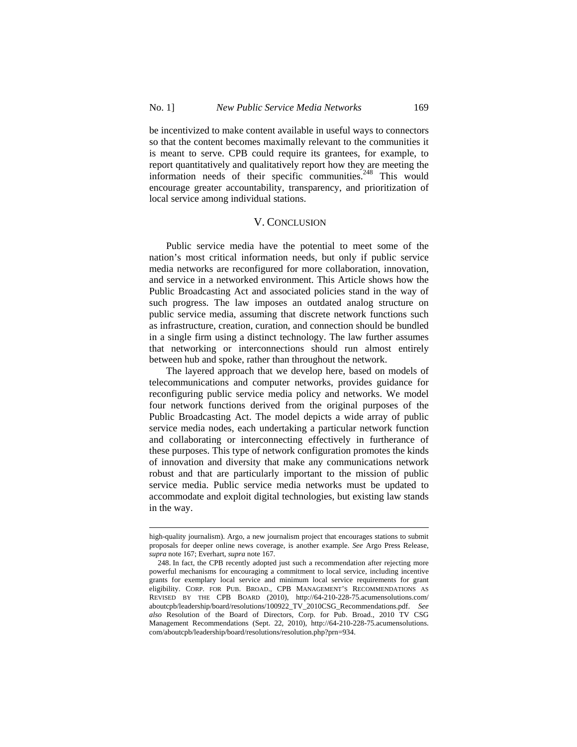be incentivized to make content available in useful ways to connectors so that the content becomes maximally relevant to the communities it is meant to serve. CPB could require its grantees, for example, to report quantitatively and qualitatively report how they are meeting the information needs of their specific communities.[248] This would encourage greater accountability, transparency, and prioritization of local service among individual stations.

## V. CONCLUSION

Public service media have the potential to meet some of the nation's most critical information needs, but only if public service media networks are reconfigured for more collaboration, innovation, and service in a networked environment. This Article shows how the Public Broadcasting Act and associated policies stand in the way of such progress. The law imposes an outdated analog structure on public service media, assuming that discrete network functions such as infrastructure, creation, curation, and connection should be bundled in a single firm using a distinct technology. The law further assumes that networking or interconnections should run almost entirely between hub and spoke, rather than throughout the network.

The layered approach that we develop here, based on models of telecommunications and computer networks, provides guidance for reconfiguring public service media policy and networks. We model four network functions derived from the original purposes of the Public Broadcasting Act. The model depicts a wide array of public service media nodes, each undertaking a particular network function and collaborating or interconnecting effectively in furtherance of these purposes. This type of network configuration promotes the kinds of innovation and diversity that make any communications network robust and that are particularly important to the mission of public service media. Public service media networks must be updated to accommodate and exploit digital technologies, but existing law stands in the way.

---

high-quality journalism). Argo, a new journalism project that encourages stations to submit proposals for deeper online news coverage, is another example. *See* Argo Press Release, *supra* note 167; Everhart, *supra* note 167.

248. In fact, the CPB recently adopted just such a recommendation after rejecting more powerful mechanisms for encouraging a commitment to local service, including incentive grants for exemplary local service and minimum local service requirements for grant eligibility. CORP. FOR PUB. BROAD., CPB MANAGEMENT'S RECOMMENDATIONS AS REVISED BY THE CPB BOARD (2010), http://64-210-228-75.acumensolutions.com/aboutcpb/leadership/board/resolutions/100922_TV_2010CSG_Recommendations.pdf. *See also* Resolution of the Board of Directors, Corp. for Pub. Broad., 2010 TV CSG Management Recommendations (Sept. 22, 2010), http://64-210-228-75.acumensolutions.com/aboutcpb/leadership/board/resolutions/resolution.php?prn=934.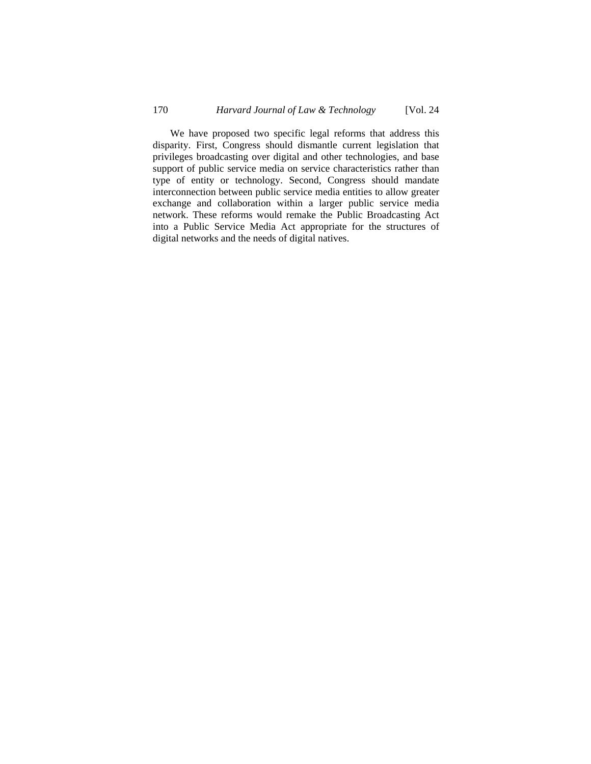We have proposed two specific legal reforms that address this disparity. First, Congress should dismantle current legislation that privileges broadcasting over digital and other technologies, and base support of public service media on service characteristics rather than type of entity or technology. Second, Congress should mandate interconnection between public service media entities to allow greater exchange and collaboration within a larger public service media network. These reforms would remake the Public Broadcasting Act into a Public Service Media Act appropriate for the structures of digital networks and the needs of digital natives.